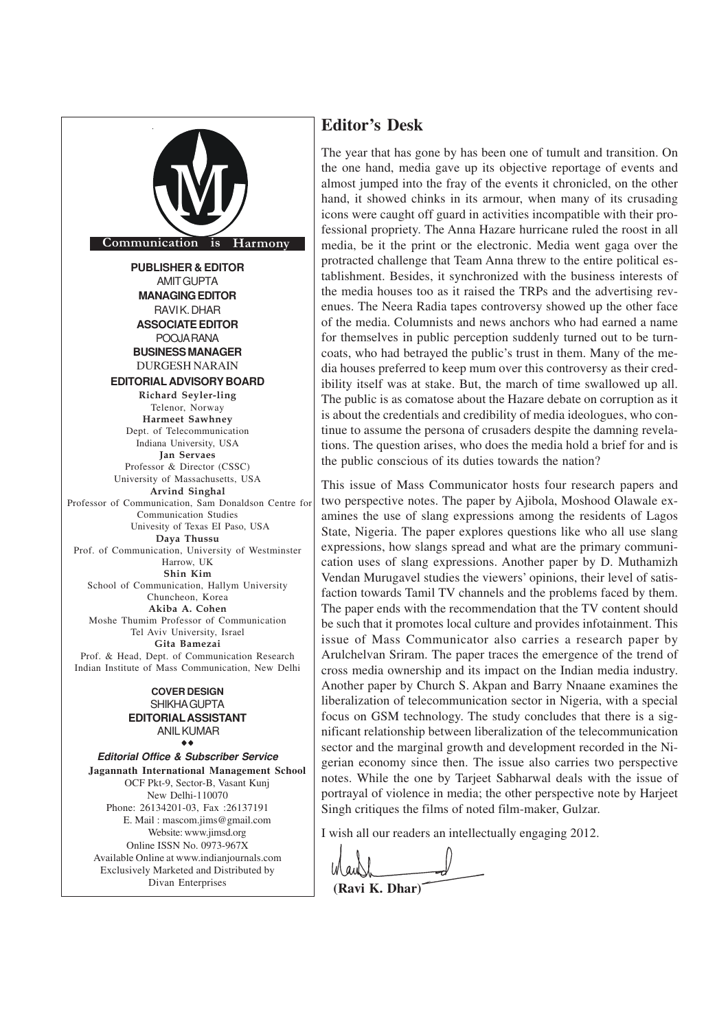Communication is Harmony

**PUBLISHER & EDITOR**
AMIT GUPTA

**MANAGING EDITOR**
RAVI K. DHAR

**ASSOCIATE EDITOR**
POOJA RANA

**BUSINESS MANAGER**
DURGESH NARAIN

**EDITORIAL ADVISORY BOARD**

**Richard Seyler-ling**
Telenor, Norway

**Harmeet Sawhney**
Dept. of Telecommunication
Indiana University, USA

**Jan Servaes**
Professor & Director (CSSC)
University of Massachusetts, USA

**Arvind Singhal**
Professor of Communication, Sam Donaldson Centre for Communication Studies
Univesity of Texas El Paso, USA

**Daya Thussu**
Prof. of Communication, University of Westminster
Harrow, UK

**Shin Kim**
School of Communication, Hallym University
Chuncheon, Korea

**Akiba A. Cohen**
Moshe Thumim Professor of Communication
Tel Aviv University, Israel

**Gita Bamezai**
Prof. & Head, Dept. of Communication Research
Indian Institute of Mass Communication, New Delhi

**COVER DESIGN**
SHIKHA GUPTA

**EDITORIAL ASSISTANT**
ANIL KUMAR

◆◆

***Editorial Office & Subscriber Service***

**Jagannath International Management School**
OCF Pkt-9, Sector-B, Vasant Kunj
New Delhi-110070
Phone: 26134201-03, Fax :26137191
E. Mail : mascom.jims@gmail.com
Website: www.jimsd.org
Online ISSN No. 0973-967X
Available Online at www.indianjournals.com
Exclusively Marketed and Distributed by
Divan Enterprises

# Editor's Desk

The year that has gone by has been one of tumult and transition. On the one hand, media gave up its objective reportage of events and almost jumped into the fray of the events it chronicled, on the other hand, it showed chinks in its armour, when many of its crusading icons were caught off guard in activities incompatible with their professional propriety. The Anna Hazare hurricane ruled the roost in all media, be it the print or the electronic. Media went gaga over the protracted challenge that Team Anna threw to the entire political establishment. Besides, it synchronized with the business interests of the media houses too as it raised the TRPs and the advertising revenues. The Neera Radia tapes controversy showed up the other face of the media. Columnists and news anchors who had earned a name for themselves in public perception suddenly turned out to be turncoats, who had betrayed the public's trust in them. Many of the media houses preferred to keep mum over this controversy as their credibility itself was at stake. But, the march of time swallowed up all. The public is as comatose about the Hazare debate on corruption as it is about the credentials and credibility of media ideologues, who continue to assume the persona of crusaders despite the damning revelations. The question arises, who does the media hold a brief for and is the public conscious of its duties towards the nation?

This issue of Mass Communicator hosts four research papers and two perspective notes. The paper by Ajibola, Moshood Olawale examines the use of slang expressions among the residents of Lagos State, Nigeria. The paper explores questions like who all use slang expressions, how slangs spread and what are the primary communication uses of slang expressions. Another paper by D. Muthamizh Vendan Murugavel studies the viewers' opinions, their level of satisfaction towards Tamil TV channels and the problems faced by them. The paper ends with the recommendation that the TV content should be such that it promotes local culture and provides infotainment. This issue of Mass Communicator also carries a research paper by Arulchelvan Sriram. The paper traces the emergence of the trend of cross media ownership and its impact on the Indian media industry. Another paper by Church S. Akpan and Barry Nnaane examines the liberalization of telecommunication sector in Nigeria, with a special focus on GSM technology. The study concludes that there is a significant relationship between liberalization of the telecommunication sector and the marginal growth and development recorded in the Nigerian economy since then. The issue also carries two perspective notes. While the one by Tarjeet Sabharwal deals with the issue of portrayal of violence in media; the other perspective note by Harjeet Singh critiques the films of noted film-maker, Gulzar.

I wish all our readers an intellectually engaging 2012.

**(Ravi K. Dhar)**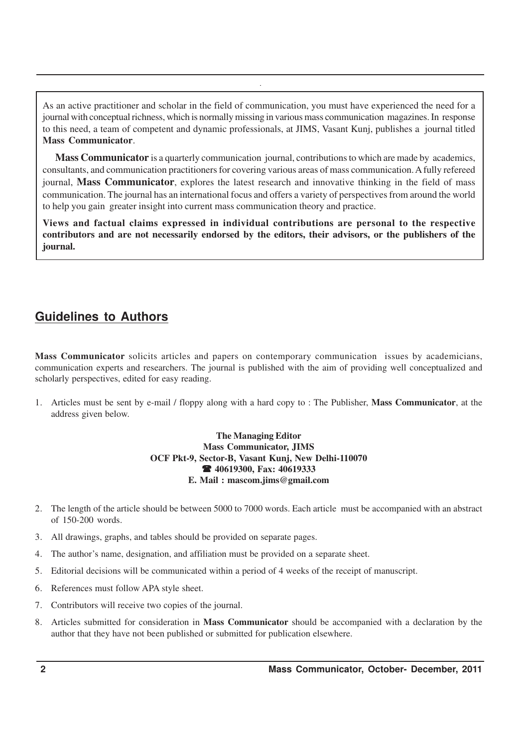As an active practitioner and scholar in the field of communication, you must have experienced the need for a journal with conceptual richness, which is normally missing in various mass communication magazines. In response to this need, a team of competent and dynamic professionals, at JIMS, Vasant Kunj, publishes a journal titled **Mass Communicator**.

**Mass Communicator** is a quarterly communication journal, contributions to which are made by academics, consultants, and communication practitioners for covering various areas of mass communication. A fully refereed journal, **Mass Communicator**, explores the latest research and innovative thinking in the field of mass communication. The journal has an international focus and offers a variety of perspectives from around the world to help you gain greater insight into current mass communication theory and practice.

**Views and factual claims expressed in individual contributions are personal to the respective contributors and are not necessarily endorsed by the editors, their advisors, or the publishers of the journal.**

## Guidelines to Authors

**Mass Communicator** solicits articles and papers on contemporary communication issues by academicians, communication experts and researchers. The journal is published with the aim of providing well conceptualized and scholarly perspectives, edited for easy reading.

1. Articles must be sent by e-mail / floppy along with a hard copy to : The Publisher, **Mass Communicator**, at the address given below.

**The Managing Editor**
**Mass Communicator, JIMS**
**OCF Pkt-9, Sector-B, Vasant Kunj, New Delhi-110070**
**☎ 40619300, Fax: 40619333**
**E. Mail : mascom.jims@gmail.com**

2. The length of the article should be between 5000 to 7000 words. Each article must be accompanied with an abstract of 150-200 words.
3. All drawings, graphs, and tables should be provided on separate pages.
4. The author's name, designation, and affiliation must be provided on a separate sheet.
5. Editorial decisions will be communicated within a period of 4 weeks of the receipt of manuscript.
6. References must follow APA style sheet.
7. Contributors will receive two copies of the journal.
8. Articles submitted for consideration in **Mass Communicator** should be accompanied with a declaration by the author that they have not been published or submitted for publication elsewhere.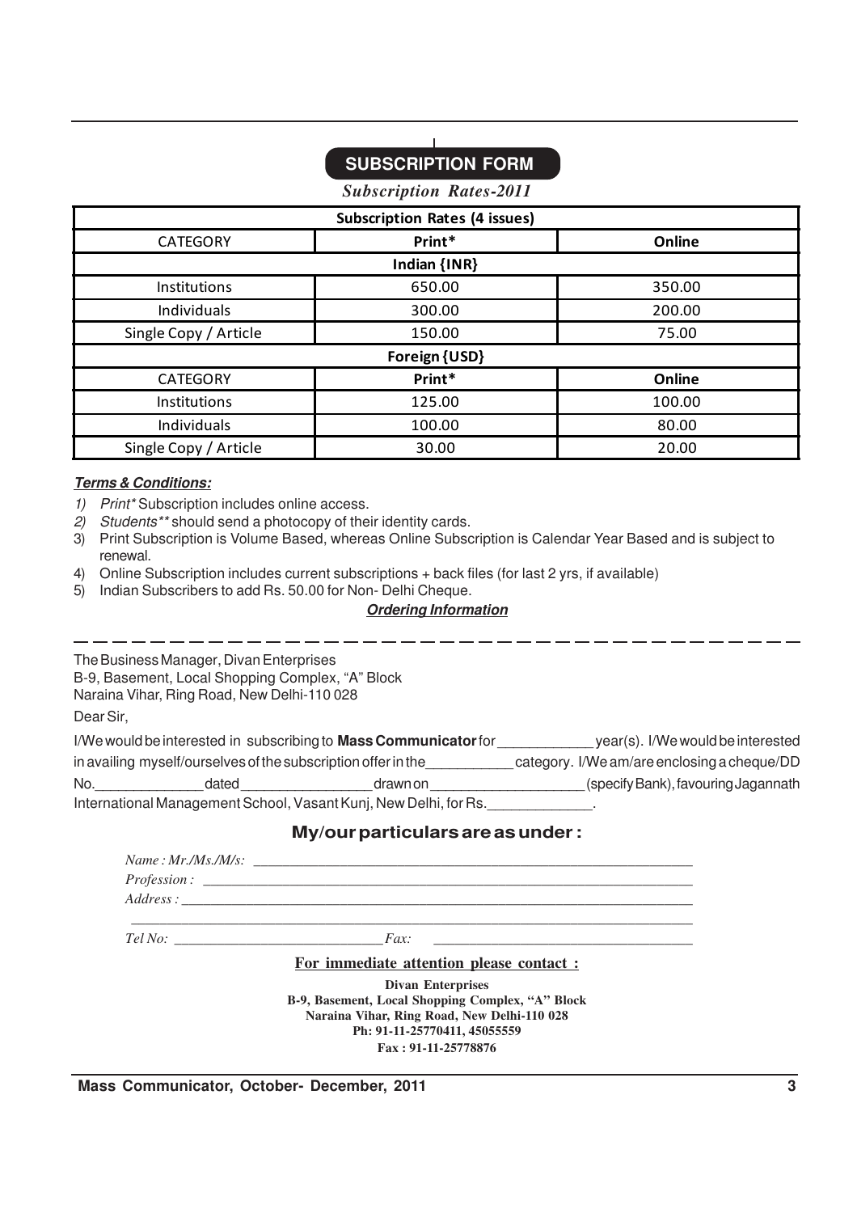## SUBSCRIPTION FORM

*Subscription Rates-2011*

| Subscription Rates (4 issues) | | |
|---|---|---|
| CATEGORY | **Print*** | **Online** |
| **Indian {INR}** | | |
| Institutions | 650.00 | 350.00 |
| Individuals | 300.00 | 200.00 |
| Single Copy / Article | 150.00 | 75.00 |
| **Foreign {USD}** | | |
| CATEGORY | **Print*** | **Online** |
| Institutions | 125.00 | 100.00 |
| Individuals | 100.00 | 80.00 |
| Single Copy / Article | 30.00 | 20.00 |

***Terms & Conditions:***

1) *Print** Subscription includes online access.
2) *Students*** should send a photocopy of their identity cards.
3) Print Subscription is Volume Based, whereas Online Subscription is Calendar Year Based and is subject to renewal.
4) Online Subscription includes current subscriptions + back files (for last 2 yrs, if available)
5) Indian Subscribers to add Rs. 50.00 for Non- Delhi Cheque.

***Ordering Information***

---

The Business Manager, Divan Enterprises
B-9, Basement, Local Shopping Complex, "A" Block
Naraina Vihar, Ring Road, New Delhi-110 028

Dear Sir,

I/We would be interested in subscribing to **Mass Communicator** for ____________ year(s). I/We would be interested in availing myself/ourselves of the subscription offer in the ___________ category. I/We am/are enclosing a cheque/DD No. _____________ dated ________________ drawn on ___________________ (specify Bank), favouring Jagannath International Management School, Vasant Kunj, New Delhi, for Rs. _____________.

### My/our particulars are as under :

*Name : Mr./Ms./M/s:* ______________________________________________

*Profession :* ______________________________________________

*Address :* ______________________________________________

______________________________________________

*Tel No:* ____________________ *Fax:* ____________________

**For immediate attention please contact :**

**Divan Enterprises**
**B-9, Basement, Local Shopping Complex, "A" Block**
**Naraina Vihar, Ring Road, New Delhi-110 028**
**Ph: 91-11-25770411, 45055559**
**Fax : 91-11-25778876**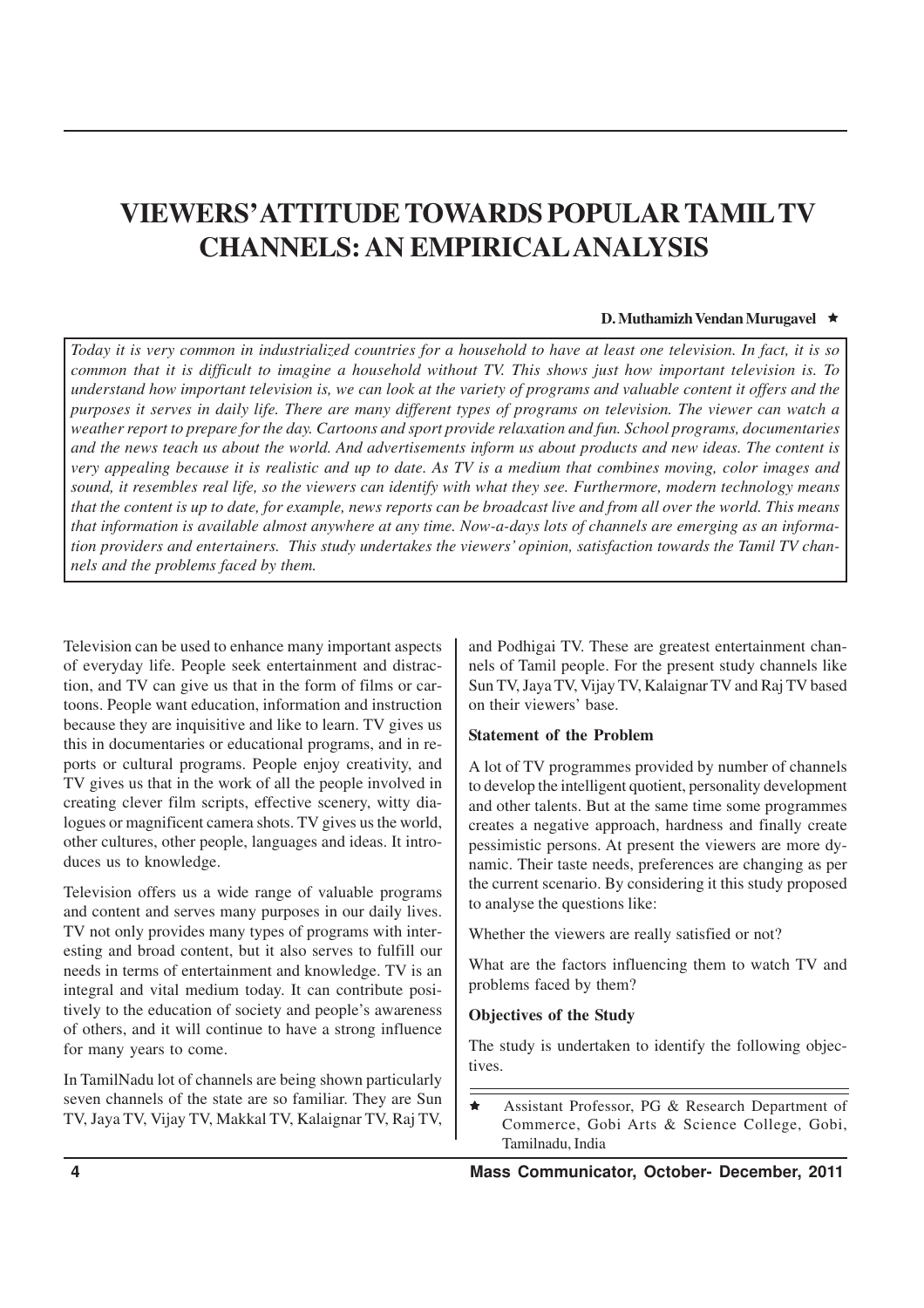# VIEWERS' ATTITUDE TOWARDS POPULAR TAMIL TV CHANNELS: AN EMPIRICAL ANALYSIS

**D. Muthamizh Vendan Murugavel** ★

*Today it is very common in industrialized countries for a household to have at least one television. In fact, it is so common that it is difficult to imagine a household without TV. This shows just how important television is. To understand how important television is, we can look at the variety of programs and valuable content it offers and the purposes it serves in daily life. There are many different types of programs on television. The viewer can watch a weather report to prepare for the day. Cartoons and sport provide relaxation and fun. School programs, documentaries and the news teach us about the world. And advertisements inform us about products and new ideas. The content is very appealing because it is realistic and up to date. As TV is a medium that combines moving, color images and sound, it resembles real life, so the viewers can identify with what they see. Furthermore, modern technology means that the content is up to date, for example, news reports can be broadcast live and from all over the world. This means that information is available almost anywhere at any time. Now-a-days lots of channels are emerging as an information providers and entertainers. This study undertakes the viewers' opinion, satisfaction towards the Tamil TV channels and the problems faced by them.*

Television can be used to enhance many important aspects of everyday life. People seek entertainment and distraction, and TV can give us that in the form of films or cartoons. People want education, information and instruction because they are inquisitive and like to learn. TV gives us this in documentaries or educational programs, and in reports or cultural programs. People enjoy creativity, and TV gives us that in the work of all the people involved in creating clever film scripts, effective scenery, witty dialogues or magnificent camera shots. TV gives us the world, other cultures, other people, languages and ideas. It introduces us to knowledge.

Television offers us a wide range of valuable programs and content and serves many purposes in our daily lives. TV not only provides many types of programs with interesting and broad content, but it also serves to fulfill our needs in terms of entertainment and knowledge. TV is an integral and vital medium today. It can contribute positively to the education of society and people's awareness of others, and it will continue to have a strong influence for many years to come.

In TamilNadu lot of channels are being shown particularly seven channels of the state are so familiar. They are Sun TV, Jaya TV, Vijay TV, Makkal TV, Kalaignar TV, Raj TV, and Podhigai TV. These are greatest entertainment channels of Tamil people. For the present study channels like Sun TV, Jaya TV, Vijay TV, Kalaignar TV and Raj TV based on their viewers' base.

**Statement of the Problem**

A lot of TV programmes provided by number of channels to develop the intelligent quotient, personality development and other talents. But at the same time some programmes creates a negative approach, hardness and finally create pessimistic persons. At present the viewers are more dynamic. Their taste needs, preferences are changing as per the current scenario. By considering it this study proposed to analyse the questions like:

Whether the viewers are really satisfied or not?

What are the factors influencing them to watch TV and problems faced by them?

**Objectives of the Study**

The study is undertaken to identify the following objectives.

★ Assistant Professor, PG & Research Department of Commerce, Gobi Arts & Science College, Gobi, Tamilnadu, India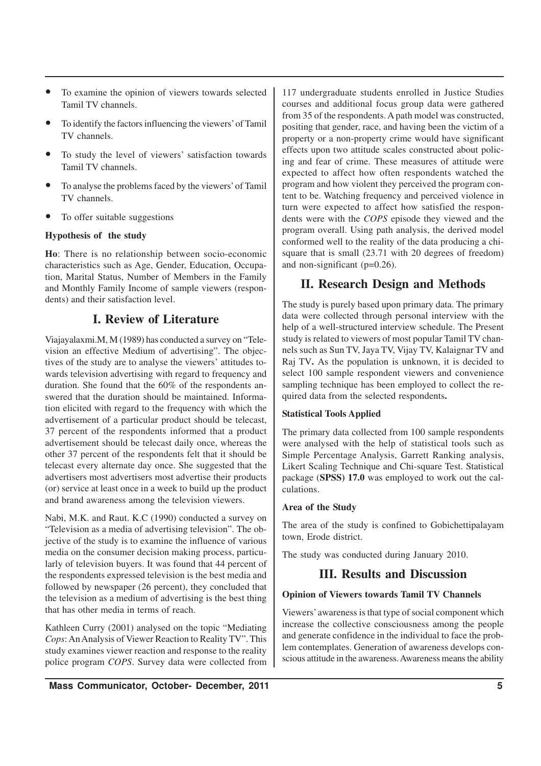- To examine the opinion of viewers towards selected Tamil TV channels.
- To identify the factors influencing the viewers' of Tamil TV channels.
- To study the level of viewers' satisfaction towards Tamil TV channels.
- To analyse the problems faced by the viewers' of Tamil TV channels.
- To offer suitable suggestions

**Hypothesis of the study**

**Ho**: There is no relationship between socio-economic characteristics such as Age, Gender, Education, Occupation, Marital Status, Number of Members in the Family and Monthly Family Income of sample viewers (respondents) and their satisfaction level.

## I. Review of Literature

Viajayalaxmi.M, M (1989) has conducted a survey on "Television an effective Medium of advertising". The objectives of the study are to analyse the viewers' attitudes towards television advertising with regard to frequency and duration. She found that the 60% of the respondents answered that the duration should be maintained. Information elicited with regard to the frequency with which the advertisement of a particular product should be telecast, 37 percent of the respondents informed that a product advertisement should be telecast daily once, whereas the other 37 percent of the respondents felt that it should be telecast every alternate day once. She suggested that the advertisers most advertisers most advertise their products (or) service at least once in a week to build up the product and brand awareness among the television viewers.

Nabi, M.K. and Raut. K.C (1990) conducted a survey on "Television as a media of advertising television". The objective of the study is to examine the influence of various media on the consumer decision making process, particularly of television buyers. It was found that 44 percent of the respondents expressed television is the best media and followed by newspaper (26 percent), they concluded that the television as a medium of advertising is the best thing that has other media in terms of reach.

Kathleen Curry (2001) analysed on the topic "Mediating *Cops*: An Analysis of Viewer Reaction to Reality TV". This study examines viewer reaction and response to the reality police program *COPS*. Survey data were collected from 117 undergraduate students enrolled in Justice Studies courses and additional focus group data were gathered from 35 of the respondents. A path model was constructed, positing that gender, race, and having been the victim of a property or a non-property crime would have significant effects upon two attitude scales constructed about policing and fear of crime. These measures of attitude were expected to affect how often respondents watched the program and how violent they perceived the program content to be. Watching frequency and perceived violence in turn were expected to affect how satisfied the respondents were with the *COPS* episode they viewed and the program overall. Using path analysis, the derived model conformed well to the reality of the data producing a chi-square that is small (23.71 with 20 degrees of freedom) and non-significant (p=0.26).

## II. Research Design and Methods

The study is purely based upon primary data. The primary data were collected through personal interview with the help of a well-structured interview schedule. The Present study is related to viewers of most popular Tamil TV channels such as Sun TV, Jaya TV, Vijay TV, Kalaignar TV and Raj TV**.** As the population is unknown, it is decided to select 100 sample respondent viewers and convenience sampling technique has been employed to collect the required data from the selected respondents**.**

**Statistical Tools Applied**

The primary data collected from 100 sample respondents were analysed with the help of statistical tools such as Simple Percentage Analysis, Garrett Ranking analysis, Likert Scaling Technique and Chi-square Test. Statistical package (**SPSS) 17.0** was employed to work out the calculations.

**Area of the Study**

The area of the study is confined to Gobichettipalayam town, Erode district.

The study was conducted during January 2010.

## III. Results and Discussion

**Opinion of Viewers towards Tamil TV Channels**

Viewers' awareness is that type of social component which increase the collective consciousness among the people and generate confidence in the individual to face the problem contemplates. Generation of awareness develops conscious attitude in the awareness. Awareness means the ability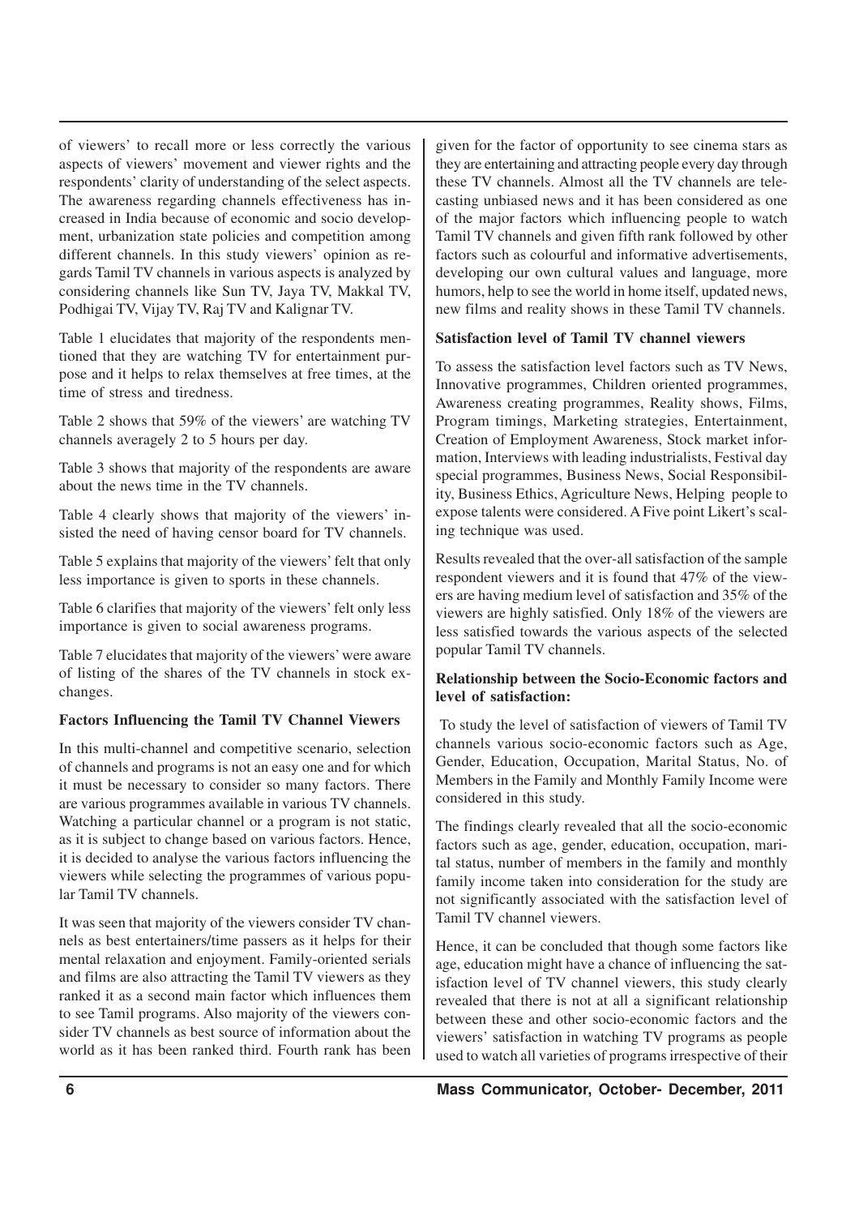of viewers' to recall more or less correctly the various aspects of viewers' movement and viewer rights and the respondents' clarity of understanding of the select aspects. The awareness regarding channels effectiveness has increased in India because of economic and socio development, urbanization state policies and competition among different channels. In this study viewers' opinion as regards Tamil TV channels in various aspects is analyzed by considering channels like Sun TV, Jaya TV, Makkal TV, Podhigai TV, Vijay TV, Raj TV and Kalignar TV.

Table 1 elucidates that majority of the respondents mentioned that they are watching TV for entertainment purpose and it helps to relax themselves at free times, at the time of stress and tiredness.

Table 2 shows that 59% of the viewers' are watching TV channels averagely 2 to 5 hours per day.

Table 3 shows that majority of the respondents are aware about the news time in the TV channels.

Table 4 clearly shows that majority of the viewers' insisted the need of having censor board for TV channels.

Table 5 explains that majority of the viewers' felt that only less importance is given to sports in these channels.

Table 6 clarifies that majority of the viewers' felt only less importance is given to social awareness programs.

Table 7 elucidates that majority of the viewers' were aware of listing of the shares of the TV channels in stock exchanges.

**Factors Influencing the Tamil TV Channel Viewers**

In this multi-channel and competitive scenario, selection of channels and programs is not an easy one and for which it must be necessary to consider so many factors. There are various programmes available in various TV channels. Watching a particular channel or a program is not static, as it is subject to change based on various factors. Hence, it is decided to analyse the various factors influencing the viewers while selecting the programmes of various popular Tamil TV channels.

It was seen that majority of the viewers consider TV channels as best entertainers/time passers as it helps for their mental relaxation and enjoyment. Family-oriented serials and films are also attracting the Tamil TV viewers as they ranked it as a second main factor which influences them to see Tamil programs. Also majority of the viewers consider TV channels as best source of information about the world as it has been ranked third. Fourth rank has been given for the factor of opportunity to see cinema stars as they are entertaining and attracting people every day through these TV channels. Almost all the TV channels are telecasting unbiased news and it has been considered as one of the major factors which influencing people to watch Tamil TV channels and given fifth rank followed by other factors such as colourful and informative advertisements, developing our own cultural values and language, more humors, help to see the world in home itself, updated news, new films and reality shows in these Tamil TV channels.

**Satisfaction level of Tamil TV channel viewers**

To assess the satisfaction level factors such as TV News, Innovative programmes, Children oriented programmes, Awareness creating programmes, Reality shows, Films, Program timings, Marketing strategies, Entertainment, Creation of Employment Awareness, Stock market information, Interviews with leading industrialists, Festival day special programmes, Business News, Social Responsibility, Business Ethics, Agriculture News, Helping people to expose talents were considered. A Five point Likert's scaling technique was used.

Results revealed that the over-all satisfaction of the sample respondent viewers and it is found that 47% of the viewers are having medium level of satisfaction and 35% of the viewers are highly satisfied. Only 18% of the viewers are less satisfied towards the various aspects of the selected popular Tamil TV channels.

**Relationship between the Socio-Economic factors and level of satisfaction:**

To study the level of satisfaction of viewers of Tamil TV channels various socio-economic factors such as Age, Gender, Education, Occupation, Marital Status, No. of Members in the Family and Monthly Family Income were considered in this study.

The findings clearly revealed that all the socio-economic factors such as age, gender, education, occupation, marital status, number of members in the family and monthly family income taken into consideration for the study are not significantly associated with the satisfaction level of Tamil TV channel viewers.

Hence, it can be concluded that though some factors like age, education might have a chance of influencing the satisfaction level of TV channel viewers, this study clearly revealed that there is not at all a significant relationship between these and other socio-economic factors and the viewers' satisfaction in watching TV programs as people used to watch all varieties of programs irrespective of their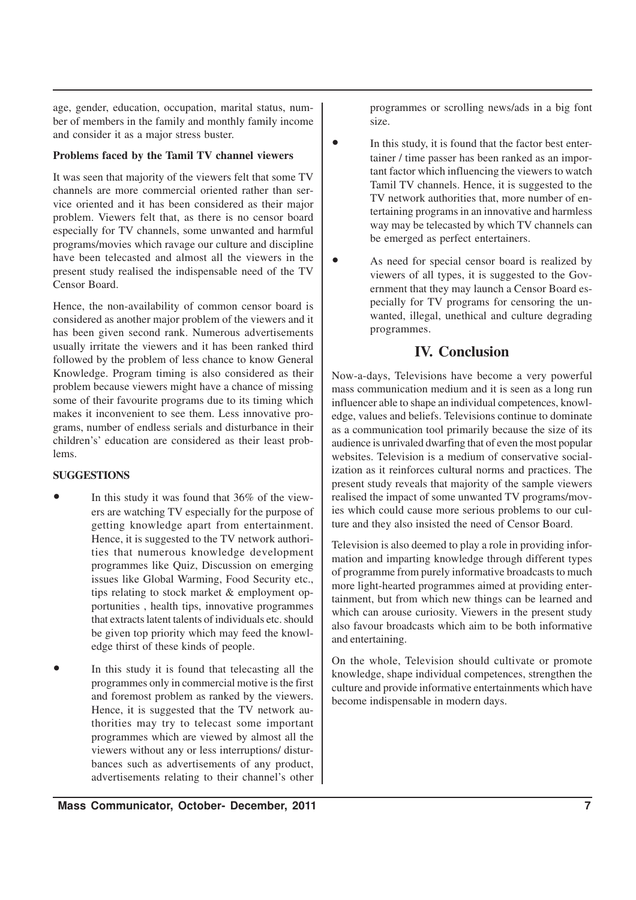age, gender, education, occupation, marital status, number of members in the family and monthly family income and consider it as a major stress buster.

**Problems faced by the Tamil TV channel viewers**

It was seen that majority of the viewers felt that some TV channels are more commercial oriented rather than service oriented and it has been considered as their major problem. Viewers felt that, as there is no censor board especially for TV channels, some unwanted and harmful programs/movies which ravage our culture and discipline have been telecasted and almost all the viewers in the present study realised the indispensable need of the TV Censor Board.

Hence, the non-availability of common censor board is considered as another major problem of the viewers and it has been given second rank. Numerous advertisements usually irritate the viewers and it has been ranked third followed by the problem of less chance to know General Knowledge. Program timing is also considered as their problem because viewers might have a chance of missing some of their favourite programs due to its timing which makes it inconvenient to see them. Less innovative programs, number of endless serials and disturbance in their children's' education are considered as their least problems.

**SUGGESTIONS**

- In this study it was found that 36% of the viewers are watching TV especially for the purpose of getting knowledge apart from entertainment. Hence, it is suggested to the TV network authorities that numerous knowledge development programmes like Quiz, Discussion on emerging issues like Global Warming, Food Security etc., tips relating to stock market & employment opportunities , health tips, innovative programmes that extracts latent talents of individuals etc. should be given top priority which may feed the knowledge thirst of these kinds of people.
- In this study it is found that telecasting all the programmes only in commercial motive is the first and foremost problem as ranked by the viewers. Hence, it is suggested that the TV network authorities may try to telecast some important programmes which are viewed by almost all the viewers without any or less interruptions/ disturbances such as advertisements of any product, advertisements relating to their channel's other programmes or scrolling news/ads in a big font size.
- In this study, it is found that the factor best entertainer / time passer has been ranked as an important factor which influencing the viewers to watch Tamil TV channels. Hence, it is suggested to the TV network authorities that, more number of entertaining programs in an innovative and harmless way may be telecasted by which TV channels can be emerged as perfect entertainers.
- As need for special censor board is realized by viewers of all types, it is suggested to the Government that they may launch a Censor Board especially for TV programs for censoring the unwanted, illegal, unethical and culture degrading programmes.

## IV. Conclusion

Now-a-days, Televisions have become a very powerful mass communication medium and it is seen as a long run influencer able to shape an individual competences, knowledge, values and beliefs. Televisions continue to dominate as a communication tool primarily because the size of its audience is unrivaled dwarfing that of even the most popular websites. Television is a medium of conservative socialization as it reinforces cultural norms and practices. The present study reveals that majority of the sample viewers realised the impact of some unwanted TV programs/movies which could cause more serious problems to our culture and they also insisted the need of Censor Board.

Television is also deemed to play a role in providing information and imparting knowledge through different types of programme from purely informative broadcasts to much more light-hearted programmes aimed at providing entertainment, but from which new things can be learned and which can arouse curiosity. Viewers in the present study also favour broadcasts which aim to be both informative and entertaining.

On the whole, Television should cultivate or promote knowledge, shape individual competences, strengthen the culture and provide informative entertainments which have become indispensable in modern days.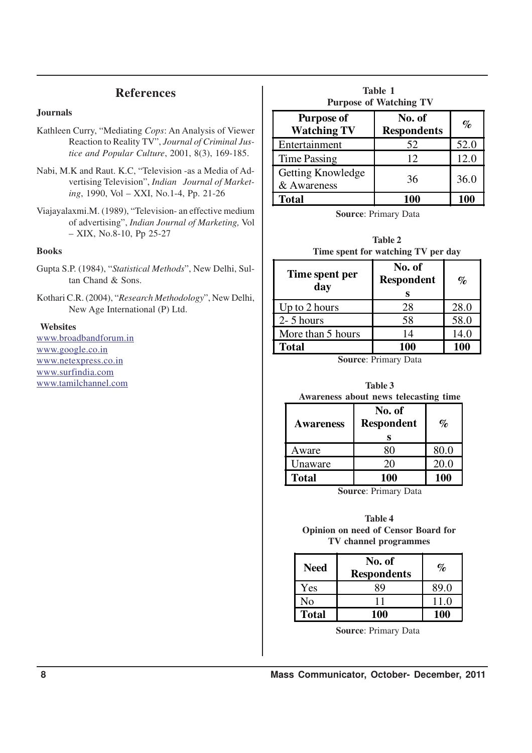## References

### Journals

Kathleen Curry, "Mediating *Cops*: An Analysis of Viewer Reaction to Reality TV", *Journal of Criminal Justice and Popular Culture*, 2001, 8(3), 169-185.

Nabi, M.K and Raut. K.C, "Television -as a Media of Advertising Television", *Indian Journal of Marketing*, 1990, Vol – XXI, No.1-4, Pp. 21-26

Viajayalaxmi.M. (1989), "Television- an effective medium of advertising", *Indian Journal of Marketing,* Vol – XIX, No.8-10, Pp 25-27

### Books

Gupta S.P. (1984), "*Statistical Methods*", New Delhi, Sultan Chand & Sons.

Kothari C.R. (2004), "*Research Methodology*", New Delhi, New Age International (P) Ltd.

### Websites

www.broadbandforum.in
www.google.co.in
www.netexpress.co.in
www.surfindia.com
www.tamilchannel.com

**Table 1**
**Purpose of Watching TV**

| Purpose of Watching TV | No. of Respondents | % |
|---|---|---|
| Entertainment | 52 | 52.0 |
| Time Passing | 12 | 12.0 |
| Getting Knowledge & Awareness | 36 | 36.0 |
| **Total** | **100** | **100** |

**Source**: Primary Data

**Table 2**
**Time spent for watching TV per day**

| Time spent per day | No. of Respondents | % |
|---|---|---|
| Up to 2 hours | 28 | 28.0 |
| 2- 5 hours | 58 | 58.0 |
| More than 5 hours | 14 | 14.0 |
| **Total** | **100** | **100** |

**Source**: Primary Data

**Table 3**
**Awareness about news telecasting time**

| Awareness | No. of Respondents | % |
|---|---|---|
| Aware | 80 | 80.0 |
| Unaware | 20 | 20.0 |
| **Total** | **100** | **100** |

**Source**: Primary Data

**Table 4**
**Opinion on need of Censor Board for TV channel programmes**

| Need | No. of Respondents | % |
|---|---|---|
| Yes | 89 | 89.0 |
| No | 11 | 11.0 |
| **Total** | **100** | **100** |

**Source**: Primary Data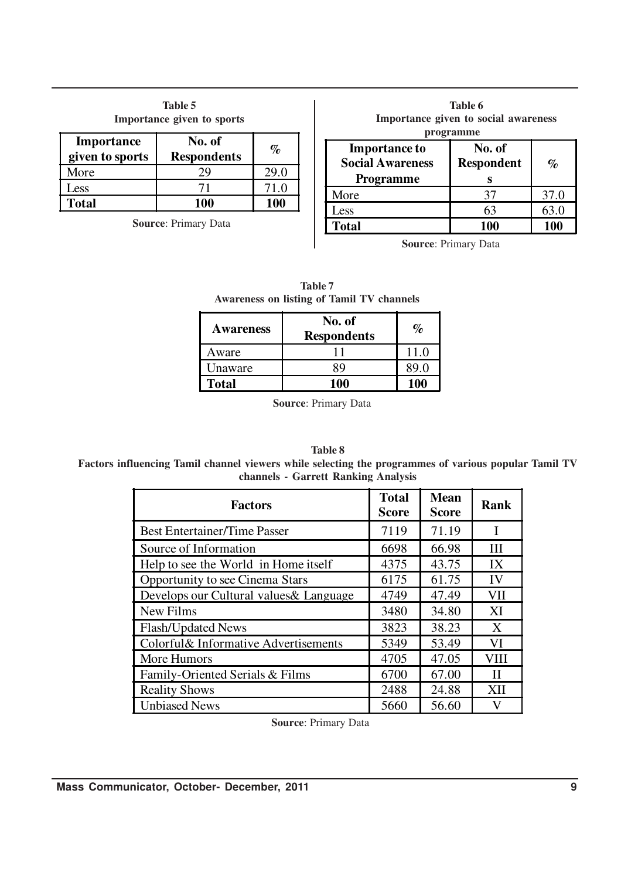**Table 5**
**Importance given to sports**

| Importance given to sports | No. of Respondents | % |
|---|---|---|
| More | 29 | 29.0 |
| Less | 71 | 71.0 |
| **Total** | **100** | **100** |

**Source**: Primary Data

**Table 6**
**Importance given to social awareness programme**

| Importance to Social Awareness Programme | No. of Respondents | % |
|---|---|---|
| More | 37 | 37.0 |
| Less | 63 | 63.0 |
| **Total** | **100** | **100** |

**Source**: Primary Data

**Table 7**
**Awareness on listing of Tamil TV channels**

| Awareness | No. of Respondents | % |
|---|---|---|
| Aware | 11 | 11.0 |
| Unaware | 89 | 89.0 |
| **Total** | **100** | **100** |

**Source**: Primary Data

**Table 8**
**Factors influencing Tamil channel viewers while selecting the programmes of various popular Tamil TV channels - Garrett Ranking Analysis**

| Factors | Total Score | Mean Score | Rank |
|---|---|---|---|
| Best Entertainer/Time Passer | 7119 | 71.19 | I |
| Source of Information | 6698 | 66.98 | III |
| Help to see the World in Home itself | 4375 | 43.75 | IX |
| Opportunity to see Cinema Stars | 6175 | 61.75 | IV |
| Develops our Cultural values& Language | 4749 | 47.49 | VII |
| New Films | 3480 | 34.80 | XI |
| Flash/Updated News | 3823 | 38.23 | X |
| Colorful& Informative Advertisements | 5349 | 53.49 | VI |
| More Humors | 4705 | 47.05 | VIII |
| Family-Oriented Serials & Films | 6700 | 67.00 | II |
| Reality Shows | 2488 | 24.88 | XII |
| Unbiased News | 5660 | 56.60 | V |

**Source**: Primary Data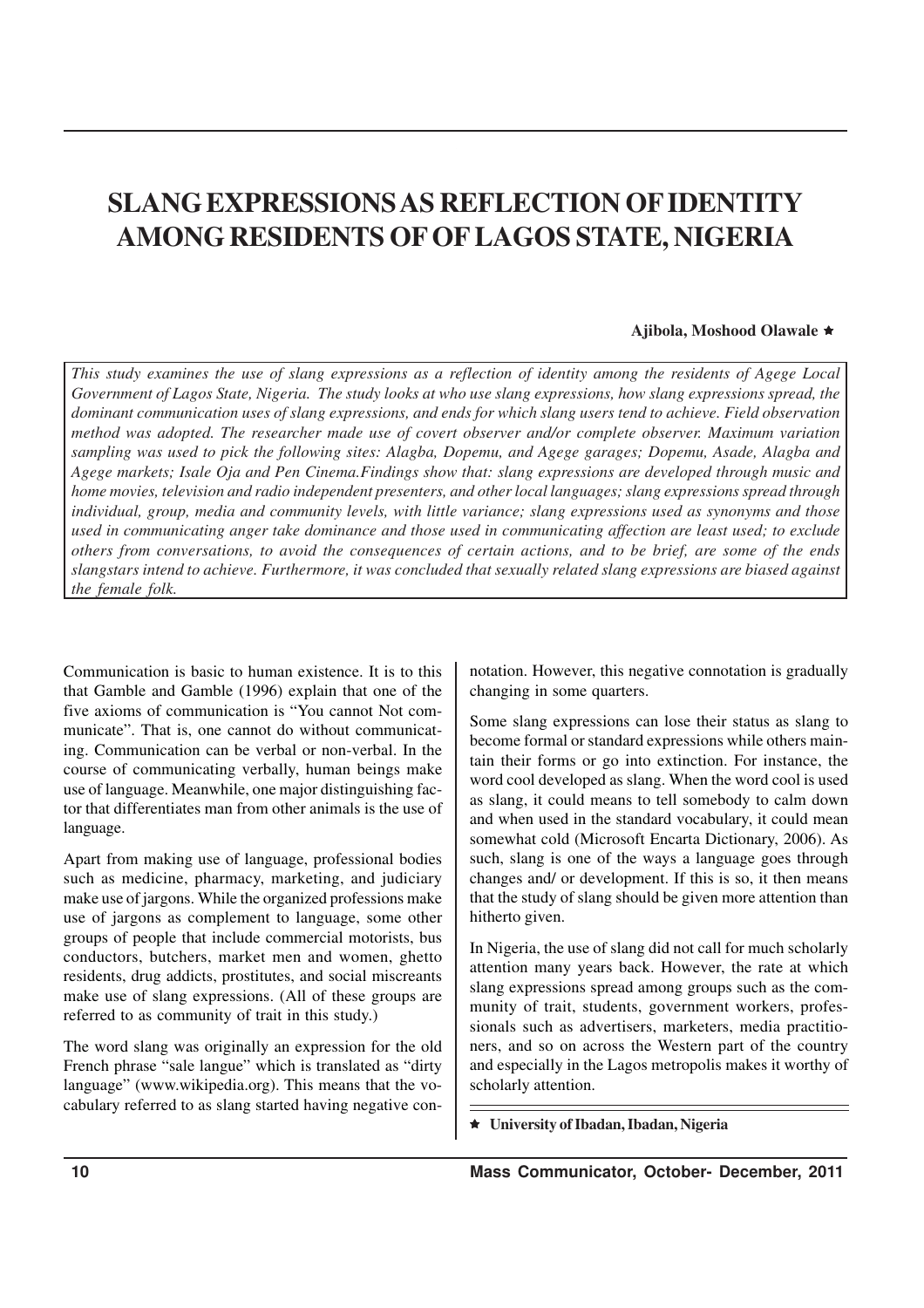# SLANG EXPRESSIONS AS REFLECTION OF IDENTITY AMONG RESIDENTS OF OF LAGOS STATE, NIGERIA

**Ajibola, Moshood Olawale** ★

*This study examines the use of slang expressions as a reflection of identity among the residents of Agege Local Government of Lagos State, Nigeria. The study looks at who use slang expressions, how slang expressions spread, the dominant communication uses of slang expressions, and ends for which slang users tend to achieve. Field observation method was adopted. The researcher made use of covert observer and/or complete observer. Maximum variation sampling was used to pick the following sites: Alagba, Dopemu, and Agege garages; Dopemu, Asade, Alagba and Agege markets; Isale Oja and Pen Cinema.Findings show that: slang expressions are developed through music and home movies, television and radio independent presenters, and other local languages; slang expressions spread through individual, group, media and community levels, with little variance; slang expressions used as synonyms and those used in communicating anger take dominance and those used in communicating affection are least used; to exclude others from conversations, to avoid the consequences of certain actions, and to be brief, are some of the ends slangstars intend to achieve. Furthermore, it was concluded that sexually related slang expressions are biased against the female folk.*

Communication is basic to human existence. It is to this that Gamble and Gamble (1996) explain that one of the five axioms of communication is "You cannot Not communicate". That is, one cannot do without communicating. Communication can be verbal or non-verbal. In the course of communicating verbally, human beings make use of language. Meanwhile, one major distinguishing factor that differentiates man from other animals is the use of language.

Apart from making use of language, professional bodies such as medicine, pharmacy, marketing, and judiciary make use of jargons. While the organized professions make use of jargons as complement to language, some other groups of people that include commercial motorists, bus conductors, butchers, market men and women, ghetto residents, drug addicts, prostitutes, and social miscreants make use of slang expressions. (All of these groups are referred to as community of trait in this study.)

The word slang was originally an expression for the old French phrase "sale langue" which is translated as "dirty language" (www.wikipedia.org). This means that the vocabulary referred to as slang started having negative connotation. However, this negative connotation is gradually changing in some quarters.

Some slang expressions can lose their status as slang to become formal or standard expressions while others maintain their forms or go into extinction. For instance, the word cool developed as slang. When the word cool is used as slang, it could means to tell somebody to calm down and when used in the standard vocabulary, it could mean somewhat cold (Microsoft Encarta Dictionary, 2006). As such, slang is one of the ways a language goes through changes and/ or development. If this is so, it then means that the study of slang should be given more attention than hitherto given.

In Nigeria, the use of slang did not call for much scholarly attention many years back. However, the rate at which slang expressions spread among groups such as the community of trait, students, government workers, professionals such as advertisers, marketers, media practitioners, and so on across the Western part of the country and especially in the Lagos metropolis makes it worthy of scholarly attention.

★ **University of Ibadan, Ibadan, Nigeria**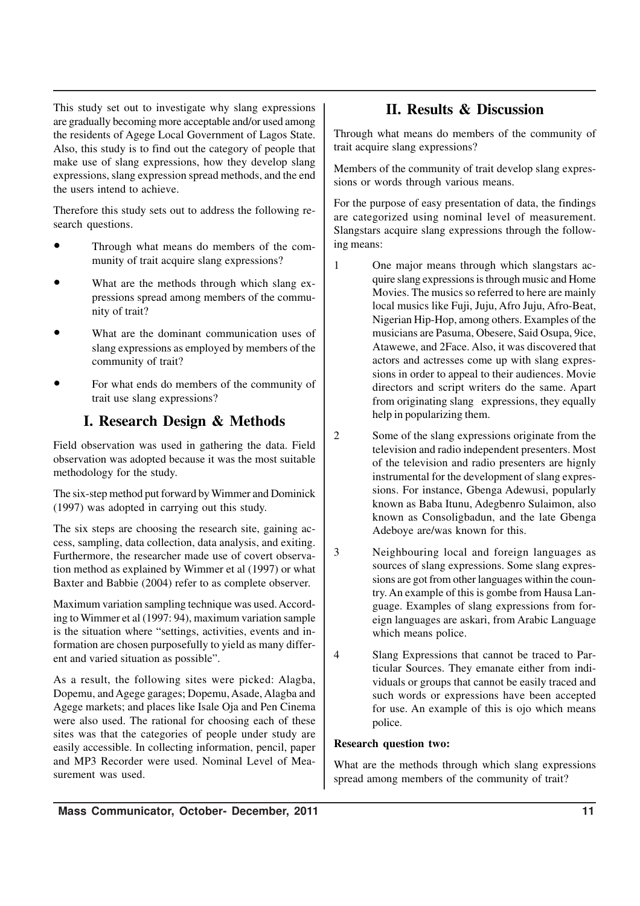This study set out to investigate why slang expressions are gradually becoming more acceptable and/or used among the residents of Agege Local Government of Lagos State. Also, this study is to find out the category of people that make use of slang expressions, how they develop slang expressions, slang expression spread methods, and the end the users intend to achieve.

Therefore this study sets out to address the following research questions.

- Through what means do members of the community of trait acquire slang expressions?
- What are the methods through which slang expressions spread among members of the community of trait?
- What are the dominant communication uses of slang expressions as employed by members of the community of trait?
- For what ends do members of the community of trait use slang expressions?

## I. Research Design & Methods

Field observation was used in gathering the data. Field observation was adopted because it was the most suitable methodology for the study.

The six-step method put forward by Wimmer and Dominick (1997) was adopted in carrying out this study.

The six steps are choosing the research site, gaining access, sampling, data collection, data analysis, and exiting. Furthermore, the researcher made use of covert observation method as explained by Wimmer et al (1997) or what Baxter and Babbie (2004) refer to as complete observer.

Maximum variation sampling technique was used. According to Wimmer et al (1997: 94), maximum variation sample is the situation where "settings, activities, events and information are chosen purposefully to yield as many different and varied situation as possible".

As a result, the following sites were picked: Alagba, Dopemu, and Agege garages; Dopemu, Asade, Alagba and Agege markets; and places like Isale Oja and Pen Cinema were also used. The rational for choosing each of these sites was that the categories of people under study are easily accessible. In collecting information, pencil, paper and MP3 Recorder were used. Nominal Level of Measurement was used.

## II. Results & Discussion

Through what means do members of the community of trait acquire slang expressions?

Members of the community of trait develop slang expressions or words through various means.

For the purpose of easy presentation of data, the findings are categorized using nominal level of measurement. Slangstars acquire slang expressions through the following means:

1. One major means through which slangstars acquire slang expressions is through music and Home Movies. The musics so referred to here are mainly local musics like Fuji, Juju, Afro Juju, Afro-Beat, Nigerian Hip-Hop, among others. Examples of the musicians are Pasuma, Obesere, Said Osupa, 9ice, Atawewe, and 2Face. Also, it was discovered that actors and actresses come up with slang expressions in order to appeal to their audiences. Movie directors and script writers do the same. Apart from originating slang expressions, they equally help in popularizing them.

2. Some of the slang expressions originate from the television and radio independent presenters. Most of the television and radio presenters are hignly instrumental for the development of slang expressions. For instance, Gbenga Adewusi, popularly known as Baba Itunu, Adegbenro Sulaimon, also known as Consoligbadun, and the late Gbenga Adeboye are/was known for this.

3. Neighbouring local and foreign languages as sources of slang expressions. Some slang expressions are got from other languages within the country. An example of this is gombe from Hausa Language. Examples of slang expressions from foreign languages are askari, from Arabic Language which means police.

4. Slang Expressions that cannot be traced to Particular Sources. They emanate either from individuals or groups that cannot be easily traced and such words or expressions have been accepted for use. An example of this is ojo which means police.

**Research question two:**

What are the methods through which slang expressions spread among members of the community of trait?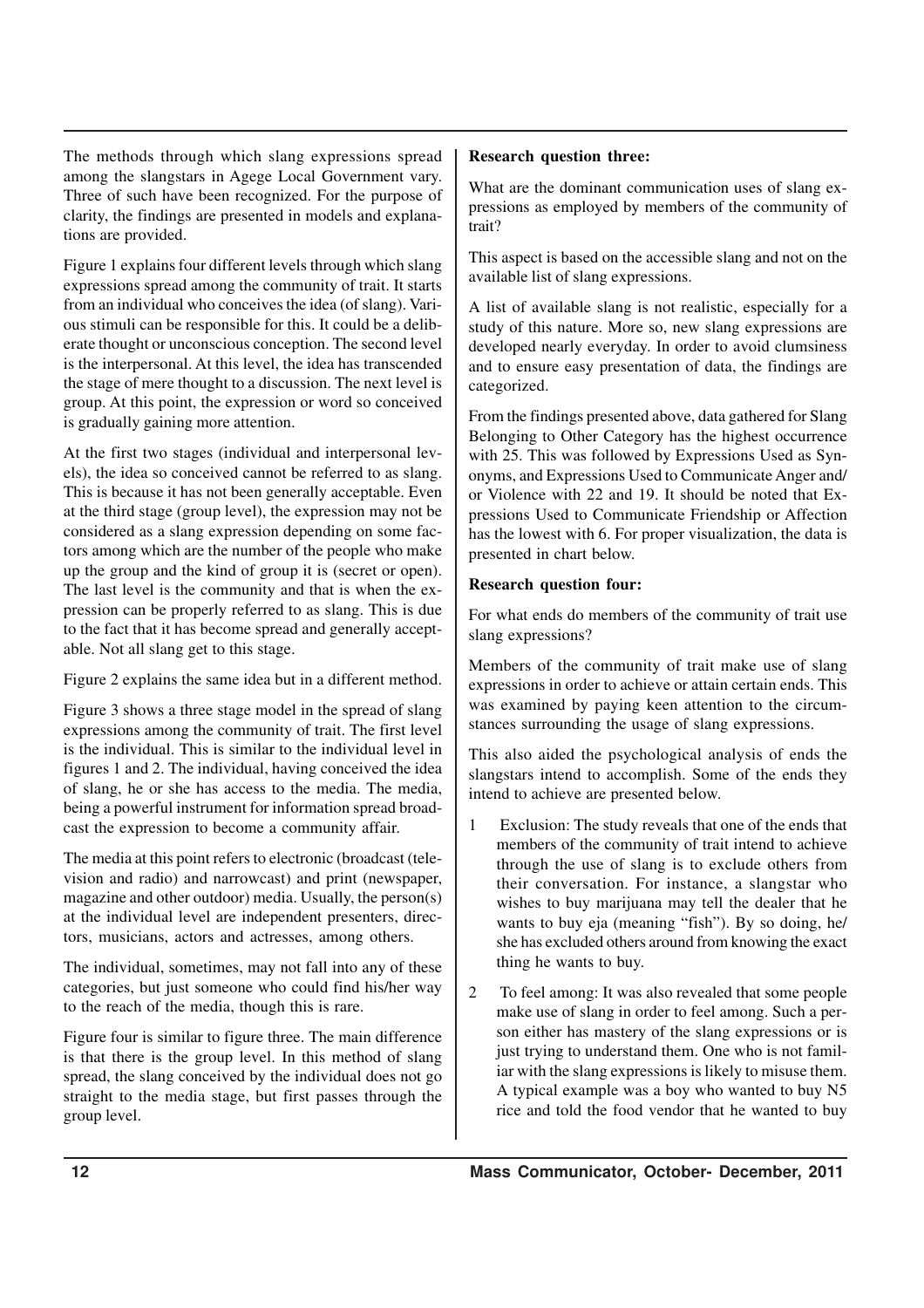The methods through which slang expressions spread among the slangstars in Agege Local Government vary. Three of such have been recognized. For the purpose of clarity, the findings are presented in models and explanations are provided.

Figure 1 explains four different levels through which slang expressions spread among the community of trait. It starts from an individual who conceives the idea (of slang). Various stimuli can be responsible for this. It could be a deliberate thought or unconscious conception. The second level is the interpersonal. At this level, the idea has transcended the stage of mere thought to a discussion. The next level is group. At this point, the expression or word so conceived is gradually gaining more attention.

At the first two stages (individual and interpersonal levels), the idea so conceived cannot be referred to as slang. This is because it has not been generally acceptable. Even at the third stage (group level), the expression may not be considered as a slang expression depending on some factors among which are the number of the people who make up the group and the kind of group it is (secret or open). The last level is the community and that is when the expression can be properly referred to as slang. This is due to the fact that it has become spread and generally acceptable. Not all slang get to this stage.

Figure 2 explains the same idea but in a different method.

Figure 3 shows a three stage model in the spread of slang expressions among the community of trait. The first level is the individual. This is similar to the individual level in figures 1 and 2. The individual, having conceived the idea of slang, he or she has access to the media. The media, being a powerful instrument for information spread broadcast the expression to become a community affair.

The media at this point refers to electronic (broadcast (television and radio) and narrowcast) and print (newspaper, magazine and other outdoor) media. Usually, the person(s) at the individual level are independent presenters, directors, musicians, actors and actresses, among others.

The individual, sometimes, may not fall into any of these categories, but just someone who could find his/her way to the reach of the media, though this is rare.

Figure four is similar to figure three. The main difference is that there is the group level. In this method of slang spread, the slang conceived by the individual does not go straight to the media stage, but first passes through the group level.

**Research question three:**

What are the dominant communication uses of slang expressions as employed by members of the community of trait?

This aspect is based on the accessible slang and not on the available list of slang expressions.

A list of available slang is not realistic, especially for a study of this nature. More so, new slang expressions are developed nearly everyday. In order to avoid clumsiness and to ensure easy presentation of data, the findings are categorized.

From the findings presented above, data gathered for Slang Belonging to Other Category has the highest occurrence with 25. This was followed by Expressions Used as Synonyms, and Expressions Used to Communicate Anger and/or Violence with 22 and 19. It should be noted that Expressions Used to Communicate Friendship or Affection has the lowest with 6. For proper visualization, the data is presented in chart below.

**Research question four:**

For what ends do members of the community of trait use slang expressions?

Members of the community of trait make use of slang expressions in order to achieve or attain certain ends. This was examined by paying keen attention to the circumstances surrounding the usage of slang expressions.

This also aided the psychological analysis of ends the slangstars intend to accomplish. Some of the ends they intend to achieve are presented below.

1. Exclusion: The study reveals that one of the ends that members of the community of trait intend to achieve through the use of slang is to exclude others from their conversation. For instance, a slangstar who wishes to buy marijuana may tell the dealer that he wants to buy eja (meaning "fish"). By so doing, he/she has excluded others around from knowing the exact thing he wants to buy.
2. To feel among: It was also revealed that some people make use of slang in order to feel among. Such a person either has mastery of the slang expressions or is just trying to understand them. One who is not familiar with the slang expressions is likely to misuse them. A typical example was a boy who wanted to buy N5 rice and told the food vendor that he wanted to buy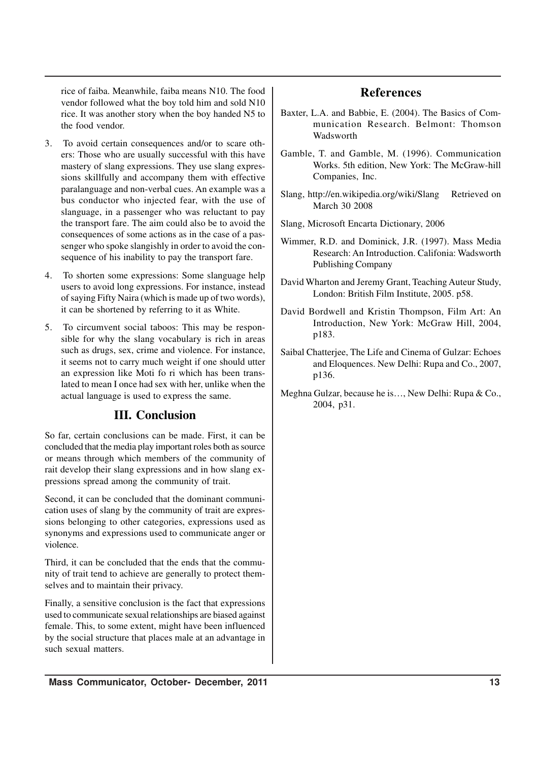rice of faiba. Meanwhile, faiba means N10. The food vendor followed what the boy told him and sold N10 rice. It was another story when the boy handed N5 to the food vendor.

3. To avoid certain consequences and/or to scare others: Those who are usually successful with this have mastery of slang expressions. They use slang expressions skillfully and accompany them with effective paralanguage and non-verbal cues. An example was a bus conductor who injected fear, with the use of slanguage, in a passenger who was reluctant to pay the transport fare. The aim could also be to avoid the consequences of some actions as in the case of a passenger who spoke slangishly in order to avoid the consequence of his inability to pay the transport fare.

4. To shorten some expressions: Some slanguage help users to avoid long expressions. For instance, instead of saying Fifty Naira (which is made up of two words), it can be shortened by referring to it as White.

5. To circumvent social taboos: This may be responsible for why the slang vocabulary is rich in areas such as drugs, sex, crime and violence. For instance, it seems not to carry much weight if one should utter an expression like Moti fo ri which has been translated to mean I once had sex with her, unlike when the actual language is used to express the same.

## III. Conclusion

So far, certain conclusions can be made. First, it can be concluded that the media play important roles both as source or means through which members of the community of rait develop their slang expressions and in how slang expressions spread among the community of trait.

Second, it can be concluded that the dominant communication uses of slang by the community of trait are expressions belonging to other categories, expressions used as synonyms and expressions used to communicate anger or violence.

Third, it can be concluded that the ends that the community of trait tend to achieve are generally to protect themselves and to maintain their privacy.

Finally, a sensitive conclusion is the fact that expressions used to communicate sexual relationships are biased against female. This, to some extent, might have been influenced by the social structure that places male at an advantage in such sexual matters.

## References

Baxter, L.A. and Babbie, E. (2004). The Basics of Communication Research. Belmont: Thomson Wadsworth

Gamble, T. and Gamble, M. (1996). Communication Works. 5th edition, New York: The McGraw-hill Companies, Inc.

Slang, http://en.wikipedia.org/wiki/Slang Retrieved on March 30 2008

Slang, Microsoft Encarta Dictionary, 2006

Wimmer, R.D. and Dominick, J.R. (1997). Mass Media Research: An Introduction. Califonia: Wadsworth Publishing Company

David Wharton and Jeremy Grant, Teaching Auteur Study, London: British Film Institute, 2005. p58.

David Bordwell and Kristin Thompson, Film Art: An Introduction, New York: McGraw Hill, 2004, p183.

Saibal Chatterjee, The Life and Cinema of Gulzar: Echoes and Eloquences. New Delhi: Rupa and Co., 2007, p136.

Meghna Gulzar, because he is…, New Delhi: Rupa & Co., 2004, p31.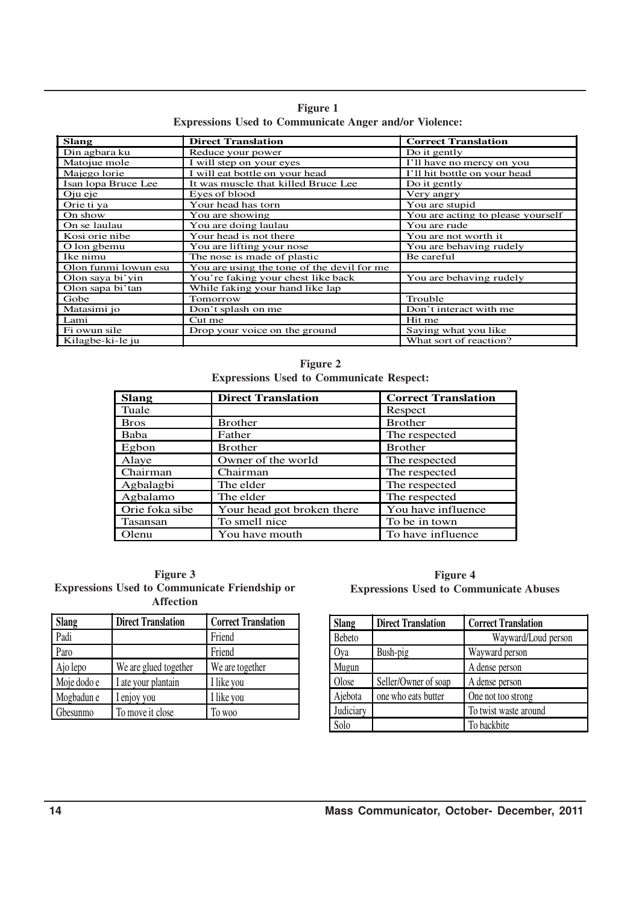**Figure 1**
**Expressions Used to Communicate Anger and/or Violence:**

| Slang | Direct Translation | Correct Translation |
|---|---|---|
| Din agbara ku | Reduce your power | Do it gently |
| Matojue mole | I will step on your eyes | I'll have no mercy on you |
| Majego lorie | I will eat bottle on your head | I'll hit bottle on your head |
| Isan lopa Bruce Lee | It was muscle that killed Bruce Lee | Do it gently |
| Oju eje | Eyes of blood | Very angry |
| Orie ti ya | Your head has torn | You are stupid |
| On show | You are showing | You are acting to please yourself |
| On se laulau | You are doing laulau | You are rude |
| Kosi orie nibe | Your head is not there | You are not worth it |
| O lon gbemu | You are lifting your nose | You are behaving rudely |
| Ike nimu | The nose is made of plastic | Be careful |
| Olon funmi lowun esu | You are using the tone of the devil for me | |
| Olon saya bi'yin | You're faking your chest like back | You are behaving rudely |
| Olon sapa bi'tan | While faking your hand like lap | |
| Gobe | Tomorrow | Trouble |
| Matasimi jo | Don't splash on me | Don't interact with me |
| Lami | Cut me | Hit me |
| Fi owun sile | Drop your voice on the ground | Saying what you like |
| Kilagbe-ki-le ju | | What sort of reaction? |

**Figure 2**
**Expressions Used to Communicate Respect:**

| Slang | Direct Translation | Correct Translation |
|---|---|---|
| Tuale | | Respect |
| Bros | Brother | Brother |
| Baba | Father | The respected |
| Egbon | Brother | Brother |
| Alaye | Owner of the world | The respected |
| Chairman | Chairman | The respected |
| Agbalagbi | The elder | The respected |
| Agbalamo | The elder | The respected |
| Orie foka sibe | Your head got broken there | You have influence |
| Tasansan | To smell nice | To be in town |
| Olenu | You have mouth | To have influence |

**Figure 3**
**Expressions Used to Communicate Friendship or Affection**

| Slang | Direct Translation | Correct Translation |
|---|---|---|
| Padi | | Friend |
| Paro | | Friend |
| Ajo lepo | We are glued together | We are together |
| Moje dodo e | I ate your plantain | I like you |
| Mogbadun e | I enjoy you | I like you |
| Gbesunmo | To move it close | To woo |

**Figure 4**
**Expressions Used to Communicate Abuses**

| Slang | Direct Translation | Correct Translation |
|---|---|---|
| Bebeto | | Wayward/Loud person |
| Oya | Bush-pig | Wayward person |
| Mugun | | A dense person |
| Olose | Seller/Owner of soap | A dense person |
| Ajebota | one who eats butter | One not too strong |
| Judiciary | | To twist waste around |
| Solo | | To backbite |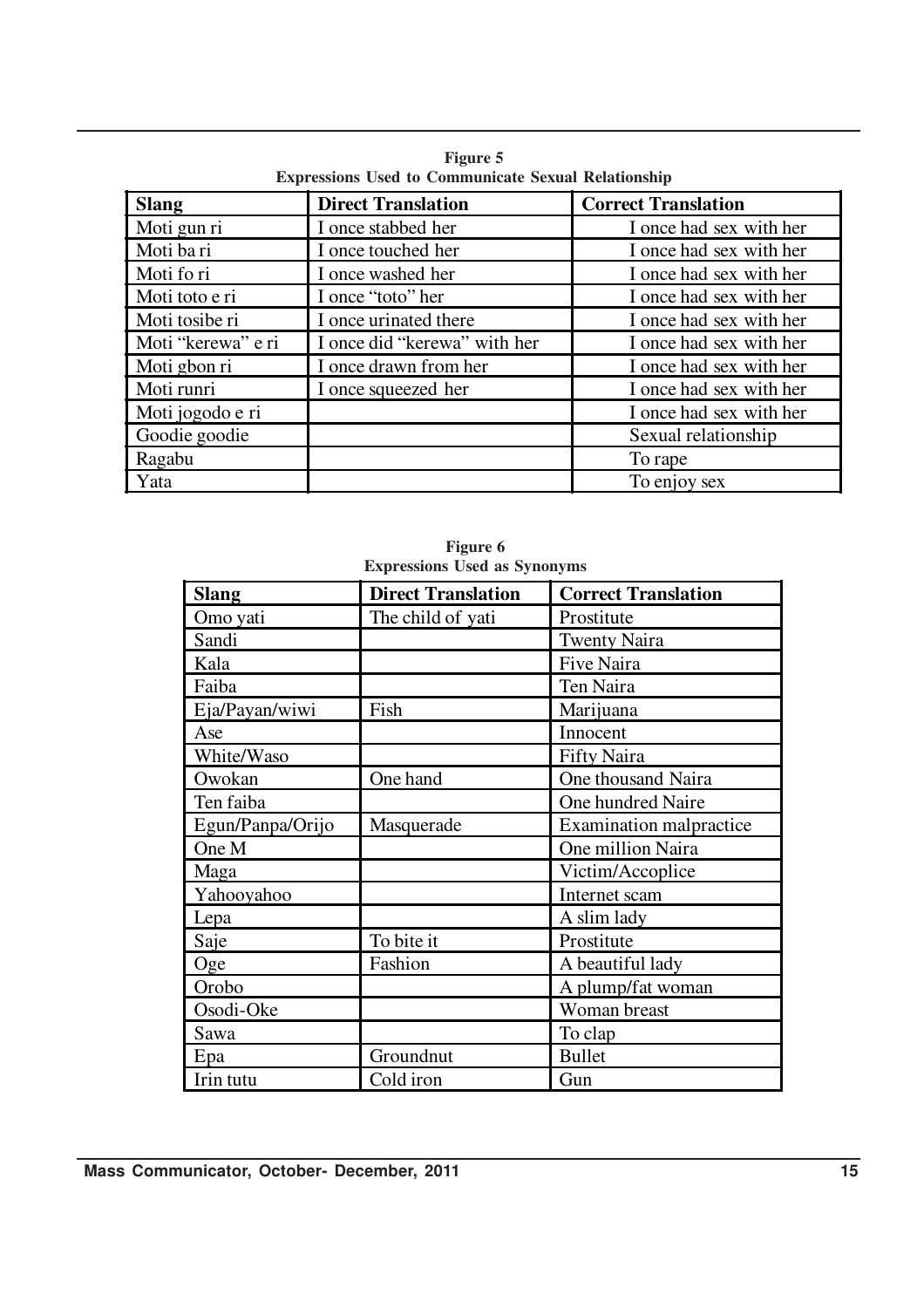**Figure 5**
**Expressions Used to Communicate Sexual Relationship**

| Slang | Direct Translation | Correct Translation |
|---|---|---|
| Moti gun ri | I once stabbed her | I once had sex with her |
| Moti ba ri | I once touched her | I once had sex with her |
| Moti fo ri | I once washed her | I once had sex with her |
| Moti toto e ri | I once "toto" her | I once had sex with her |
| Moti tosibe ri | I once urinated there | I once had sex with her |
| Moti "kerewa" e ri | I once did "kerewa" with her | I once had sex with her |
| Moti gbon ri | I once drawn from her | I once had sex with her |
| Moti runri | I once squeezed her | I once had sex with her |
| Moti jogodo e ri | | I once had sex with her |
| Goodie goodie | | Sexual relationship |
| Ragabu | | To rape |
| Yata | | To enjoy sex |

**Figure 6**
**Expressions Used as Synonyms**

| Slang | Direct Translation | Correct Translation |
|---|---|---|
| Omo yati | The child of yati | Prostitute |
| Sandi | | Twenty Naira |
| Kala | | Five Naira |
| Faiba | | Ten Naira |
| Eja/Payan/wiwi | Fish | Marijuana |
| Ase | | Innocent |
| White/Waso | | Fifty Naira |
| Owokan | One hand | One thousand Naira |
| Ten faiba | | One hundred Naire |
| Egun/Panpa/Orijo | Masquerade | Examination malpractice |
| One M | | One million Naira |
| Maga | | Victim/Accoplice |
| Yahooyahoo | | Internet scam |
| Lepa | | A slim lady |
| Saje | To bite it | Prostitute |
| Oge | Fashion | A beautiful lady |
| Orobo | | A plump/fat woman |
| Osodi-Oke | | Woman breast |
| Sawa | | To clap |
| Epa | Groundnut | Bullet |
| Irin tutu | Cold iron | Gun |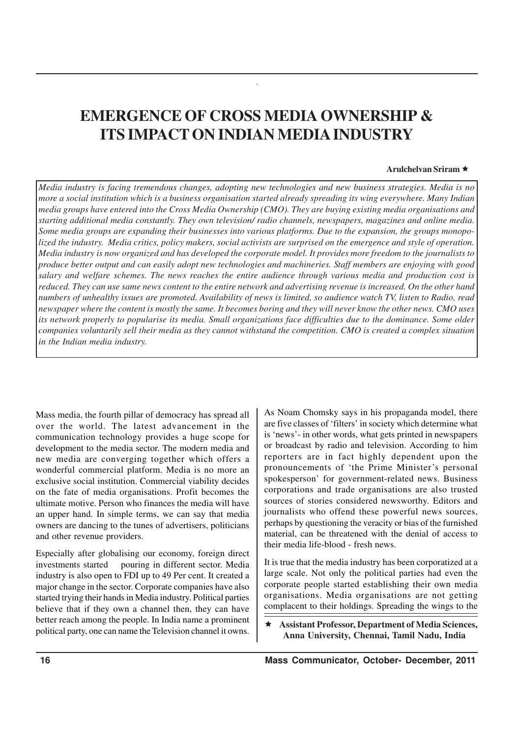# EMERGENCE OF CROSS MEDIA OWNERSHIP & ITS IMPACT ON INDIAN MEDIA INDUSTRY

**Arulchelvan Sriram ★**

*Media industry is facing tremendous changes, adopting new technologies and new business strategies. Media is no more a social institution which is a business organisation started already spreading its wing everywhere. Many Indian media groups have entered into the Cross Media Ownership (CMO). They are buying existing media organisations and starting additional media constantly. They own television/ radio channels, newspapers, magazines and online media. Some media groups are expanding their businesses into various platforms. Due to the expansion, the groups monopolized the industry. Media critics, policy makers, social activists are surprised on the emergence and style of operation. Media industry is now organized and has developed the corporate model. It provides more freedom to the journalists to produce better output and can easily adopt new technologies and machineries. Staff members are enjoying with good salary and welfare schemes. The news reaches the entire audience through various media and production cost is reduced. They can use same news content to the entire network and advertising revenue is increased. On the other hand numbers of unhealthy issues are promoted. Availability of news is limited, so audience watch TV, listen to Radio, read newspaper where the content is mostly the same. It becomes boring and they will never know the other news. CMO uses its network properly to popularise its media. Small organizations face difficulties due to the dominance. Some older companies voluntarily sell their media as they cannot withstand the competition. CMO is created a complex situation in the Indian media industry.*

Mass media, the fourth pillar of democracy has spread all over the world. The latest advancement in the communication technology provides a huge scope for development to the media sector. The modern media and new media are converging together which offers a wonderful commercial platform. Media is no more an exclusive social institution. Commercial viability decides on the fate of media organisations. Profit becomes the ultimate motive. Person who finances the media will have an upper hand. In simple terms, we can say that media owners are dancing to the tunes of advertisers, politicians and other revenue providers.

Especially after globalising our economy, foreign direct investments started pouring in different sector. Media industry is also open to FDI up to 49 Per cent. It created a major change in the sector. Corporate companies have also started trying their hands in Media industry. Political parties believe that if they own a channel then, they can have better reach among the people. In India name a prominent political party, one can name the Television channel it owns.

As Noam Chomsky says in his propaganda model, there are five classes of 'filters' in society which determine what is 'news'- in other words, what gets printed in newspapers or broadcast by radio and television. According to him reporters are in fact highly dependent upon the pronouncements of 'the Prime Minister's personal spokesperson' for government-related news. Business corporations and trade organisations are also trusted sources of stories considered newsworthy. Editors and journalists who offend these powerful news sources, perhaps by questioning the veracity or bias of the furnished material, can be threatened with the denial of access to their media life-blood - fresh news.

It is true that the media industry has been corporatized at a large scale. Not only the political parties had even the corporate people started establishing their own media organisations. Media organisations are not getting complacent to their holdings. Spreading the wings to the

★ **Assistant Professor, Department of Media Sciences, Anna University, Chennai, Tamil Nadu, India**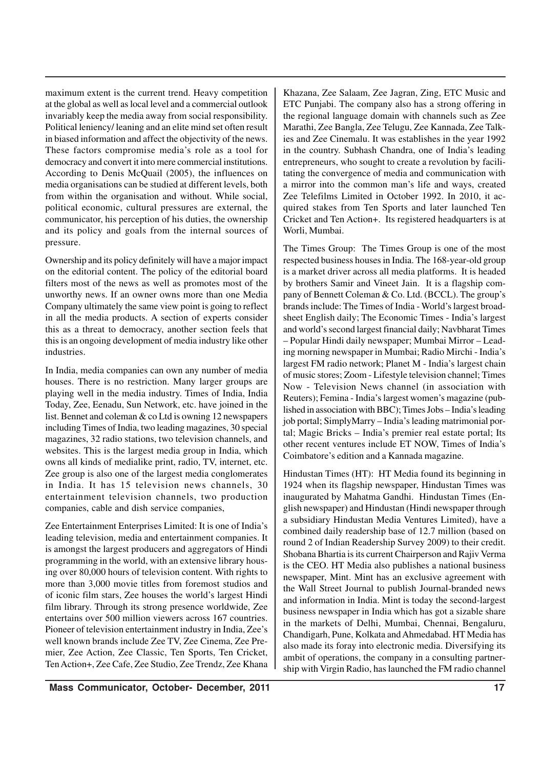maximum extent is the current trend. Heavy competition at the global as well as local level and a commercial outlook invariably keep the media away from social responsibility. Political leniency/ leaning and an elite mind set often result in biased information and affect the objectivity of the news. These factors compromise media's role as a tool for democracy and convert it into mere commercial institutions. According to Denis McQuail (2005), the influences on media organisations can be studied at different levels, both from within the organisation and without. While social, political economic, cultural pressures are external, the communicator, his perception of his duties, the ownership and its policy and goals from the internal sources of pressure.

Ownership and its policy definitely will have a major impact on the editorial content. The policy of the editorial board filters most of the news as well as promotes most of the unworthy news. If an owner owns more than one Media Company ultimately the same view point is going to reflect in all the media products. A section of experts consider this as a threat to democracy, another section feels that this is an ongoing development of media industry like other industries.

In India, media companies can own any number of media houses. There is no restriction. Many larger groups are playing well in the media industry. Times of India, India Today, Zee, Eenadu, Sun Network, etc. have joined in the list. Bennet and coleman & co Ltd is owning 12 newspapers including Times of India, two leading magazines, 30 special magazines, 32 radio stations, two television channels, and websites. This is the largest media group in India, which owns all kinds of medialike print, radio, TV, internet, etc. Zee group is also one of the largest media conglomerates in India. It has 15 television news channels, 30 entertainment television channels, two production companies, cable and dish service companies,

Zee Entertainment Enterprises Limited: It is one of India's leading television, media and entertainment companies. It is amongst the largest producers and aggregators of Hindi programming in the world, with an extensive library housing over 80,000 hours of television content. With rights to more than 3,000 movie titles from foremost studios and of iconic film stars, Zee houses the world's largest Hindi film library. Through its strong presence worldwide, Zee entertains over 500 million viewers across 167 countries. Pioneer of television entertainment industry in India, Zee's well known brands include Zee TV, Zee Cinema, Zee Premier, Zee Action, Zee Classic, Ten Sports, Ten Cricket, Ten Action+, Zee Cafe, Zee Studio, Zee Trendz, Zee Khana Khazana, Zee Salaam, Zee Jagran, Zing, ETC Music and ETC Punjabi. The company also has a strong offering in the regional language domain with channels such as Zee Marathi, Zee Bangla, Zee Telugu, Zee Kannada, Zee Talkies and Zee Cinemalu. It was establishes in the year 1992 in the country. Subhash Chandra, one of India's leading entrepreneurs, who sought to create a revolution by facilitating the convergence of media and communication with a mirror into the common man's life and ways, created Zee Telefilms Limited in October 1992. In 2010, it acquired stakes from Ten Sports and later launched Ten Cricket and Ten Action+. Its registered headquarters is at Worli, Mumbai.

The Times Group: The Times Group is one of the most respected business houses in India. The 168-year-old group is a market driver across all media platforms. It is headed by brothers Samir and Vineet Jain. It is a flagship company of Bennett Coleman & Co. Ltd. (BCCL). The group's brands include: The Times of India - World's largest broadsheet English daily; The Economic Times - India's largest and world's second largest financial daily; Navbharat Times – Popular Hindi daily newspaper; Mumbai Mirror – Leading morning newspaper in Mumbai; Radio Mirchi - India's largest FM radio network; Planet M - India's largest chain of music stores; Zoom - Lifestyle television channel; Times Now - Television News channel (in association with Reuters); Femina - India's largest women's magazine (published in association with BBC); Times Jobs – India's leading job portal; SimplyMarry – India's leading matrimonial portal; Magic Bricks – India's premier real estate portal; Its other recent ventures include ET NOW, Times of India's Coimbatore's edition and a Kannada magazine.

Hindustan Times (HT): HT Media found its beginning in 1924 when its flagship newspaper, Hindustan Times was inaugurated by Mahatma Gandhi. Hindustan Times (English newspaper) and Hindustan (Hindi newspaper through a subsidiary Hindustan Media Ventures Limited), have a combined daily readership base of 12.7 million (based on round 2 of Indian Readership Survey 2009) to their credit. Shobana Bhartia is its current Chairperson and Rajiv Verma is the CEO. HT Media also publishes a national business newspaper, Mint. Mint has an exclusive agreement with the Wall Street Journal to publish Journal-branded news and information in India. Mint is today the second-largest business newspaper in India which has got a sizable share in the markets of Delhi, Mumbai, Chennai, Bengaluru, Chandigarh, Pune, Kolkata and Ahmedabad. HT Media has also made its foray into electronic media. Diversifying its ambit of operations, the company in a consulting partnership with Virgin Radio, has launched the FM radio channel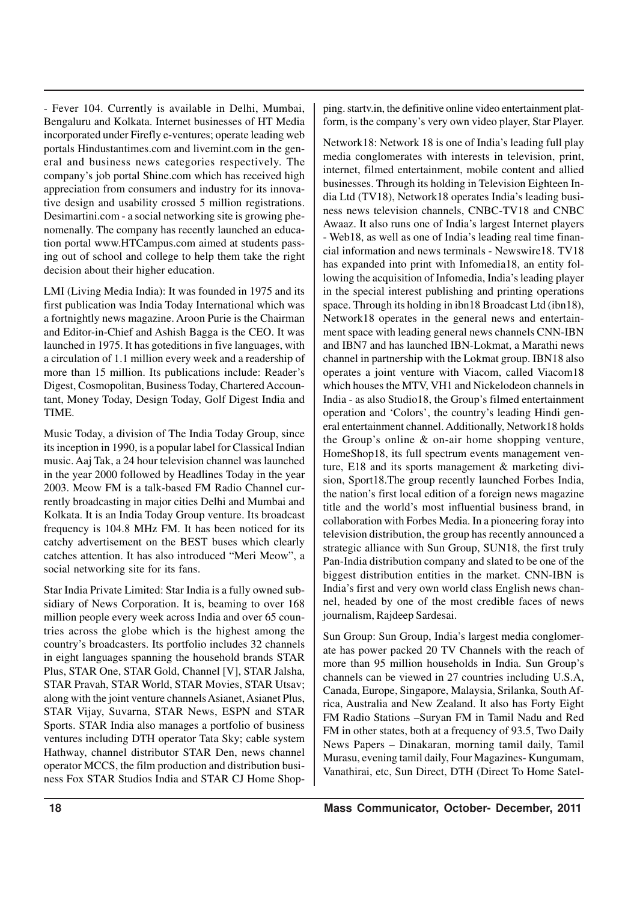- Fever 104. Currently is available in Delhi, Mumbai, Bengaluru and Kolkata. Internet businesses of HT Media incorporated under Firefly e-ventures; operate leading web portals Hindustantimes.com and livemint.com in the general and business news categories respectively. The company's job portal Shine.com which has received high appreciation from consumers and industry for its innovative design and usability crossed 5 million registrations. Desimartini.com - a social networking site is growing phenomenally. The company has recently launched an education portal www.HTCampus.com aimed at students passing out of school and college to help them take the right decision about their higher education.

LMI (Living Media India): It was founded in 1975 and its first publication was India Today International which was a fortnightly news magazine. Aroon Purie is the Chairman and Editor-in-Chief and Ashish Bagga is the CEO. It was launched in 1975. It has goteditions in five languages, with a circulation of 1.1 million every week and a readership of more than 15 million. Its publications include: Reader's Digest, Cosmopolitan, Business Today, Chartered Accountant, Money Today, Design Today, Golf Digest India and TIME.

Music Today, a division of The India Today Group, since its inception in 1990, is a popular label for Classical Indian music. Aaj Tak, a 24 hour television channel was launched in the year 2000 followed by Headlines Today in the year 2003. Meow FM is a talk-based FM Radio Channel currently broadcasting in major cities Delhi and Mumbai and Kolkata. It is an India Today Group venture. Its broadcast frequency is 104.8 MHz FM. It has been noticed for its catchy advertisement on the BEST buses which clearly catches attention. It has also introduced "Meri Meow", a social networking site for its fans.

Star India Private Limited: Star India is a fully owned subsidiary of News Corporation. It is, beaming to over 168 million people every week across India and over 65 countries across the globe which is the highest among the country's broadcasters. Its portfolio includes 32 channels in eight languages spanning the household brands STAR Plus, STAR One, STAR Gold, Channel [V], STAR Jalsha, STAR Pravah, STAR World, STAR Movies, STAR Utsav; along with the joint venture channels Asianet, Asianet Plus, STAR Vijay, Suvarna, STAR News, ESPN and STAR Sports. STAR India also manages a portfolio of business ventures including DTH operator Tata Sky; cable system Hathway, channel distributor STAR Den, news channel operator MCCS, the film production and distribution business Fox STAR Studios India and STAR CJ Home Shopping. startv.in, the definitive online video entertainment platform, is the company's very own video player, Star Player.

Network18: Network 18 is one of India's leading full play media conglomerates with interests in television, print, internet, filmed entertainment, mobile content and allied businesses. Through its holding in Television Eighteen India Ltd (TV18), Network18 operates India's leading business news television channels, CNBC-TV18 and CNBC Awaaz. It also runs one of India's largest Internet players - Web18, as well as one of India's leading real time financial information and news terminals - Newswire18. TV18 has expanded into print with Infomedia18, an entity following the acquisition of Infomedia, India's leading player in the special interest publishing and printing operations space. Through its holding in ibn18 Broadcast Ltd (ibn18), Network18 operates in the general news and entertainment space with leading general news channels CNN-IBN and IBN7 and has launched IBN-Lokmat, a Marathi news channel in partnership with the Lokmat group. IBN18 also operates a joint venture with Viacom, called Viacom18 which houses the MTV, VH1 and Nickelodeon channels in India - as also Studio18, the Group's filmed entertainment operation and 'Colors', the country's leading Hindi general entertainment channel. Additionally, Network18 holds the Group's online & on-air home shopping venture, HomeShop18, its full spectrum events management venture, E18 and its sports management & marketing division, Sport18.The group recently launched Forbes India, the nation's first local edition of a foreign news magazine title and the world's most influential business brand, in collaboration with Forbes Media. In a pioneering foray into television distribution, the group has recently announced a strategic alliance with Sun Group, SUN18, the first truly Pan-India distribution company and slated to be one of the biggest distribution entities in the market. CNN-IBN is India's first and very own world class English news channel, headed by one of the most credible faces of news journalism, Rajdeep Sardesai.

Sun Group: Sun Group, India's largest media conglomerate has power packed 20 TV Channels with the reach of more than 95 million households in India. Sun Group's channels can be viewed in 27 countries including U.S.A, Canada, Europe, Singapore, Malaysia, Srilanka, South Africa, Australia and New Zealand. It also has Forty Eight FM Radio Stations –Suryan FM in Tamil Nadu and Red FM in other states, both at a frequency of 93.5, Two Daily News Papers – Dinakaran, morning tamil daily, Tamil Murasu, evening tamil daily, Four Magazines- Kungumam, Vanathirai, etc, Sun Direct, DTH (Direct To Home Satel-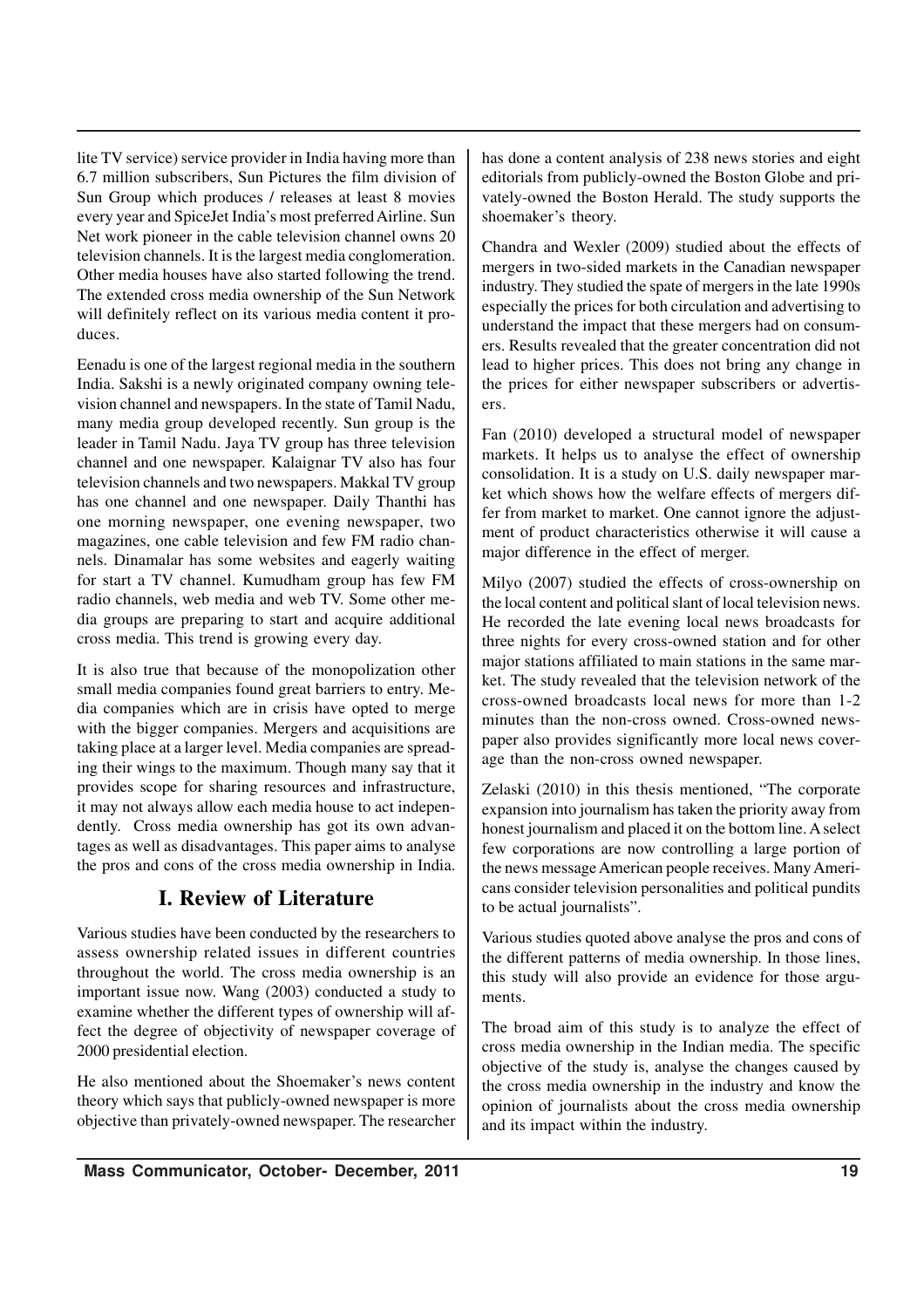lite TV service) service provider in India having more than 6.7 million subscribers, Sun Pictures the film division of Sun Group which produces / releases at least 8 movies every year and SpiceJet India's most preferred Airline. Sun Net work pioneer in the cable television channel owns 20 television channels. It is the largest media conglomeration. Other media houses have also started following the trend. The extended cross media ownership of the Sun Network will definitely reflect on its various media content it produces.

Eenadu is one of the largest regional media in the southern India. Sakshi is a newly originated company owning television channel and newspapers. In the state of Tamil Nadu, many media group developed recently. Sun group is the leader in Tamil Nadu. Jaya TV group has three television channel and one newspaper. Kalaignar TV also has four television channels and two newspapers. Makkal TV group has one channel and one newspaper. Daily Thanthi has one morning newspaper, one evening newspaper, two magazines, one cable television and few FM radio channels. Dinamalar has some websites and eagerly waiting for start a TV channel. Kumudham group has few FM radio channels, web media and web TV. Some other media groups are preparing to start and acquire additional cross media. This trend is growing every day.

It is also true that because of the monopolization other small media companies found great barriers to entry. Media companies which are in crisis have opted to merge with the bigger companies. Mergers and acquisitions are taking place at a larger level. Media companies are spreading their wings to the maximum. Though many say that it provides scope for sharing resources and infrastructure, it may not always allow each media house to act independently. Cross media ownership has got its own advantages as well as disadvantages. This paper aims to analyse the pros and cons of the cross media ownership in India.

## I. Review of Literature

Various studies have been conducted by the researchers to assess ownership related issues in different countries throughout the world. The cross media ownership is an important issue now. Wang (2003) conducted a study to examine whether the different types of ownership will affect the degree of objectivity of newspaper coverage of 2000 presidential election.

He also mentioned about the Shoemaker's news content theory which says that publicly-owned newspaper is more objective than privately-owned newspaper. The researcher has done a content analysis of 238 news stories and eight editorials from publicly-owned the Boston Globe and privately-owned the Boston Herald. The study supports the shoemaker's theory.

Chandra and Wexler (2009) studied about the effects of mergers in two-sided markets in the Canadian newspaper industry. They studied the spate of mergers in the late 1990s especially the prices for both circulation and advertising to understand the impact that these mergers had on consumers. Results revealed that the greater concentration did not lead to higher prices. This does not bring any change in the prices for either newspaper subscribers or advertisers.

Fan (2010) developed a structural model of newspaper markets. It helps us to analyse the effect of ownership consolidation. It is a study on U.S. daily newspaper market which shows how the welfare effects of mergers differ from market to market. One cannot ignore the adjustment of product characteristics otherwise it will cause a major difference in the effect of merger.

Milyo (2007) studied the effects of cross-ownership on the local content and political slant of local television news. He recorded the late evening local news broadcasts for three nights for every cross-owned station and for other major stations affiliated to main stations in the same market. The study revealed that the television network of the cross-owned broadcasts local news for more than 1-2 minutes than the non-cross owned. Cross-owned newspaper also provides significantly more local news coverage than the non-cross owned newspaper.

Zelaski (2010) in this thesis mentioned, "The corporate expansion into journalism has taken the priority away from honest journalism and placed it on the bottom line. A select few corporations are now controlling a large portion of the news message American people receives. Many Americans consider television personalities and political pundits to be actual journalists".

Various studies quoted above analyse the pros and cons of the different patterns of media ownership. In those lines, this study will also provide an evidence for those arguments.

The broad aim of this study is to analyze the effect of cross media ownership in the Indian media. The specific objective of the study is, analyse the changes caused by the cross media ownership in the industry and know the opinion of journalists about the cross media ownership and its impact within the industry.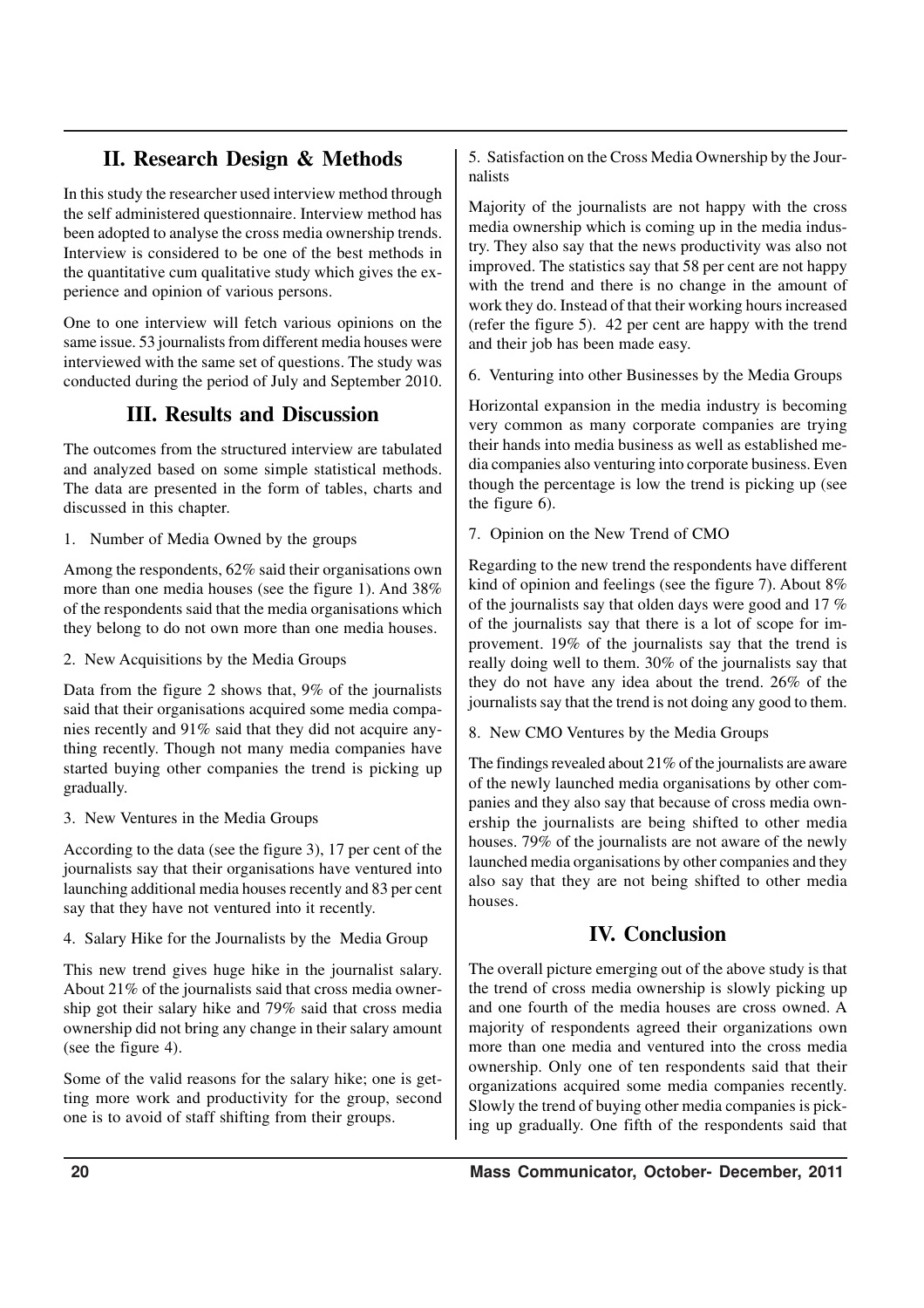## II. Research Design & Methods

In this study the researcher used interview method through the self administered questionnaire. Interview method has been adopted to analyse the cross media ownership trends. Interview is considered to be one of the best methods in the quantitative cum qualitative study which gives the experience and opinion of various persons.

One to one interview will fetch various opinions on the same issue. 53 journalists from different media houses were interviewed with the same set of questions. The study was conducted during the period of July and September 2010.

## III. Results and Discussion

The outcomes from the structured interview are tabulated and analyzed based on some simple statistical methods. The data are presented in the form of tables, charts and discussed in this chapter.

1. Number of Media Owned by the groups

Among the respondents, 62% said their organisations own more than one media houses (see the figure 1). And 38% of the respondents said that the media organisations which they belong to do not own more than one media houses.

2. New Acquisitions by the Media Groups

Data from the figure 2 shows that, 9% of the journalists said that their organisations acquired some media companies recently and 91% said that they did not acquire anything recently. Though not many media companies have started buying other companies the trend is picking up gradually.

3. New Ventures in the Media Groups

According to the data (see the figure 3), 17 per cent of the journalists say that their organisations have ventured into launching additional media houses recently and 83 per cent say that they have not ventured into it recently.

4. Salary Hike for the Journalists by the Media Group

This new trend gives huge hike in the journalist salary. About 21% of the journalists said that cross media ownership got their salary hike and 79% said that cross media ownership did not bring any change in their salary amount (see the figure 4).

Some of the valid reasons for the salary hike; one is getting more work and productivity for the group, second one is to avoid of staff shifting from their groups.

5. Satisfaction on the Cross Media Ownership by the Journalists

Majority of the journalists are not happy with the cross media ownership which is coming up in the media industry. They also say that the news productivity was also not improved. The statistics say that 58 per cent are not happy with the trend and there is no change in the amount of work they do. Instead of that their working hours increased (refer the figure 5). 42 per cent are happy with the trend and their job has been made easy.

6. Venturing into other Businesses by the Media Groups

Horizontal expansion in the media industry is becoming very common as many corporate companies are trying their hands into media business as well as established media companies also venturing into corporate business. Even though the percentage is low the trend is picking up (see the figure 6).

7. Opinion on the New Trend of CMO

Regarding to the new trend the respondents have different kind of opinion and feelings (see the figure 7). About 8% of the journalists say that olden days were good and 17 % of the journalists say that there is a lot of scope for improvement. 19% of the journalists say that the trend is really doing well to them. 30% of the journalists say that they do not have any idea about the trend. 26% of the journalists say that the trend is not doing any good to them.

8. New CMO Ventures by the Media Groups

The findings revealed about 21% of the journalists are aware of the newly launched media organisations by other companies and they also say that because of cross media ownership the journalists are being shifted to other media houses. 79% of the journalists are not aware of the newly launched media organisations by other companies and they also say that they are not being shifted to other media houses.

## IV. Conclusion

The overall picture emerging out of the above study is that the trend of cross media ownership is slowly picking up and one fourth of the media houses are cross owned. A majority of respondents agreed their organizations own more than one media and ventured into the cross media ownership. Only one of ten respondents said that their organizations acquired some media companies recently. Slowly the trend of buying other media companies is picking up gradually. One fifth of the respondents said that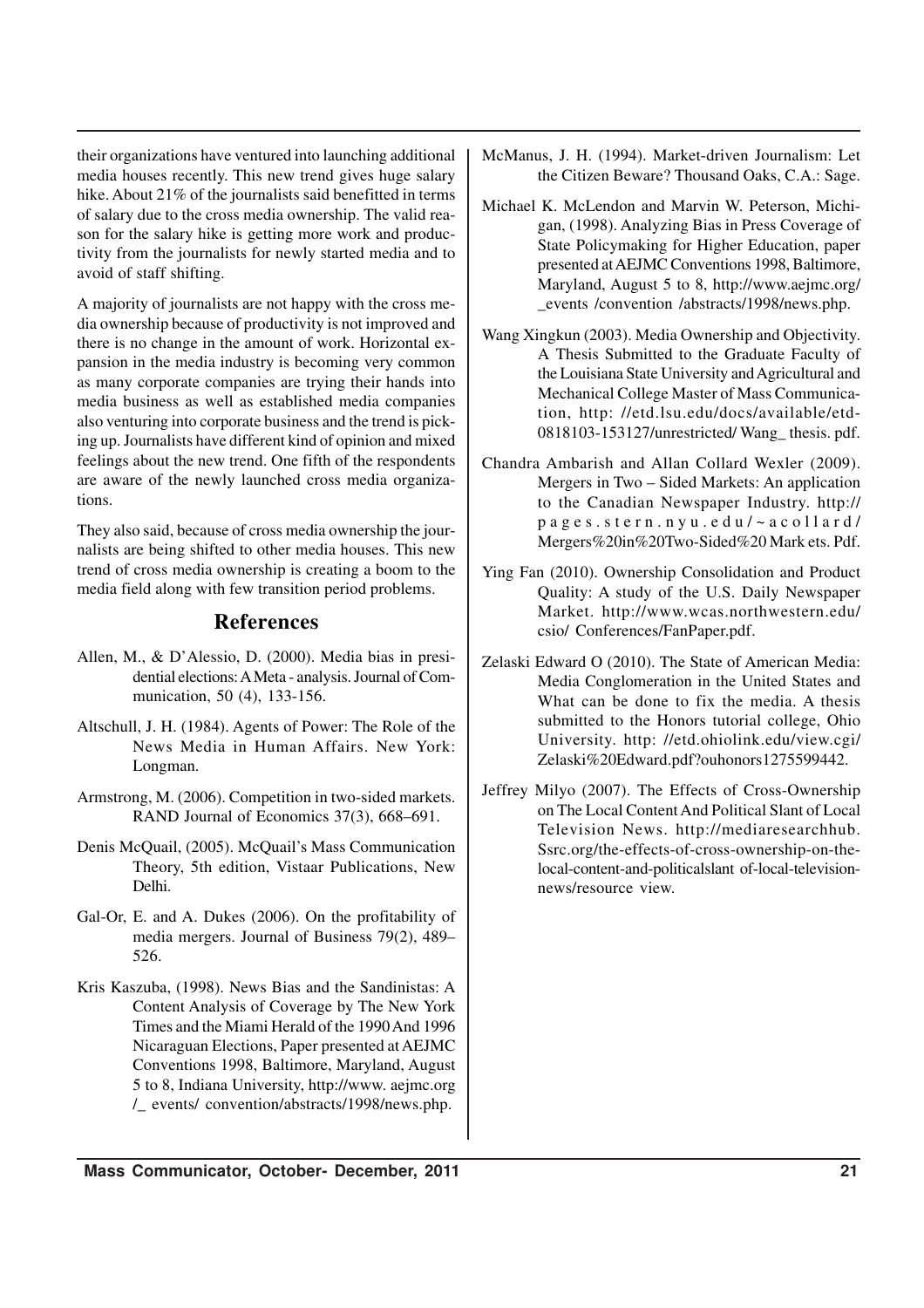their organizations have ventured into launching additional media houses recently. This new trend gives huge salary hike. About 21% of the journalists said benefitted in terms of salary due to the cross media ownership. The valid reason for the salary hike is getting more work and productivity from the journalists for newly started media and to avoid of staff shifting.

A majority of journalists are not happy with the cross media ownership because of productivity is not improved and there is no change in the amount of work. Horizontal expansion in the media industry is becoming very common as many corporate companies are trying their hands into media business as well as established media companies also venturing into corporate business and the trend is picking up. Journalists have different kind of opinion and mixed feelings about the new trend. One fifth of the respondents are aware of the newly launched cross media organizations.

They also said, because of cross media ownership the journalists are being shifted to other media houses. This new trend of cross media ownership is creating a boom to the media field along with few transition period problems.

## References

Allen, M., & D'Alessio, D. (2000). Media bias in presidential elections: A Meta - analysis. Journal of Communication, 50 (4), 133-156.

Altschull, J. H. (1984). Agents of Power: The Role of the News Media in Human Affairs. New York: Longman.

Armstrong, M. (2006). Competition in two-sided markets. RAND Journal of Economics 37(3), 668–691.

Denis McQuail, (2005). McQuail's Mass Communication Theory, 5th edition, Vistaar Publications, New Delhi.

Gal-Or, E. and A. Dukes (2006). On the profitability of media mergers. Journal of Business 79(2), 489–526.

Kris Kaszuba, (1998). News Bias and the Sandinistas: A Content Analysis of Coverage by The New York Times and the Miami Herald of the 1990 And 1996 Nicaraguan Elections, Paper presented at AEJMC Conventions 1998, Baltimore, Maryland, August 5 to 8, Indiana University, http://www. aejmc.org /_ events/ convention/abstracts/1998/news.php.

McManus, J. H. (1994). Market-driven Journalism: Let the Citizen Beware? Thousand Oaks, C.A.: Sage.

Michael K. McLendon and Marvin W. Peterson, Michigan, (1998). Analyzing Bias in Press Coverage of State Policymaking for Higher Education, paper presented at AEJMC Conventions 1998, Baltimore, Maryland, August 5 to 8, http://www.aejmc.org/ _events /convention /abstracts/1998/news.php.

Wang Xingkun (2003). Media Ownership and Objectivity. A Thesis Submitted to the Graduate Faculty of the Louisiana State University and Agricultural and Mechanical College Master of Mass Communication, http: //etd.lsu.edu/docs/available/etd-0818103-153127/unrestricted/ Wang_ thesis. pdf.

Chandra Ambarish and Allan Collard Wexler (2009). Mergers in Two – Sided Markets: An application to the Canadian Newspaper Industry. http:// pages.stern.nyu.edu/~acollard/ Mergers%20in%20Two-Sided%20 Mark ets. Pdf.

Ying Fan (2010). Ownership Consolidation and Product Quality: A study of the U.S. Daily Newspaper Market. http://www.wcas.northwestern.edu/ csio/ Conferences/FanPaper.pdf.

Zelaski Edward O (2010). The State of American Media: Media Conglomeration in the United States and What can be done to fix the media. A thesis submitted to the Honors tutorial college, Ohio University. http: //etd.ohiolink.edu/view.cgi/ Zelaski%20Edward.pdf?ouhonors1275599442.

Jeffrey Milyo (2007). The Effects of Cross-Ownership on The Local Content And Political Slant of Local Television News. http://mediaresearchhub. Ssrc.org/the-effects-of-cross-ownership-on-the-local-content-and-politicalslant of-local-television-news/resource view.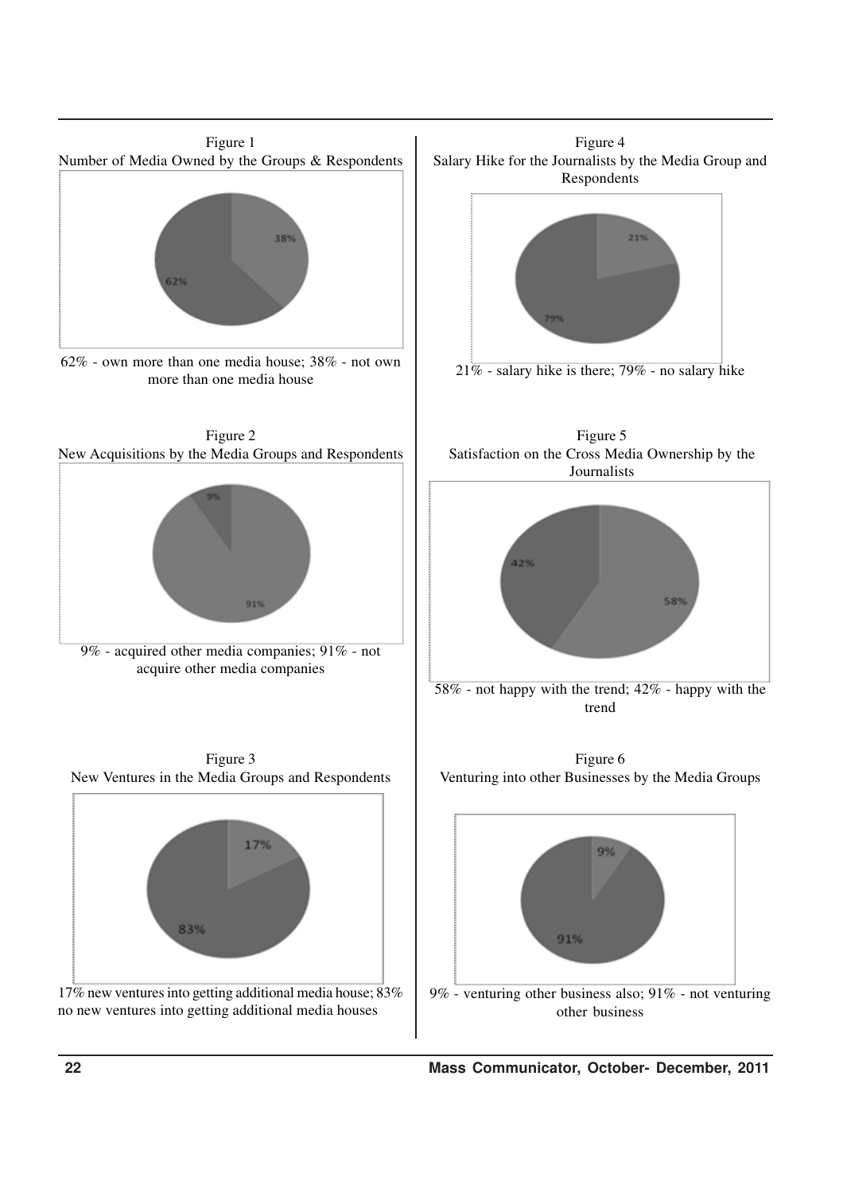Figure 1

Number of Media Owned by the Groups & Respondents

62% - own more than one media house; 38% - not own more than one media house

Figure 2

New Acquisitions by the Media Groups and Respondents

9% - acquired other media companies; 91% - not acquire other media companies

Figure 3

New Ventures in the Media Groups and Respondents

17% new ventures into getting additional media house; 83% no new ventures into getting additional media houses

Figure 4

Salary Hike for the Journalists by the Media Group and Respondents

21% - salary hike is there; 79% - no salary hike

Figure 5

Satisfaction on the Cross Media Ownership by the Journalists

58% - not happy with the trend; 42% - happy with the trend

Figure 6

Venturing into other Businesses by the Media Groups

9% - venturing other business also; 91% - not venturing other business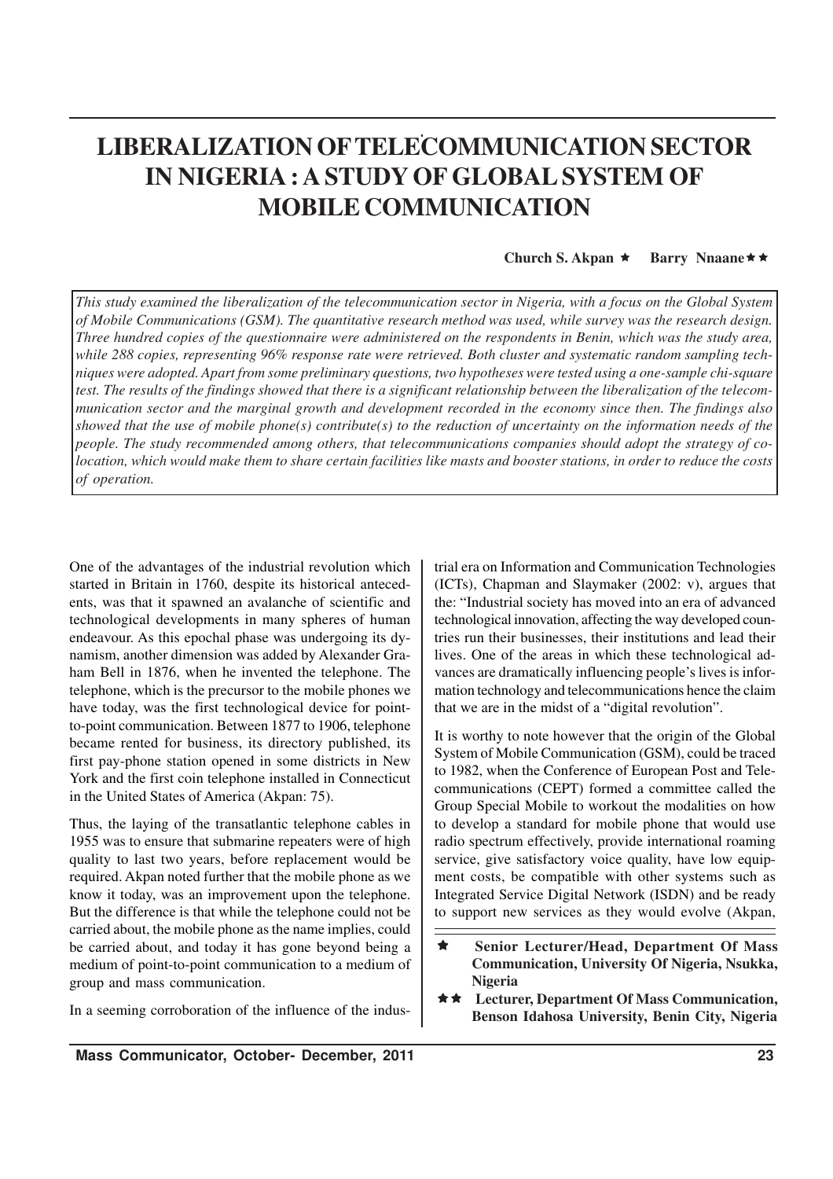# LIBERALIZATION OF TELECOMMUNICATION SECTOR IN NIGERIA : A STUDY OF GLOBAL SYSTEM OF MOBILE COMMUNICATION

**Church S. Akpan ★ Barry Nnaane★★**

*This study examined the liberalization of the telecommunication sector in Nigeria, with a focus on the Global System of Mobile Communications (GSM). The quantitative research method was used, while survey was the research design. Three hundred copies of the questionnaire were administered on the respondents in Benin, which was the study area, while 288 copies, representing 96% response rate were retrieved. Both cluster and systematic random sampling techniques were adopted. Apart from some preliminary questions, two hypotheses were tested using a one-sample chi-square test. The results of the findings showed that there is a significant relationship between the liberalization of the telecommunication sector and the marginal growth and development recorded in the economy since then. The findings also showed that the use of mobile phone(s) contribute(s) to the reduction of uncertainty on the information needs of the people. The study recommended among others, that telecommunications companies should adopt the strategy of co-location, which would make them to share certain facilities like masts and booster stations, in order to reduce the costs of operation.*

One of the advantages of the industrial revolution which started in Britain in 1760, despite its historical antecedents, was that it spawned an avalanche of scientific and technological developments in many spheres of human endeavour. As this epochal phase was undergoing its dynamism, another dimension was added by Alexander Graham Bell in 1876, when he invented the telephone. The telephone, which is the precursor to the mobile phones we have today, was the first technological device for point-to-point communication. Between 1877 to 1906, telephone became rented for business, its directory published, its first pay-phone station opened in some districts in New York and the first coin telephone installed in Connecticut in the United States of America (Akpan: 75).

Thus, the laying of the transatlantic telephone cables in 1955 was to ensure that submarine repeaters were of high quality to last two years, before replacement would be required. Akpan noted further that the mobile phone as we know it today, was an improvement upon the telephone. But the difference is that while the telephone could not be carried about, the mobile phone as the name implies, could be carried about, and today it has gone beyond being a medium of point-to-point communication to a medium of group and mass communication.

In a seeming corroboration of the influence of the industrial era on Information and Communication Technologies (ICTs), Chapman and Slaymaker (2002: v), argues that the: "Industrial society has moved into an era of advanced technological innovation, affecting the way developed countries run their businesses, their institutions and lead their lives. One of the areas in which these technological advances are dramatically influencing people's lives is information technology and telecommunications hence the claim that we are in the midst of a "digital revolution".

It is worthy to note however that the origin of the Global System of Mobile Communication (GSM), could be traced to 1982, when the Conference of European Post and Telecommunications (CEPT) formed a committee called the Group Special Mobile to workout the modalities on how to develop a standard for mobile phone that would use radio spectrum effectively, provide international roaming service, give satisfactory voice quality, have low equipment costs, be compatible with other systems such as Integrated Service Digital Network (ISDN) and be ready to support new services as they would evolve (Akpan,

★ **Senior Lecturer/Head, Department Of Mass Communication, University Of Nigeria, Nsukka, Nigeria**

★★ **Lecturer, Department Of Mass Communication, Benson Idahosa University, Benin City, Nigeria**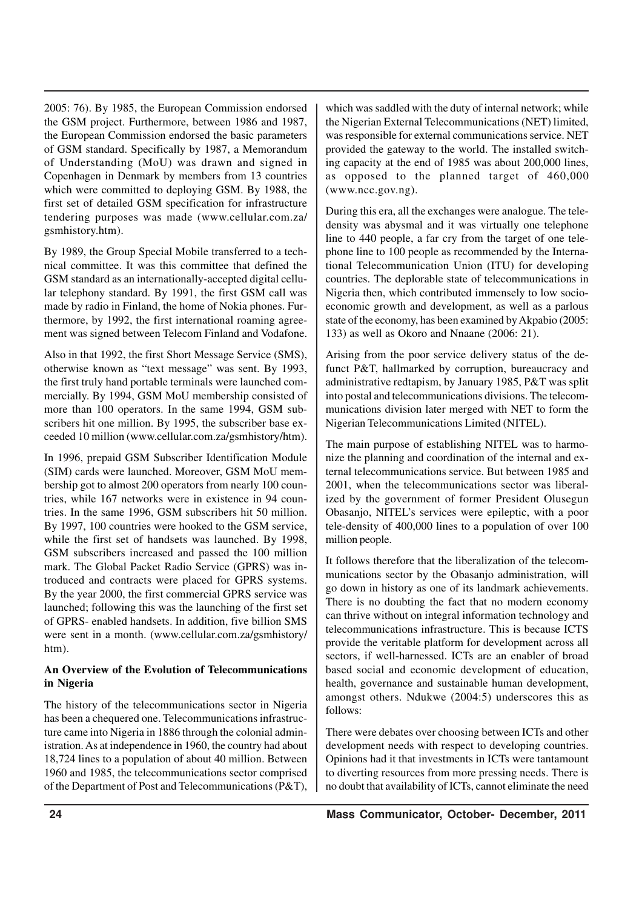2005: 76). By 1985, the European Commission endorsed the GSM project. Furthermore, between 1986 and 1987, the European Commission endorsed the basic parameters of GSM standard. Specifically by 1987, a Memorandum of Understanding (MoU) was drawn and signed in Copenhagen in Denmark by members from 13 countries which were committed to deploying GSM. By 1988, the first set of detailed GSM specification for infrastructure tendering purposes was made (www.cellular.com.za/gsmhistory.htm).

By 1989, the Group Special Mobile transferred to a technical committee. It was this committee that defined the GSM standard as an internationally-accepted digital cellular telephony standard. By 1991, the first GSM call was made by radio in Finland, the home of Nokia phones. Furthermore, by 1992, the first international roaming agreement was signed between Telecom Finland and Vodafone.

Also in that 1992, the first Short Message Service (SMS), otherwise known as "text message" was sent. By 1993, the first truly hand portable terminals were launched commercially. By 1994, GSM MoU membership consisted of more than 100 operators. In the same 1994, GSM subscribers hit one million. By 1995, the subscriber base exceeded 10 million (www.cellular.com.za/gsmhistory/htm).

In 1996, prepaid GSM Subscriber Identification Module (SIM) cards were launched. Moreover, GSM MoU membership got to almost 200 operators from nearly 100 countries, while 167 networks were in existence in 94 countries. In the same 1996, GSM subscribers hit 50 million. By 1997, 100 countries were hooked to the GSM service, while the first set of handsets was launched. By 1998, GSM subscribers increased and passed the 100 million mark. The Global Packet Radio Service (GPRS) was introduced and contracts were placed for GPRS systems. By the year 2000, the first commercial GPRS service was launched; following this was the launching of the first set of GPRS- enabled handsets. In addition, five billion SMS were sent in a month. (www.cellular.com.za/gsmhistory/htm).

**An Overview of the Evolution of Telecommunications in Nigeria**

The history of the telecommunications sector in Nigeria has been a chequered one. Telecommunications infrastructure came into Nigeria in 1886 through the colonial administration. As at independence in 1960, the country had about 18,724 lines to a population of about 40 million. Between 1960 and 1985, the telecommunications sector comprised of the Department of Post and Telecommunications (P&T), which was saddled with the duty of internal network; while the Nigerian External Telecommunications (NET) limited, was responsible for external communications service. NET provided the gateway to the world. The installed switching capacity at the end of 1985 was about 200,000 lines, as opposed to the planned target of 460,000 (www.ncc.gov.ng).

During this era, all the exchanges were analogue. The teledensity was abysmal and it was virtually one telephone line to 440 people, a far cry from the target of one telephone line to 100 people as recommended by the International Telecommunication Union (ITU) for developing countries. The deplorable state of telecommunications in Nigeria then, which contributed immensely to low socio-economic growth and development, as well as a parlous state of the economy, has been examined by Akpabio (2005: 133) as well as Okoro and Nnaane (2006: 21).

Arising from the poor service delivery status of the defunct P&T, hallmarked by corruption, bureaucracy and administrative redtapism, by January 1985, P&T was split into postal and telecommunications divisions. The telecommunications division later merged with NET to form the Nigerian Telecommunications Limited (NITEL).

The main purpose of establishing NITEL was to harmonize the planning and coordination of the internal and external telecommunications service. But between 1985 and 2001, when the telecommunications sector was liberalized by the government of former President Olusegun Obasanjo, NITEL's services were epileptic, with a poor tele-density of 400,000 lines to a population of over 100 million people.

It follows therefore that the liberalization of the telecommunications sector by the Obasanjo administration, will go down in history as one of its landmark achievements. There is no doubting the fact that no modern economy can thrive without on integral information technology and telecommunications infrastructure. This is because ICTS provide the veritable platform for development across all sectors, if well-harnessed. ICTs are an enabler of broad based social and economic development of education, health, governance and sustainable human development, amongst others. Ndukwe (2004:5) underscores this as follows:

There were debates over choosing between ICTs and other development needs with respect to developing countries. Opinions had it that investments in ICTs were tantamount to diverting resources from more pressing needs. There is no doubt that availability of ICTs, cannot eliminate the need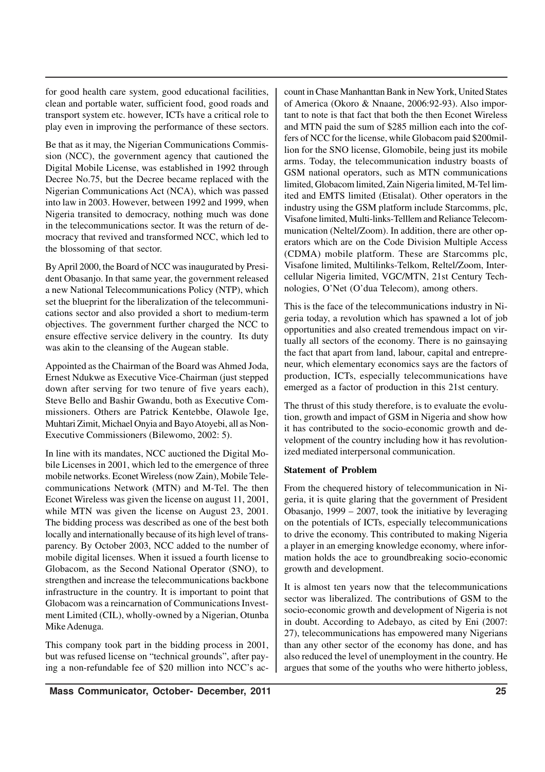for good health care system, good educational facilities, clean and portable water, sufficient food, good roads and transport system etc. however, ICTs have a critical role to play even in improving the performance of these sectors.

Be that as it may, the Nigerian Communications Commission (NCC), the government agency that cautioned the Digital Mobile License, was established in 1992 through Decree No.75, but the Decree became replaced with the Nigerian Communications Act (NCA), which was passed into law in 2003. However, between 1992 and 1999, when Nigeria transited to democracy, nothing much was done in the telecommunications sector. It was the return of democracy that revived and transformed NCC, which led to the blossoming of that sector.

By April 2000, the Board of NCC was inaugurated by President Obasanjo. In that same year, the government released a new National Telecommunications Policy (NTP), which set the blueprint for the liberalization of the telecommunications sector and also provided a short to medium-term objectives. The government further charged the NCC to ensure effective service delivery in the country. Its duty was akin to the cleansing of the Augean stable.

Appointed as the Chairman of the Board was Ahmed Joda, Ernest Ndukwe as Executive Vice-Chairman (just stepped down after serving for two tenure of five years each), Steve Bello and Bashir Gwandu, both as Executive Commissioners. Others are Patrick Kentebbe, Olawole Ige, Muhtari Zimit, Michael Onyia and Bayo Atoyebi, all as Non-Executive Commissioners (Bilewomo, 2002: 5).

In line with its mandates, NCC auctioned the Digital Mobile Licenses in 2001, which led to the emergence of three mobile networks. Econet Wireless (now Zain), Mobile Telecommunications Network (MTN) and M-Tel. The then Econet Wireless was given the license on august 11, 2001, while MTN was given the license on August 23, 2001. The bidding process was described as one of the best both locally and internationally because of its high level of transparency. By October 2003, NCC added to the number of mobile digital licenses. When it issued a fourth license to Globacom, as the Second National Operator (SNO), to strengthen and increase the telecommunications backbone infrastructure in the country. It is important to point that Globacom was a reincarnation of Communications Investment Limited (CIL), wholly-owned by a Nigerian, Otunba Mike Adenuga.

This company took part in the bidding process in 2001, but was refused license on "technical grounds", after paying a non-refundable fee of \$20 million into NCC's account in Chase Manhanttan Bank in New York, United States of America (Okoro & Nnaane, 2006:92-93). Also important to note is that fact that both the then Econet Wireless and MTN paid the sum of \$285 million each into the coffers of NCC for the license, while Globacom paid \$200million for the SNO license, Glomobile, being just its mobile arms. Today, the telecommunication industry boasts of GSM national operators, such as MTN communications limited, Globacom limited, Zain Nigeria limited, M-Tel limited and EMTS limited (Etisalat). Other operators in the industry using the GSM platform include Starcomms, plc, Visafone limited, Multi-links-Telllem and Reliance Telecommunication (Neltel/Zoom). In addition, there are other operators which are on the Code Division Multiple Access (CDMA) mobile platform. These are Starcomms plc, Visafone limited, Multilinks-Telkom, Reltel/Zoom, Intercellular Nigeria limited, VGC/MTN, 21st Century Technologies, O'Net (O'dua Telecom), among others.

This is the face of the telecommunications industry in Nigeria today, a revolution which has spawned a lot of job opportunities and also created tremendous impact on virtually all sectors of the economy. There is no gainsaying the fact that apart from land, labour, capital and entrepreneur, which elementary economics says are the factors of production, ICTs, especially telecommunications have emerged as a factor of production in this 21st century.

The thrust of this study therefore, is to evaluate the evolution, growth and impact of GSM in Nigeria and show how it has contributed to the socio-economic growth and development of the country including how it has revolutionized mediated interpersonal communication.

**Statement of Problem**

From the chequered history of telecommunication in Nigeria, it is quite glaring that the government of President Obasanjo, 1999 – 2007, took the initiative by leveraging on the potentials of ICTs, especially telecommunications to drive the economy. This contributed to making Nigeria a player in an emerging knowledge economy, where information holds the ace to groundbreaking socio-economic growth and development.

It is almost ten years now that the telecommunications sector was liberalized. The contributions of GSM to the socio-economic growth and development of Nigeria is not in doubt. According to Adebayo, as cited by Eni (2007: 27), telecommunications has empowered many Nigerians than any other sector of the economy has done, and has also reduced the level of unemployment in the country. He argues that some of the youths who were hitherto jobless,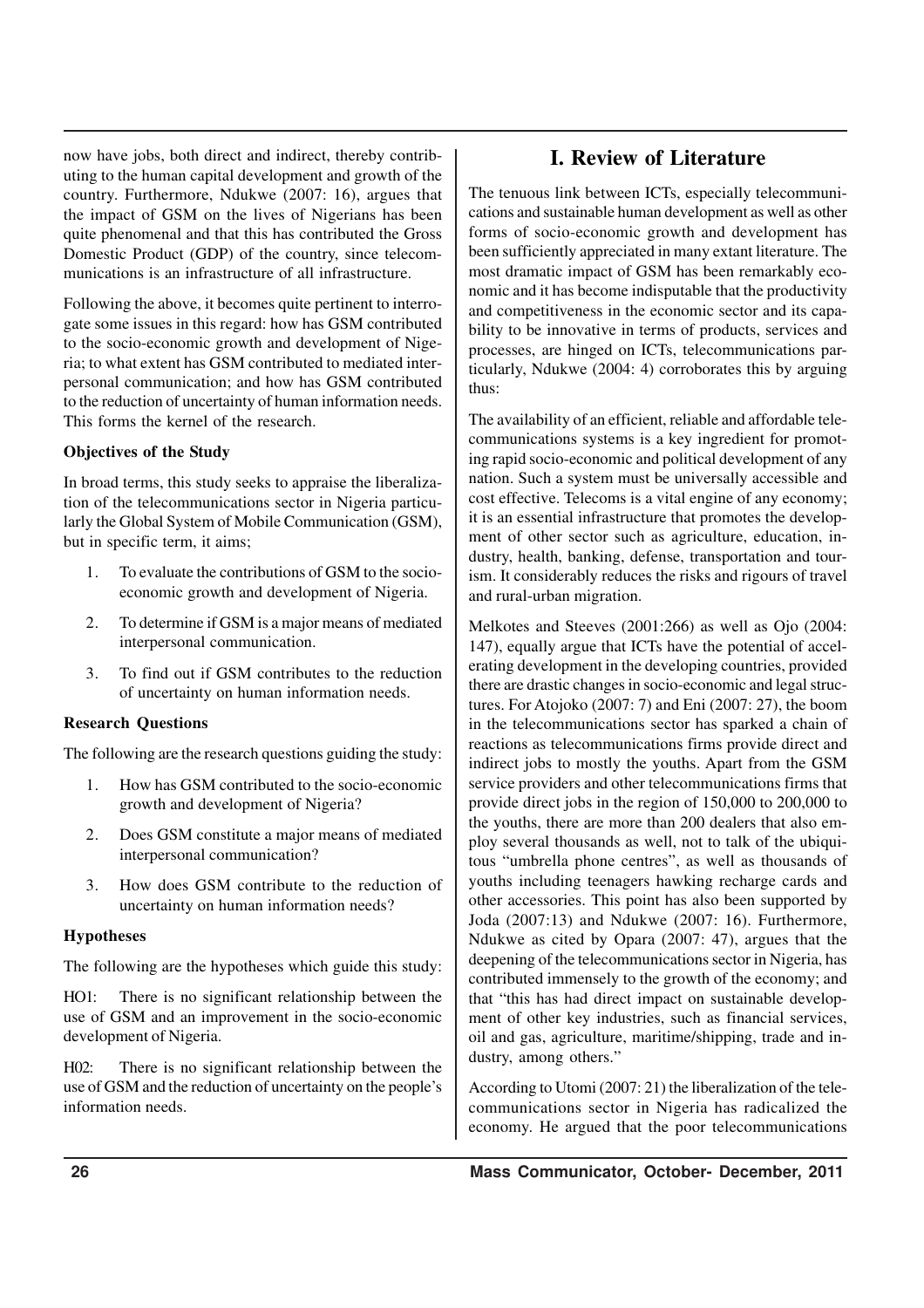now have jobs, both direct and indirect, thereby contributing to the human capital development and growth of the country. Furthermore, Ndukwe (2007: 16), argues that the impact of GSM on the lives of Nigerians has been quite phenomenal and that this has contributed the Gross Domestic Product (GDP) of the country, since telecommunications is an infrastructure of all infrastructure.

Following the above, it becomes quite pertinent to interrogate some issues in this regard: how has GSM contributed to the socio-economic growth and development of Nigeria; to what extent has GSM contributed to mediated interpersonal communication; and how has GSM contributed to the reduction of uncertainty of human information needs. This forms the kernel of the research.

### Objectives of the Study

In broad terms, this study seeks to appraise the liberalization of the telecommunications sector in Nigeria particularly the Global System of Mobile Communication (GSM), but in specific term, it aims;

1. To evaluate the contributions of GSM to the socio-economic growth and development of Nigeria.
2. To determine if GSM is a major means of mediated interpersonal communication.
3. To find out if GSM contributes to the reduction of uncertainty on human information needs.

### Research Questions

The following are the research questions guiding the study:

1. How has GSM contributed to the socio-economic growth and development of Nigeria?
2. Does GSM constitute a major means of mediated interpersonal communication?
3. How does GSM contribute to the reduction of uncertainty on human information needs?

### Hypotheses

The following are the hypotheses which guide this study:

HO1: There is no significant relationship between the use of GSM and an improvement in the socio-economic development of Nigeria.

H02: There is no significant relationship between the use of GSM and the reduction of uncertainty on the people's information needs.

## I. Review of Literature

The tenuous link between ICTs, especially telecommunications and sustainable human development as well as other forms of socio-economic growth and development has been sufficiently appreciated in many extant literature. The most dramatic impact of GSM has been remarkably economic and it has become indisputable that the productivity and competitiveness in the economic sector and its capability to be innovative in terms of products, services and processes, are hinged on ICTs, telecommunications particularly, Ndukwe (2004: 4) corroborates this by arguing thus:

The availability of an efficient, reliable and affordable telecommunications systems is a key ingredient for promoting rapid socio-economic and political development of any nation. Such a system must be universally accessible and cost effective. Telecoms is a vital engine of any economy; it is an essential infrastructure that promotes the development of other sector such as agriculture, education, industry, health, banking, defense, transportation and tourism. It considerably reduces the risks and rigours of travel and rural-urban migration.

Melkotes and Steeves (2001:266) as well as Ojo (2004: 147), equally argue that ICTs have the potential of accelerating development in the developing countries, provided there are drastic changes in socio-economic and legal structures. For Atojoko (2007: 7) and Eni (2007: 27), the boom in the telecommunications sector has sparked a chain of reactions as telecommunications firms provide direct and indirect jobs to mostly the youths. Apart from the GSM service providers and other telecommunications firms that provide direct jobs in the region of 150,000 to 200,000 to the youths, there are more than 200 dealers that also employ several thousands as well, not to talk of the ubiquitous "umbrella phone centres", as well as thousands of youths including teenagers hawking recharge cards and other accessories. This point has also been supported by Joda (2007:13) and Ndukwe (2007: 16). Furthermore, Ndukwe as cited by Opara (2007: 47), argues that the deepening of the telecommunications sector in Nigeria, has contributed immensely to the growth of the economy; and that "this has had direct impact on sustainable development of other key industries, such as financial services, oil and gas, agriculture, maritime/shipping, trade and industry, among others."

According to Utomi (2007: 21) the liberalization of the telecommunications sector in Nigeria has radicalized the economy. He argued that the poor telecommunications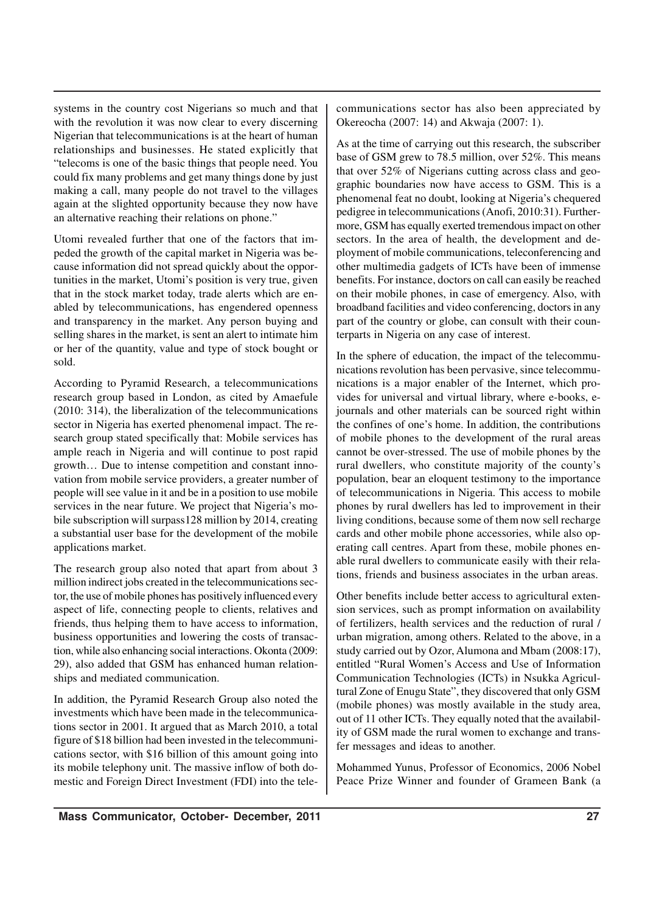systems in the country cost Nigerians so much and that with the revolution it was now clear to every discerning Nigerian that telecommunications is at the heart of human relationships and businesses. He stated explicitly that "telecoms is one of the basic things that people need. You could fix many problems and get many things done by just making a call, many people do not travel to the villages again at the slighted opportunity because they now have an alternative reaching their relations on phone."

Utomi revealed further that one of the factors that impeded the growth of the capital market in Nigeria was because information did not spread quickly about the opportunities in the market, Utomi's position is very true, given that in the stock market today, trade alerts which are enabled by telecommunications, has engendered openness and transparency in the market. Any person buying and selling shares in the market, is sent an alert to intimate him or her of the quantity, value and type of stock bought or sold.

According to Pyramid Research, a telecommunications research group based in London, as cited by Amaefule (2010: 314), the liberalization of the telecommunications sector in Nigeria has exerted phenomenal impact. The research group stated specifically that: Mobile services has ample reach in Nigeria and will continue to post rapid growth… Due to intense competition and constant innovation from mobile service providers, a greater number of people will see value in it and be in a position to use mobile services in the near future. We project that Nigeria's mobile subscription will surpass128 million by 2014, creating a substantial user base for the development of the mobile applications market.

The research group also noted that apart from about 3 million indirect jobs created in the telecommunications sector, the use of mobile phones has positively influenced every aspect of life, connecting people to clients, relatives and friends, thus helping them to have access to information, business opportunities and lowering the costs of transaction, while also enhancing social interactions. Okonta (2009: 29), also added that GSM has enhanced human relationships and mediated communication.

In addition, the Pyramid Research Group also noted the investments which have been made in the telecommunications sector in 2001. It argued that as March 2010, a total figure of $18 billion had been invested in the telecommunications sector, with $16 billion of this amount going into its mobile telephony unit. The massive inflow of both domestic and Foreign Direct Investment (FDI) into the telecommunications sector has also been appreciated by Okereocha (2007: 14) and Akwaja (2007: 1).

As at the time of carrying out this research, the subscriber base of GSM grew to 78.5 million, over 52%. This means that over 52% of Nigerians cutting across class and geographic boundaries now have access to GSM. This is a phenomenal feat no doubt, looking at Nigeria's chequered pedigree in telecommunications (Anofi, 2010:31). Furthermore, GSM has equally exerted tremendous impact on other sectors. In the area of health, the development and deployment of mobile communications, teleconferencing and other multimedia gadgets of ICTs have been of immense benefits. For instance, doctors on call can easily be reached on their mobile phones, in case of emergency. Also, with broadband facilities and video conferencing, doctors in any part of the country or globe, can consult with their counterparts in Nigeria on any case of interest.

In the sphere of education, the impact of the telecommunications revolution has been pervasive, since telecommunications is a major enabler of the Internet, which provides for universal and virtual library, where e-books, e-journals and other materials can be sourced right within the confines of one's home. In addition, the contributions of mobile phones to the development of the rural areas cannot be over-stressed. The use of mobile phones by the rural dwellers, who constitute majority of the county's population, bear an eloquent testimony to the importance of telecommunications in Nigeria. This access to mobile phones by rural dwellers has led to improvement in their living conditions, because some of them now sell recharge cards and other mobile phone accessories, while also operating call centres. Apart from these, mobile phones enable rural dwellers to communicate easily with their relations, friends and business associates in the urban areas.

Other benefits include better access to agricultural extension services, such as prompt information on availability of fertilizers, health services and the reduction of rural / urban migration, among others. Related to the above, in a study carried out by Ozor, Alumona and Mbam (2008:17), entitled "Rural Women's Access and Use of Information Communication Technologies (ICTs) in Nsukka Agricultural Zone of Enugu State", they discovered that only GSM (mobile phones) was mostly available in the study area, out of 11 other ICTs. They equally noted that the availability of GSM made the rural women to exchange and transfer messages and ideas to another.

Mohammed Yunus, Professor of Economics, 2006 Nobel Peace Prize Winner and founder of Grameen Bank (a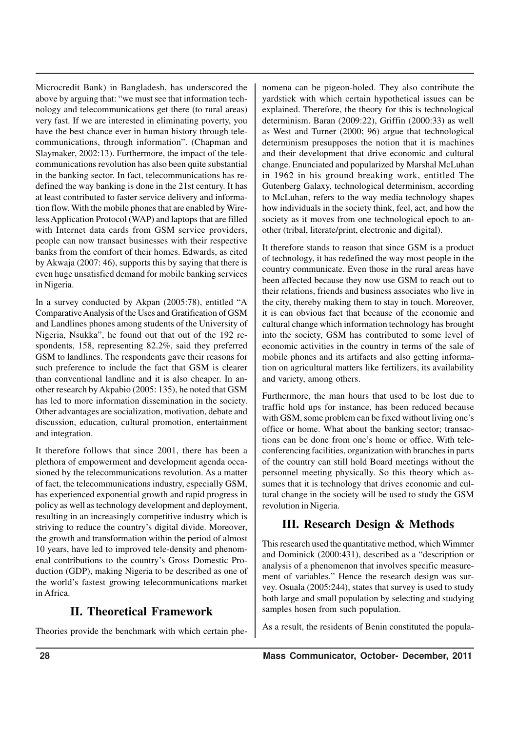Microcredit Bank) in Bangladesh, has underscored the above by arguing that: "we must see that information technology and telecommunications get there (to rural areas) very fast. If we are interested in eliminating poverty, you have the best chance ever in human history through telecommunications, through information". (Chapman and Slaymaker, 2002:13). Furthermore, the impact of the telecommunications revolution has also been quite substantial in the banking sector. In fact, telecommunications has redefined the way banking is done in the 21st century. It has at least contributed to faster service delivery and information flow. With the mobile phones that are enabled by Wireless Application Protocol (WAP) and laptops that are filled with Internet data cards from GSM service providers, people can now transact businesses with their respective banks from the comfort of their homes. Edwards, as cited by Akwaja (2007: 46), supports this by saying that there is even huge unsatisfied demand for mobile banking services in Nigeria.

In a survey conducted by Akpan (2005:78), entitled "A Comparative Analysis of the Uses and Gratification of GSM and Landlines phones among students of the University of Nigeria, Nsukka", he found out that out of the 192 respondents, 158, representing 82.2%, said they preferred GSM to landlines. The respondents gave their reasons for such preference to include the fact that GSM is clearer than conventional landline and it is also cheaper. In another research by Akpabio (2005: 135), he noted that GSM has led to more information dissemination in the society. Other advantages are socialization, motivation, debate and discussion, education, cultural promotion, entertainment and integration.

It therefore follows that since 2001, there has been a plethora of empowerment and development agenda occasioned by the telecommunications revolution. As a matter of fact, the telecommunications industry, especially GSM, has experienced exponential growth and rapid progress in policy as well as technology development and deployment, resulting in an increasingly competitive industry which is striving to reduce the country's digital divide. Moreover, the growth and transformation within the period of almost 10 years, have led to improved tele-density and phenomenal contributions to the country's Gross Domestic Production (GDP), making Nigeria to be described as one of the world's fastest growing telecommunications market in Africa.

## II. Theoretical Framework

Theories provide the benchmark with which certain phenomena can be pigeon-holed. They also contribute the yardstick with which certain hypothetical issues can be explained. Therefore, the theory for this is technological determinism. Baran (2009:22), Griffin (2000:33) as well as West and Turner (2000; 96) argue that technological determinism presupposes the notion that it is machines and their development that drive economic and cultural change. Enunciated and popularized by Marshal McLuhan in 1962 in his ground breaking work, entitled The Gutenberg Galaxy, technological determinism, according to McLuhan, refers to the way media technology shapes how individuals in the society think, feel, act, and how the society as it moves from one technological epoch to another (tribal, literate/print, electronic and digital).

It therefore stands to reason that since GSM is a product of technology, it has redefined the way most people in the country communicate. Even those in the rural areas have been affected because they now use GSM to reach out to their relations, friends and business associates who live in the city, thereby making them to stay in touch. Moreover, it is can obvious fact that because of the economic and cultural change which information technology has brought into the society, GSM has contributed to some level of economic activities in the country in terms of the sale of mobile phones and its artifacts and also getting information on agricultural matters like fertilizers, its availability and variety, among others.

Furthermore, the man hours that used to be lost due to traffic hold ups for instance, has been reduced because with GSM, some problem can be fixed without living one's office or home. What about the banking sector; transactions can be done from one's home or office. With teleconferencing facilities, organization with branches in parts of the country can still hold Board meetings without the personnel meeting physically. So this theory which assumes that it is technology that drives economic and cultural change in the society will be used to study the GSM revolution in Nigeria.

## III. Research Design & Methods

This research used the quantitative method, which Wimmer and Dominick (2000:431), described as a "description or analysis of a phenomenon that involves specific measurement of variables." Hence the research design was survey. Osuala (2005:244), states that survey is used to study both large and small population by selecting and studying samples hosen from such population.

As a result, the residents of Benin constituted the popula-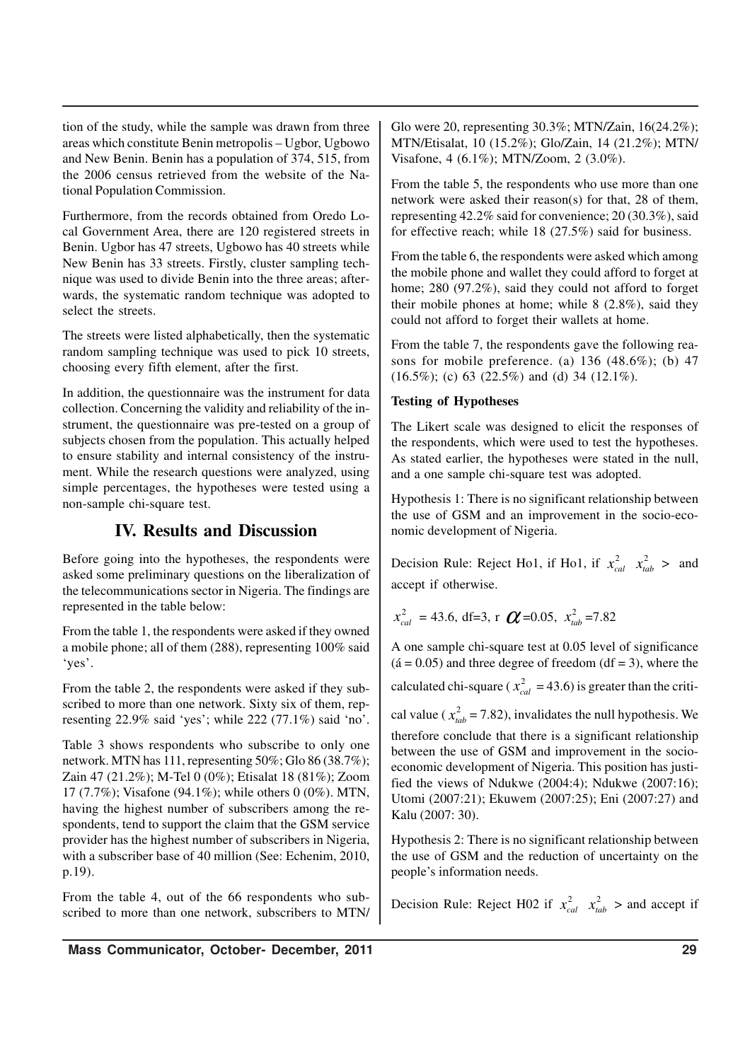tion of the study, while the sample was drawn from three areas which constitute Benin metropolis – Ugbor, Ugbowo and New Benin. Benin has a population of 374, 515, from the 2006 census retrieved from the website of the National Population Commission.

Furthermore, from the records obtained from Oredo Local Government Area, there are 120 registered streets in Benin. Ugbor has 47 streets, Ugbowo has 40 streets while New Benin has 33 streets. Firstly, cluster sampling technique was used to divide Benin into the three areas; afterwards, the systematic random technique was adopted to select the streets.

The streets were listed alphabetically, then the systematic random sampling technique was used to pick 10 streets, choosing every fifth element, after the first.

In addition, the questionnaire was the instrument for data collection. Concerning the validity and reliability of the instrument, the questionnaire was pre-tested on a group of subjects chosen from the population. This actually helped to ensure stability and internal consistency of the instrument. While the research questions were analyzed, using simple percentages, the hypotheses were tested using a non-sample chi-square test.

## IV. Results and Discussion

Before going into the hypotheses, the respondents were asked some preliminary questions on the liberalization of the telecommunications sector in Nigeria. The findings are represented in the table below:

From the table 1, the respondents were asked if they owned a mobile phone; all of them (288), representing 100% said 'yes'.

From the table 2, the respondents were asked if they subscribed to more than one network. Sixty six of them, representing 22.9% said 'yes'; while 222 (77.1%) said 'no'.

Table 3 shows respondents who subscribe to only one network. MTN has 111, representing 50%; Glo 86 (38.7%); Zain 47 (21.2%); M-Tel 0 (0%); Etisalat 18 (81%); Zoom 17 (7.7%); Visafone (94.1%); while others 0 (0%). MTN, having the highest number of subscribers among the respondents, tend to support the claim that the GSM service provider has the highest number of subscribers in Nigeria, with a subscriber base of 40 million (See: Echenim, 2010, p.19).

From the table 4, out of the 66 respondents who subscribed to more than one network, subscribers to MTN/Glo were 20, representing 30.3%; MTN/Zain, 16(24.2%); MTN/Etisalat, 10 (15.2%); Glo/Zain, 14 (21.2%); MTN/Visafone, 4 (6.1%); MTN/Zoom, 2 (3.0%).

From the table 5, the respondents who use more than one network were asked their reason(s) for that, 28 of them, representing 42.2% said for convenience; 20 (30.3%), said for effective reach; while 18 (27.5%) said for business.

From the table 6, the respondents were asked which among the mobile phone and wallet they could afford to forget at home; 280 (97.2%), said they could not afford to forget their mobile phones at home; while 8 (2.8%), said they could not afford to forget their wallets at home.

From the table 7, the respondents gave the following reasons for mobile preference. (a) 136 (48.6%); (b) 47 (16.5%); (c) 63 (22.5%) and (d) 34 (12.1%).

**Testing of Hypotheses**

The Likert scale was designed to elicit the responses of the respondents, which were used to test the hypotheses. As stated earlier, the hypotheses were stated in the null, and a one sample chi-square test was adopted.

Hypothesis 1: There is no significant relationship between the use of GSM and an improvement in the socio-economic development of Nigeria.

Decision Rule: Reject Ho1, if Ho1, if $x^2_{cal}$ $x^2_{tab}$ > and accept if otherwise.

$x^2_{cal}$ = 43.6, df=3, r $\alpha$=0.05, $x^2_{tab}$=7.82

A one sample chi-square test at 0.05 level of significance (á = 0.05) and three degree of freedom (df = 3), where the calculated chi-square ( $x^2_{cal}$ = 43.6) is greater than the critical value ( $x^2_{tab}$ = 7.82), invalidates the null hypothesis. We therefore conclude that there is a significant relationship between the use of GSM and improvement in the socio-economic development of Nigeria. This position has justified the views of Ndukwe (2004:4); Ndukwe (2007:16); Utomi (2007:21); Ekuwem (2007:25); Eni (2007:27) and Kalu (2007: 30).

Hypothesis 2: There is no significant relationship between the use of GSM and the reduction of uncertainty on the people's information needs.

Decision Rule: Reject H02 if $x^2_{cal}$ $x^2_{tab}$ > and accept if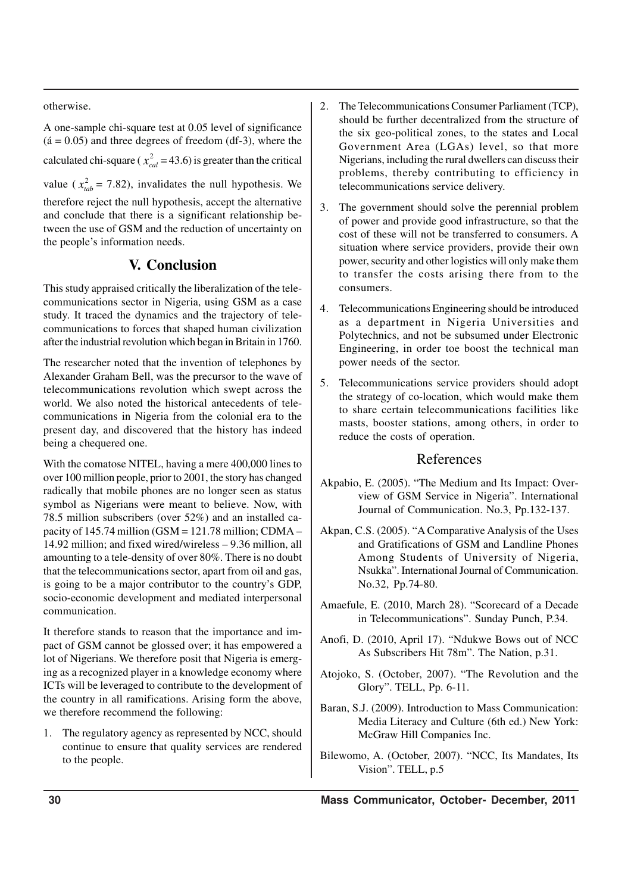otherwise.

A one-sample chi-square test at 0.05 level of significance (á = 0.05) and three degrees of freedom (df-3), where the calculated chi-square ( $x^2_{cal}$ = 43.6) is greater than the critical value ( $x^2_{tab}$ = 7.82), invalidates the null hypothesis. We therefore reject the null hypothesis, accept the alternative and conclude that there is a significant relationship between the use of GSM and the reduction of uncertainty on the people's information needs.

## V. Conclusion

This study appraised critically the liberalization of the telecommunications sector in Nigeria, using GSM as a case study. It traced the dynamics and the trajectory of telecommunications to forces that shaped human civilization after the industrial revolution which began in Britain in 1760.

The researcher noted that the invention of telephones by Alexander Graham Bell, was the precursor to the wave of telecommunications revolution which swept across the world. We also noted the historical antecedents of telecommunications in Nigeria from the colonial era to the present day, and discovered that the history has indeed being a chequered one.

With the comatose NITEL, having a mere 400,000 lines to over 100 million people, prior to 2001, the story has changed radically that mobile phones are no longer seen as status symbol as Nigerians were meant to believe. Now, with 78.5 million subscribers (over 52%) and an installed capacity of 145.74 million (GSM = 121.78 million; CDMA – 14.92 million; and fixed wired/wireless – 9.36 million, all amounting to a tele-density of over 80%. There is no doubt that the telecommunications sector, apart from oil and gas, is going to be a major contributor to the country's GDP, socio-economic development and mediated interpersonal communication.

It therefore stands to reason that the importance and impact of GSM cannot be glossed over; it has empowered a lot of Nigerians. We therefore posit that Nigeria is emerging as a recognized player in a knowledge economy where ICTs will be leveraged to contribute to the development of the country in all ramifications. Arising form the above, we therefore recommend the following:

1. The regulatory agency as represented by NCC, should continue to ensure that quality services are rendered to the people.
2. The Telecommunications Consumer Parliament (TCP), should be further decentralized from the structure of the six geo-political zones, to the states and Local Government Area (LGAs) level, so that more Nigerians, including the rural dwellers can discuss their problems, thereby contributing to efficiency in telecommunications service delivery.
3. The government should solve the perennial problem of power and provide good infrastructure, so that the cost of these will not be transferred to consumers. A situation where service providers, provide their own power, security and other logistics will only make them to transfer the costs arising there from to the consumers.
4. Telecommunications Engineering should be introduced as a department in Nigeria Universities and Polytechnics, and not be subsumed under Electronic Engineering, in order toe boost the technical man power needs of the sector.
5. Telecommunications service providers should adopt the strategy of co-location, which would make them to share certain telecommunications facilities like masts, booster stations, among others, in order to reduce the costs of operation.

## References

Akpabio, E. (2005). "The Medium and Its Impact: Overview of GSM Service in Nigeria". International Journal of Communication. No.3, Pp.132-137.

Akpan, C.S. (2005). "A Comparative Analysis of the Uses and Gratifications of GSM and Landline Phones Among Students of University of Nigeria, Nsukka". International Journal of Communication. No.32, Pp.74-80.

Amaefule, E. (2010, March 28). "Scorecard of a Decade in Telecommunications". Sunday Punch, P.34.

Anofi, D. (2010, April 17). "Ndukwe Bows out of NCC As Subscribers Hit 78m". The Nation, p.31.

Atojoko, S. (October, 2007). "The Revolution and the Glory". TELL, Pp. 6-11.

Baran, S.J. (2009). Introduction to Mass Communication: Media Literacy and Culture (6th ed.) New York: McGraw Hill Companies Inc.

Bilewomo, A. (October, 2007). "NCC, Its Mandates, Its Vision". TELL, p.5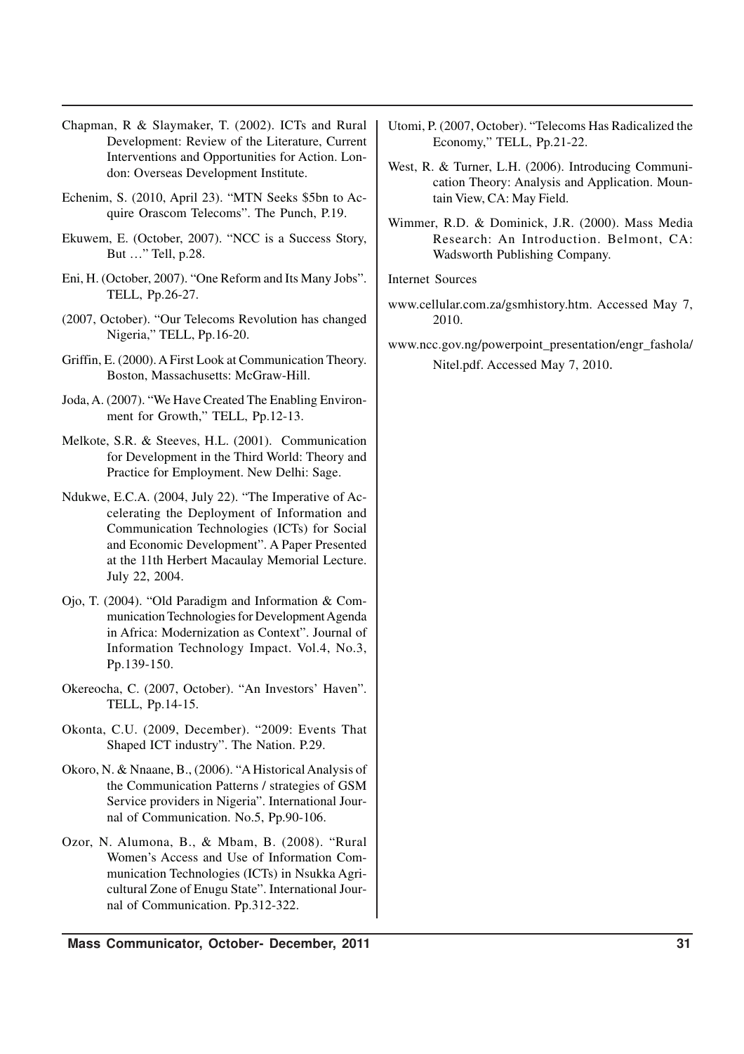Chapman, R & Slaymaker, T. (2002). ICTs and Rural Development: Review of the Literature, Current Interventions and Opportunities for Action. London: Overseas Development Institute.

Echenim, S. (2010, April 23). "MTN Seeks $5bn to Acquire Orascom Telecoms". The Punch, P.19.

Ekuwem, E. (October, 2007). "NCC is a Success Story, But …" Tell, p.28.

Eni, H. (October, 2007). "One Reform and Its Many Jobs". TELL, Pp.26-27.

(2007, October). "Our Telecoms Revolution has changed Nigeria," TELL, Pp.16-20.

Griffin, E. (2000). A First Look at Communication Theory. Boston, Massachusetts: McGraw-Hill.

Joda, A. (2007). "We Have Created The Enabling Environment for Growth," TELL, Pp.12-13.

Melkote, S.R. & Steeves, H.L. (2001). Communication for Development in the Third World: Theory and Practice for Employment. New Delhi: Sage.

Ndukwe, E.C.A. (2004, July 22). "The Imperative of Accelerating the Deployment of Information and Communication Technologies (ICTs) for Social and Economic Development". A Paper Presented at the 11th Herbert Macaulay Memorial Lecture. July 22, 2004.

Ojo, T. (2004). "Old Paradigm and Information & Communication Technologies for Development Agenda in Africa: Modernization as Context". Journal of Information Technology Impact. Vol.4, No.3, Pp.139-150.

Okereocha, C. (2007, October). "An Investors' Haven". TELL, Pp.14-15.

Okonta, C.U. (2009, December). "2009: Events That Shaped ICT industry". The Nation. P.29.

Okoro, N. & Nnaane, B., (2006). "A Historical Analysis of the Communication Patterns / strategies of GSM Service providers in Nigeria". International Journal of Communication. No.5, Pp.90-106.

Ozor, N. Alumona, B., & Mbam, B. (2008). "Rural Women's Access and Use of Information Communication Technologies (ICTs) in Nsukka Agricultural Zone of Enugu State". International Journal of Communication. Pp.312-322.

Utomi, P. (2007, October). "Telecoms Has Radicalized the Economy," TELL, Pp.21-22.

West, R. & Turner, L.H. (2006). Introducing Communication Theory: Analysis and Application. Mountain View, CA: May Field.

Wimmer, R.D. & Dominick, J.R. (2000). Mass Media Research: An Introduction. Belmont, CA: Wadsworth Publishing Company.

Internet Sources

www.cellular.com.za/gsmhistory.htm. Accessed May 7, 2010.

www.ncc.gov.ng/powerpoint_presentation/engr_fashola/Nitel.pdf. Accessed May 7, 2010.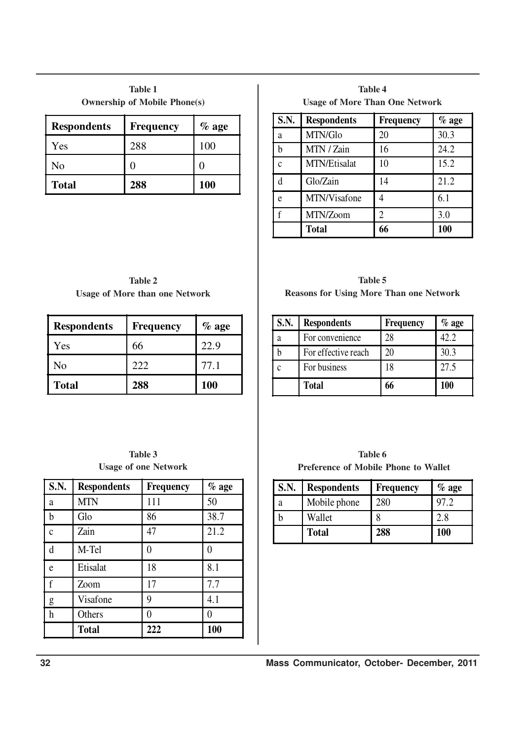**Table 1**
**Ownership of Mobile Phone(s)**

| Respondents | Frequency | % age |
|---|---|---|
| Yes | 288 | 100 |
| No | 0 | 0 |
| **Total** | **288** | **100** |

**Table 2**
**Usage of More than one Network**

| Respondents | Frequency | % age |
|---|---|---|
| Yes | 66 | 22.9 |
| No | 222 | 77.1 |
| **Total** | **288** | **100** |

**Table 3**
**Usage of one Network**

| S.N. | Respondents | Frequency | % age |
|---|---|---|---|
| a | MTN | 111 | 50 |
| b | Glo | 86 | 38.7 |
| c | Zain | 47 | 21.2 |
| d | M-Tel | 0 | 0 |
| e | Etisalat | 18 | 8.1 |
| f | Zoom | 17 | 7.7 |
| g | Visafone | 9 | 4.1 |
| h | Others | 0 | 0 |
| | **Total** | **222** | **100** |

**Table 4**
**Usage of More Than One Network**

| S.N. | Respondents | Frequency | % age |
|---|---|---|---|
| a | MTN/Glo | 20 | 30.3 |
| b | MTN / Zain | 16 | 24.2 |
| c | MTN/Etisalat | 10 | 15.2 |
| d | Glo/Zain | 14 | 21.2 |
| e | MTN/Visafone | 4 | 6.1 |
| f | MTN/Zoom | 2 | 3.0 |
| | **Total** | **66** | **100** |

**Table 5**
**Reasons for Using More Than one Network**

| S.N. | Respondents | Frequency | % age |
|---|---|---|---|
| a | For convenience | 28 | 42.2 |
| b | For effective reach | 20 | 30.3 |
| c | For business | 18 | 27.5 |
| | **Total** | **66** | **100** |

**Table 6**
**Preference of Mobile Phone to Wallet**

| S.N. | Respondents | Frequency | % age |
|---|---|---|---|
| a | Mobile phone | 280 | 97.2 |
| b | Wallet | 8 | 2.8 |
| | **Total** | **288** | **100** |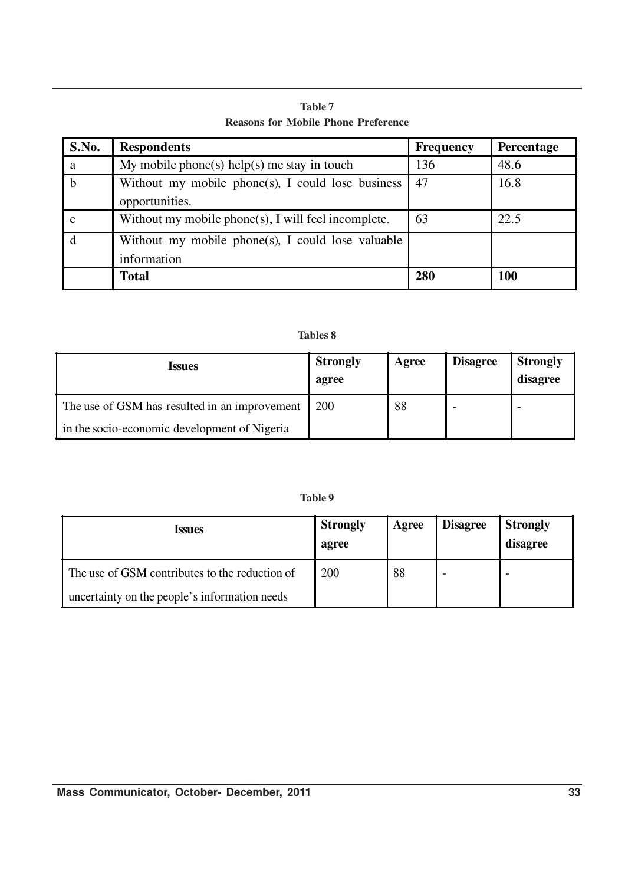**Table 7**
**Reasons for Mobile Phone Preference**

| S.No. | Respondents | Frequency | Percentage |
|---|---|---|---|
| a | My mobile phone(s) help(s) me stay in touch | 136 | 48.6 |
| b | Without my mobile phone(s), I could lose business opportunities. | 47 | 16.8 |
| c | Without my mobile phone(s), I will feel incomplete. | 63 | 22.5 |
| d | Without my mobile phone(s), I could lose valuable information | | |
| | **Total** | **280** | **100** |

**Tables 8**

| Issues | Strongly agree | Agree | Disagree | Strongly disagree |
|---|---|---|---|---|
| The use of GSM has resulted in an improvement in the socio-economic development of Nigeria | 200 | 88 | - | - |

**Table 9**

| Issues | Strongly agree | Agree | Disagree | Strongly disagree |
|---|---|---|---|---|
| The use of GSM contributes to the reduction of uncertainty on the people's information needs | 200 | 88 | - | - |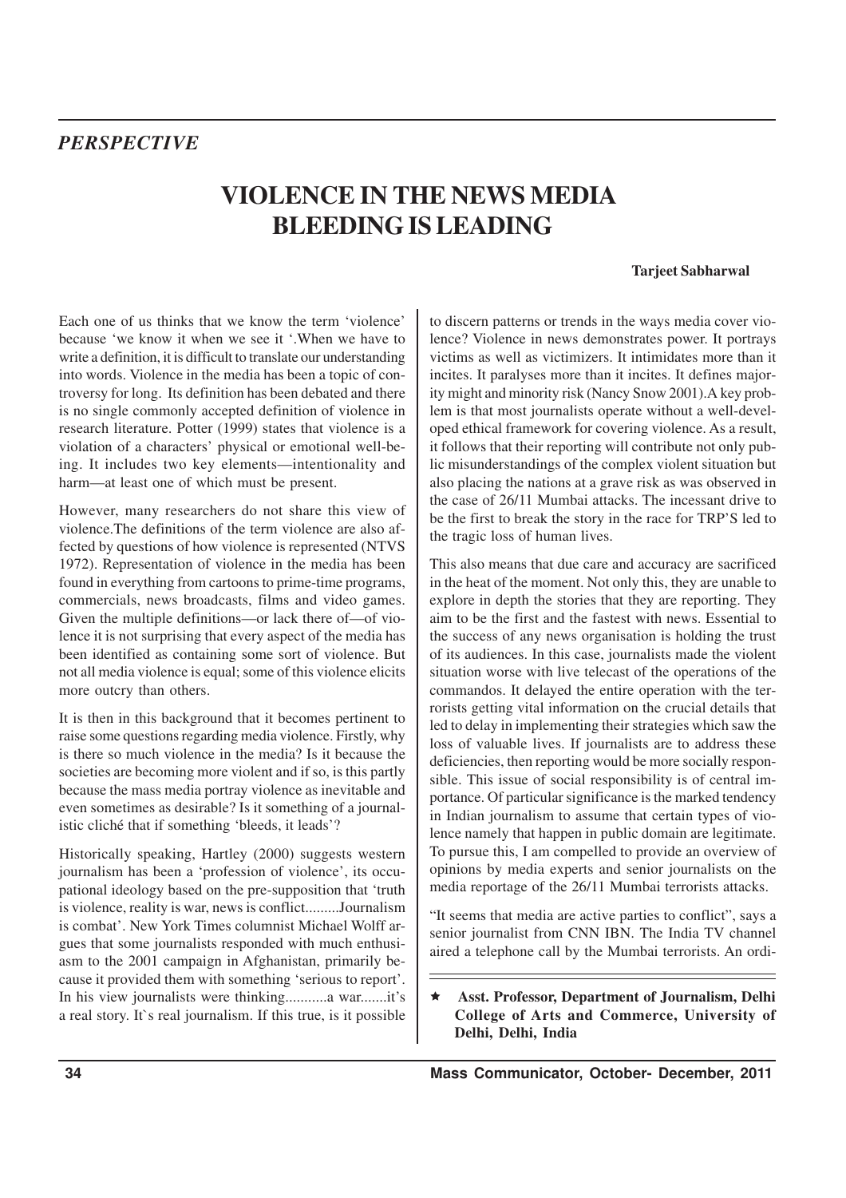*PERSPECTIVE*

# VIOLENCE IN THE NEWS MEDIA BLEEDING IS LEADING

**Tarjeet Sabharwal**

Each one of us thinks that we know the term 'violence' because 'we know it when we see it '.When we have to write a definition, it is difficult to translate our understanding into words. Violence in the media has been a topic of controversy for long. Its definition has been debated and there is no single commonly accepted definition of violence in research literature. Potter (1999) states that violence is a violation of a characters' physical or emotional well-being. It includes two key elements—intentionality and harm—at least one of which must be present.

However, many researchers do not share this view of violence.The definitions of the term violence are also affected by questions of how violence is represented (NTVS 1972). Representation of violence in the media has been found in everything from cartoons to prime-time programs, commercials, news broadcasts, films and video games. Given the multiple definitions—or lack there of—of violence it is not surprising that every aspect of the media has been identified as containing some sort of violence. But not all media violence is equal; some of this violence elicits more outcry than others.

It is then in this background that it becomes pertinent to raise some questions regarding media violence. Firstly, why is there so much violence in the media? Is it because the societies are becoming more violent and if so, is this partly because the mass media portray violence as inevitable and even sometimes as desirable? Is it something of a journalistic cliché that if something 'bleeds, it leads'?

Historically speaking, Hartley (2000) suggests western journalism has been a 'profession of violence', its occupational ideology based on the pre-supposition that 'truth is violence, reality is war, news is conflict.........Journalism is combat'. New York Times columnist Michael Wolff argues that some journalists responded with much enthusiasm to the 2001 campaign in Afghanistan, primarily because it provided them with something 'serious to report'. In his view journalists were thinking...........a war.......it's a real story. It`s real journalism. If this true, is it possible to discern patterns or trends in the ways media cover violence? Violence in news demonstrates power. It portrays victims as well as victimizers. It intimidates more than it incites. It paralyses more than it incites. It defines majority might and minority risk (Nancy Snow 2001).A key problem is that most journalists operate without a well-developed ethical framework for covering violence. As a result, it follows that their reporting will contribute not only public misunderstandings of the complex violent situation but also placing the nations at a grave risk as was observed in the case of 26/11 Mumbai attacks. The incessant drive to be the first to break the story in the race for TRP'S led to the tragic loss of human lives.

This also means that due care and accuracy are sacrificed in the heat of the moment. Not only this, they are unable to explore in depth the stories that they are reporting. They aim to be the first and the fastest with news. Essential to the success of any news organisation is holding the trust of its audiences. In this case, journalists made the violent situation worse with live telecast of the operations of the commandos. It delayed the entire operation with the terrorists getting vital information on the crucial details that led to delay in implementing their strategies which saw the loss of valuable lives. If journalists are to address these deficiencies, then reporting would be more socially responsible. This issue of social responsibility is of central importance. Of particular significance is the marked tendency in Indian journalism to assume that certain types of violence namely that happen in public domain are legitimate. To pursue this, I am compelled to provide an overview of opinions by media experts and senior journalists on the media reportage of the 26/11 Mumbai terrorists attacks.

"It seems that media are active parties to conflict", says a senior journalist from CNN IBN. The India TV channel aired a telephone call by the Mumbai terrorists. An ordi-

★ **Asst. Professor, Department of Journalism, Delhi College of Arts and Commerce, University of Delhi, Delhi, India**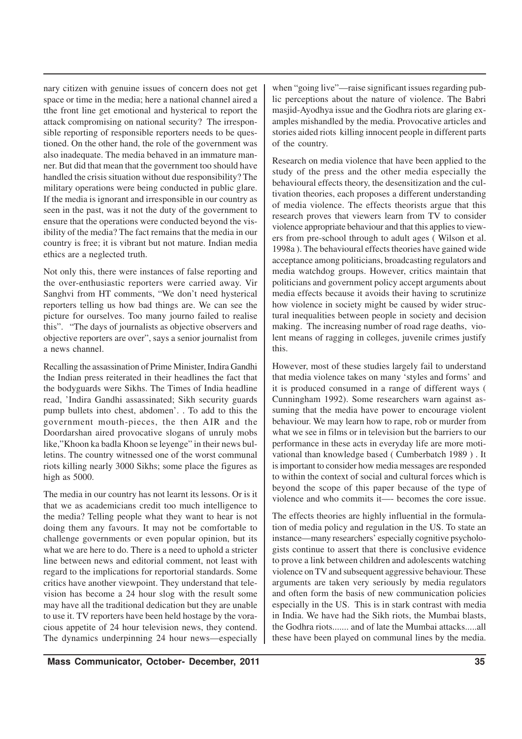nary citizen with genuine issues of concern does not get space or time in the media; here a national channel aired a tthe front line get emotional and hysterical to report the attack compromising on national security? The irresponsible reporting of responsible reporters needs to be questioned. On the other hand, the role of the government was also inadequate. The media behaved in an immature manner. But did that mean that the government too should have handled the crisis situation without due responsibility? The military operations were being conducted in public glare. If the media is ignorant and irresponsible in our country as seen in the past, was it not the duty of the government to ensure that the operations were conducted beyond the visibility of the media? The fact remains that the media in our country is free; it is vibrant but not mature. Indian media ethics are a neglected truth.

Not only this, there were instances of false reporting and the over-enthusiastic reporters were carried away. Vir Sanghvi from HT comments, "We don't need hysterical reporters telling us how bad things are. We can see the picture for ourselves. Too many journo failed to realise this". "The days of journalists as objective observers and objective reporters are over", says a senior journalist from a news channel.

Recalling the assassination of Prime Minister, Indira Gandhi the Indian press reiterated in their headlines the fact that the bodyguards were Sikhs. The Times of India headline read, 'Indira Gandhi assassinated; Sikh security guards pump bullets into chest, abdomen'. . To add to this the government mouth-pieces, the then AIR and the Doordarshan aired provocative slogans of unruly mobs like,"Khoon ka badla Khoon se leyenge" in their news bulletins. The country witnessed one of the worst communal riots killing nearly 3000 Sikhs; some place the figures as high as 5000.

The media in our country has not learnt its lessons. Or is it that we as academicians credit too much intelligence to the media? Telling people what they want to hear is not doing them any favours. It may not be comfortable to challenge governments or even popular opinion, but its what we are here to do. There is a need to uphold a stricter line between news and editorial comment, not least with regard to the implications for reportorial standards. Some critics have another viewpoint. They understand that television has become a 24 hour slog with the result some may have all the traditional dedication but they are unable to use it. TV reporters have been held hostage by the voracious appetite of 24 hour television news, they contend. The dynamics underpinning 24 hour news—especially when "going live"—raise significant issues regarding public perceptions about the nature of violence. The Babri masjid-Ayodhya issue and the Godhra riots are glaring examples mishandled by the media. Provocative articles and stories aided riots killing innocent people in different parts of the country.

Research on media violence that have been applied to the study of the press and the other media especially the behavioural effects theory, the desensitization and the cultivation theories, each proposes a different understanding of media violence. The effects theorists argue that this research proves that viewers learn from TV to consider violence appropriate behaviour and that this applies to viewers from pre-school through to adult ages ( Wilson et al. 1998a ). The behavioural effects theories have gained wide acceptance among politicians, broadcasting regulators and media watchdog groups. However, critics maintain that politicians and government policy accept arguments about media effects because it avoids their having to scrutinize how violence in society might be caused by wider structural inequalities between people in society and decision making. The increasing number of road rage deaths, violent means of ragging in colleges, juvenile crimes justify this.

However, most of these studies largely fail to understand that media violence takes on many 'styles and forms' and it is produced consumed in a range of different ways ( Cunningham 1992). Some researchers warn against assuming that the media have power to encourage violent behaviour. We may learn how to rape, rob or murder from what we see in films or in television but the barriers to our performance in these acts in everyday life are more motivational than knowledge based ( Cumberbatch 1989 ) . It is important to consider how media messages are responded to within the context of social and cultural forces which is beyond the scope of this paper because of the type of violence and who commits it—- becomes the core issue.

The effects theories are highly influential in the formulation of media policy and regulation in the US. To state an instance—many researchers' especially cognitive psychologists continue to assert that there is conclusive evidence to prove a link between children and adolescents watching violence on TV and subsequent aggressive behaviour. These arguments are taken very seriously by media regulators and often form the basis of new communication policies especially in the US. This is in stark contrast with media in India. We have had the Sikh riots, the Mumbai blasts, the Godhra riots....... and of late the Mumbai attacks.....all these have been played on communal lines by the media.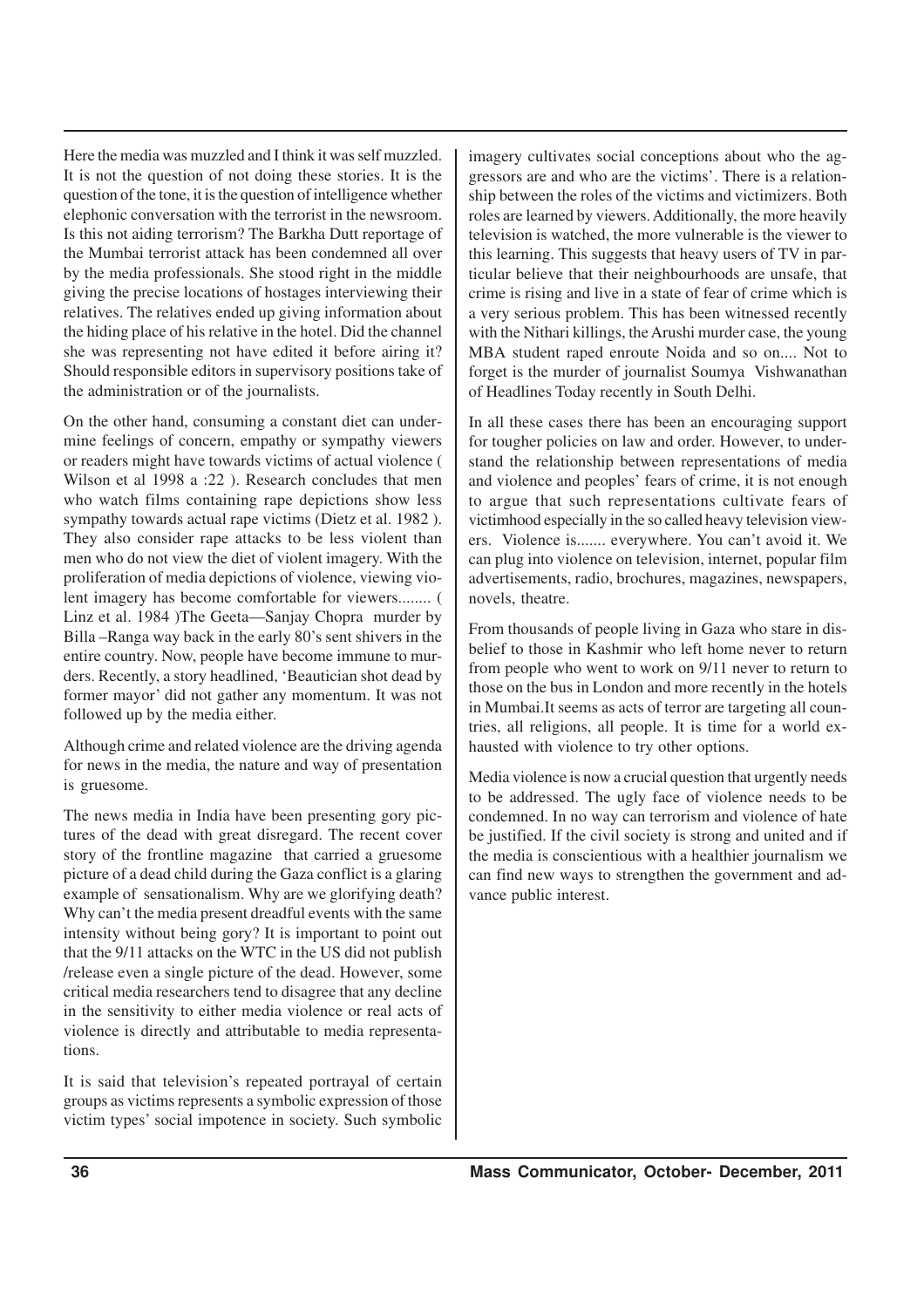Here the media was muzzled and I think it was self muzzled. It is not the question of not doing these stories. It is the question of the tone, it is the question of intelligence whether elephonic conversation with the terrorist in the newsroom. Is this not aiding terrorism? The Barkha Dutt reportage of the Mumbai terrorist attack has been condemned all over by the media professionals. She stood right in the middle giving the precise locations of hostages interviewing their relatives. The relatives ended up giving information about the hiding place of his relative in the hotel. Did the channel she was representing not have edited it before airing it? Should responsible editors in supervisory positions take of the administration or of the journalists.

On the other hand, consuming a constant diet can undermine feelings of concern, empathy or sympathy viewers or readers might have towards victims of actual violence ( Wilson et al 1998 a :22 ). Research concludes that men who watch films containing rape depictions show less sympathy towards actual rape victims (Dietz et al. 1982 ). They also consider rape attacks to be less violent than men who do not view the diet of violent imagery. With the proliferation of media depictions of violence, viewing violent imagery has become comfortable for viewers........ ( Linz et al. 1984 )The Geeta—Sanjay Chopra murder by Billa –Ranga way back in the early 80's sent shivers in the entire country. Now, people have become immune to murders. Recently, a story headlined, 'Beautician shot dead by former mayor' did not gather any momentum. It was not followed up by the media either.

Although crime and related violence are the driving agenda for news in the media, the nature and way of presentation is gruesome.

The news media in India have been presenting gory pictures of the dead with great disregard. The recent cover story of the frontline magazine that carried a gruesome picture of a dead child during the Gaza conflict is a glaring example of sensationalism. Why are we glorifying death? Why can't the media present dreadful events with the same intensity without being gory? It is important to point out that the 9/11 attacks on the WTC in the US did not publish /release even a single picture of the dead. However, some critical media researchers tend to disagree that any decline in the sensitivity to either media violence or real acts of violence is directly and attributable to media representations.

It is said that television's repeated portrayal of certain groups as victims represents a symbolic expression of those victim types' social impotence in society. Such symbolic imagery cultivates social conceptions about who the aggressors are and who are the victims'. There is a relationship between the roles of the victims and victimizers. Both roles are learned by viewers. Additionally, the more heavily television is watched, the more vulnerable is the viewer to this learning. This suggests that heavy users of TV in particular believe that their neighbourhoods are unsafe, that crime is rising and live in a state of fear of crime which is a very serious problem. This has been witnessed recently with the Nithari killings, the Arushi murder case, the young MBA student raped enroute Noida and so on.... Not to forget is the murder of journalist Soumya Vishwanathan of Headlines Today recently in South Delhi.

In all these cases there has been an encouraging support for tougher policies on law and order. However, to understand the relationship between representations of media and violence and peoples' fears of crime, it is not enough to argue that such representations cultivate fears of victimhood especially in the so called heavy television viewers. Violence is....... everywhere. You can't avoid it. We can plug into violence on television, internet, popular film advertisements, radio, brochures, magazines, newspapers, novels, theatre.

From thousands of people living in Gaza who stare in disbelief to those in Kashmir who left home never to return from people who went to work on 9/11 never to return to those on the bus in London and more recently in the hotels in Mumbai.It seems as acts of terror are targeting all countries, all religions, all people. It is time for a world exhausted with violence to try other options.

Media violence is now a crucial question that urgently needs to be addressed. The ugly face of violence needs to be condemned. In no way can terrorism and violence of hate be justified. If the civil society is strong and united and if the media is conscientious with a healthier journalism we can find new ways to strengthen the government and advance public interest.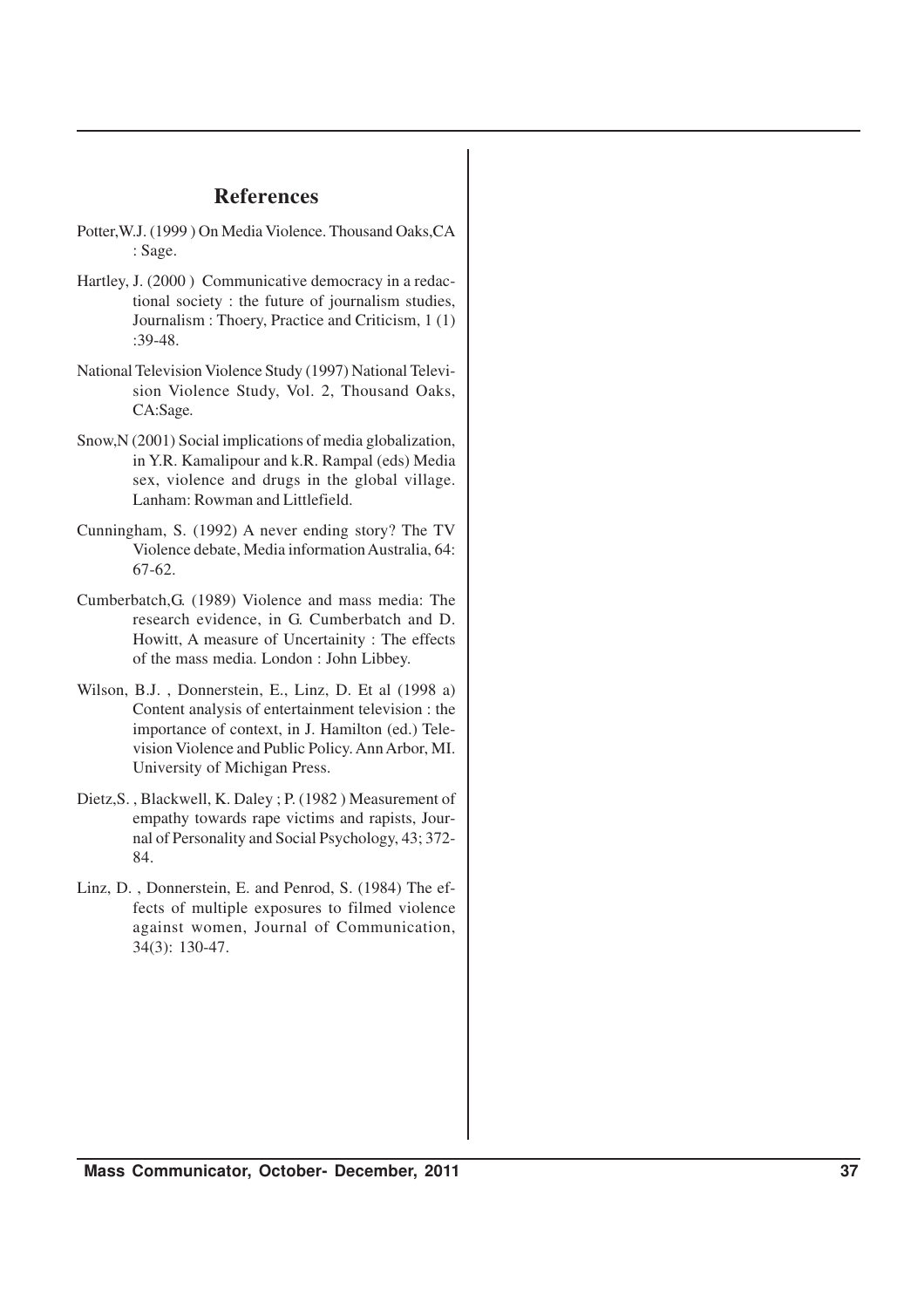## References

Potter,W.J. (1999 ) On Media Violence. Thousand Oaks,CA : Sage.

Hartley, J. (2000 ) Communicative democracy in a redactional society : the future of journalism studies, Journalism : Thoery, Practice and Criticism, 1 (1) :39-48.

National Television Violence Study (1997) National Television Violence Study, Vol. 2, Thousand Oaks, CA:Sage.

Snow,N (2001) Social implications of media globalization, in Y.R. Kamalipour and k.R. Rampal (eds) Media sex, violence and drugs in the global village. Lanham: Rowman and Littlefield.

Cunningham, S. (1992) A never ending story? The TV Violence debate, Media information Australia, 64: 67-62.

Cumberbatch,G. (1989) Violence and mass media: The research evidence, in G. Cumberbatch and D. Howitt, A measure of Uncertainity : The effects of the mass media. London : John Libbey.

Wilson, B.J. , Donnerstein, E., Linz, D. Et al (1998 a) Content analysis of entertainment television : the importance of context, in J. Hamilton (ed.) Television Violence and Public Policy. Ann Arbor, MI. University of Michigan Press.

Dietz,S. , Blackwell, K. Daley ; P. (1982 ) Measurement of empathy towards rape victims and rapists, Journal of Personality and Social Psychology, 43; 372-84.

Linz, D. , Donnerstein, E. and Penrod, S. (1984) The effects of multiple exposures to filmed violence against women, Journal of Communication, 34(3): 130-47.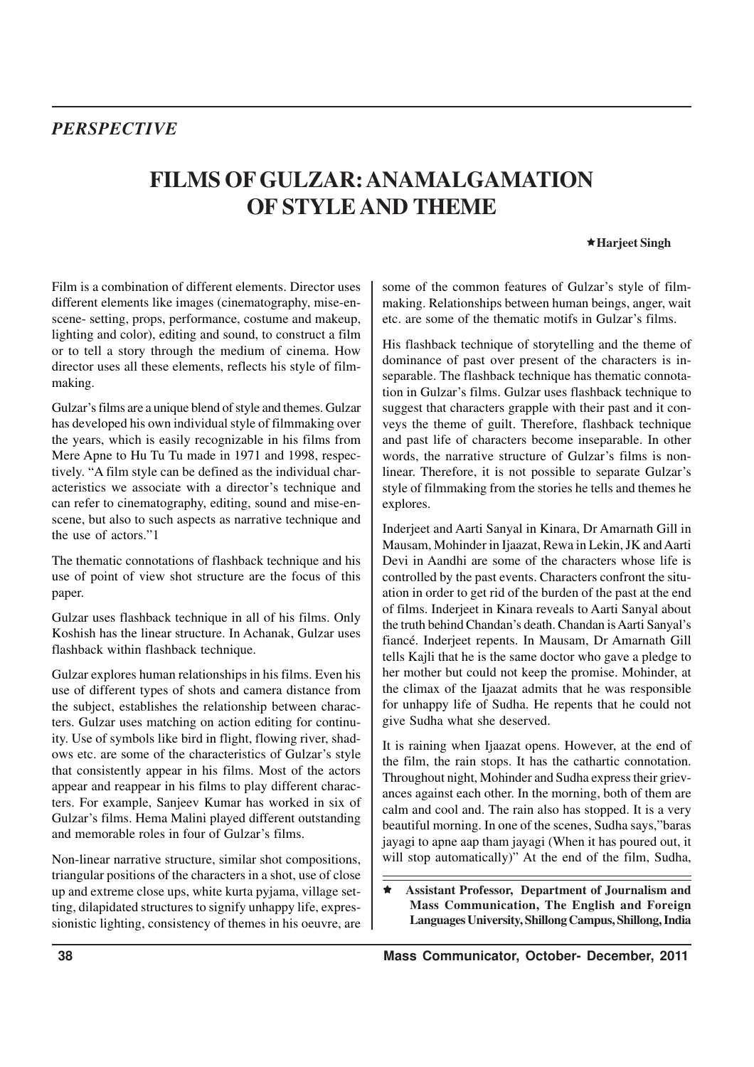## *PERSPECTIVE*

# FILMS OF GULZAR: ANAMALGAMATION OF STYLE AND THEME

★**Harjeet Singh**

Film is a combination of different elements. Director uses different elements like images (cinematography, mise-en-scene- setting, props, performance, costume and makeup, lighting and color), editing and sound, to construct a film or to tell a story through the medium of cinema. How director uses all these elements, reflects his style of filmmaking.

Gulzar's films are a unique blend of style and themes. Gulzar has developed his own individual style of filmmaking over the years, which is easily recognizable in his films from Mere Apne to Hu Tu Tu made in 1971 and 1998, respectively. "A film style can be defined as the individual characteristics we associate with a director's technique and can refer to cinematography, editing, sound and mise-en-scene, but also to such aspects as narrative technique and the use of actors."1

The thematic connotations of flashback technique and his use of point of view shot structure are the focus of this paper.

Gulzar uses flashback technique in all of his films. Only Koshish has the linear structure. In Achanak, Gulzar uses flashback within flashback technique.

Gulzar explores human relationships in his films. Even his use of different types of shots and camera distance from the subject, establishes the relationship between characters. Gulzar uses matching on action editing for continuity. Use of symbols like bird in flight, flowing river, shadows etc. are some of the characteristics of Gulzar's style that consistently appear in his films. Most of the actors appear and reappear in his films to play different characters. For example, Sanjeev Kumar has worked in six of Gulzar's films. Hema Malini played different outstanding and memorable roles in four of Gulzar's films.

Non-linear narrative structure, similar shot compositions, triangular positions of the characters in a shot, use of close up and extreme close ups, white kurta pyjama, village setting, dilapidated structures to signify unhappy life, expressionistic lighting, consistency of themes in his oeuvre, are some of the common features of Gulzar's style of filmmaking. Relationships between human beings, anger, wait etc. are some of the thematic motifs in Gulzar's films.

His flashback technique of storytelling and the theme of dominance of past over present of the characters is inseparable. The flashback technique has thematic connotation in Gulzar's films. Gulzar uses flashback technique to suggest that characters grapple with their past and it conveys the theme of guilt. Therefore, flashback technique and past life of characters become inseparable. In other words, the narrative structure of Gulzar's films is non-linear. Therefore, it is not possible to separate Gulzar's style of filmmaking from the stories he tells and themes he explores.

Inderjeet and Aarti Sanyal in Kinara, Dr Amarnath Gill in Mausam, Mohinder in Ijaazat, Rewa in Lekin, JK and Aarti Devi in Aandhi are some of the characters whose life is controlled by the past events. Characters confront the situation in order to get rid of the burden of the past at the end of films. Inderjeet in Kinara reveals to Aarti Sanyal about the truth behind Chandan's death. Chandan is Aarti Sanyal's fiancé. Inderjeet repents. In Mausam, Dr Amarnath Gill tells Kajli that he is the same doctor who gave a pledge to her mother but could not keep the promise. Mohinder, at the climax of the Ijaazat admits that he was responsible for unhappy life of Sudha. He repents that he could not give Sudha what she deserved.

It is raining when Ijaazat opens. However, at the end of the film, the rain stops. It has the cathartic connotation. Throughout night, Mohinder and Sudha express their grievances against each other. In the morning, both of them are calm and cool and. The rain also has stopped. It is a very beautiful morning. In one of the scenes, Sudha says,"baras jayagi to apne aap tham jayagi (When it has poured out, it will stop automatically)" At the end of the film, Sudha,

---

★ **Assistant Professor, Department of Journalism and Mass Communication, The English and Foreign Languages University, Shillong Campus, Shillong, India**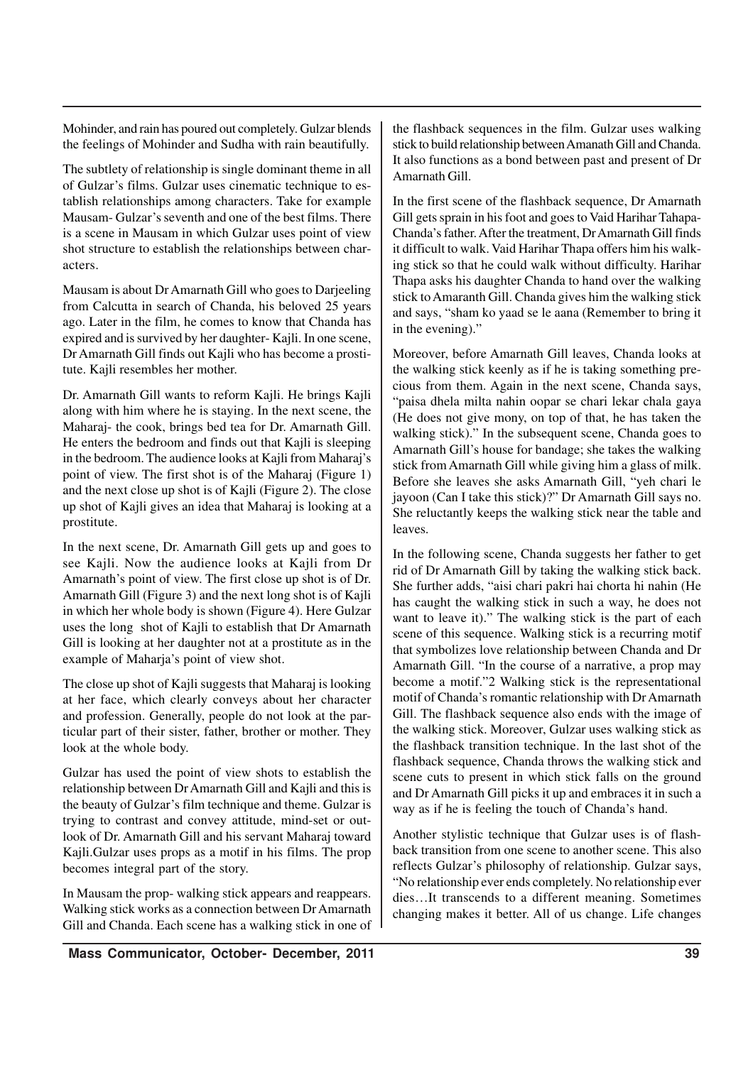Mohinder, and rain has poured out completely. Gulzar blends the feelings of Mohinder and Sudha with rain beautifully.

The subtlety of relationship is single dominant theme in all of Gulzar's films. Gulzar uses cinematic technique to establish relationships among characters. Take for example Mausam- Gulzar's seventh and one of the best films. There is a scene in Mausam in which Gulzar uses point of view shot structure to establish the relationships between characters.

Mausam is about Dr Amarnath Gill who goes to Darjeeling from Calcutta in search of Chanda, his beloved 25 years ago. Later in the film, he comes to know that Chanda has expired and is survived by her daughter- Kajli. In one scene, Dr Amarnath Gill finds out Kajli who has become a prostitute. Kajli resembles her mother.

Dr. Amarnath Gill wants to reform Kajli. He brings Kajli along with him where he is staying. In the next scene, the Maharaj- the cook, brings bed tea for Dr. Amarnath Gill. He enters the bedroom and finds out that Kajli is sleeping in the bedroom. The audience looks at Kajli from Maharaj's point of view. The first shot is of the Maharaj (Figure 1) and the next close up shot is of Kajli (Figure 2). The close up shot of Kajli gives an idea that Maharaj is looking at a prostitute.

In the next scene, Dr. Amarnath Gill gets up and goes to see Kajli. Now the audience looks at Kajli from Dr Amarnath's point of view. The first close up shot is of Dr. Amarnath Gill (Figure 3) and the next long shot is of Kajli in which her whole body is shown (Figure 4). Here Gulzar uses the long shot of Kajli to establish that Dr Amarnath Gill is looking at her daughter not at a prostitute as in the example of Maharja's point of view shot.

The close up shot of Kajli suggests that Maharaj is looking at her face, which clearly conveys about her character and profession. Generally, people do not look at the particular part of their sister, father, brother or mother. They look at the whole body.

Gulzar has used the point of view shots to establish the relationship between Dr Amarnath Gill and Kajli and this is the beauty of Gulzar's film technique and theme. Gulzar is trying to contrast and convey attitude, mind-set or outlook of Dr. Amarnath Gill and his servant Maharaj toward Kajli.Gulzar uses props as a motif in his films. The prop becomes integral part of the story.

In Mausam the prop- walking stick appears and reappears. Walking stick works as a connection between Dr Amarnath Gill and Chanda. Each scene has a walking stick in one of the flashback sequences in the film. Gulzar uses walking stick to build relationship between Amanath Gill and Chanda. It also functions as a bond between past and present of Dr Amarnath Gill.

In the first scene of the flashback sequence, Dr Amarnath Gill gets sprain in his foot and goes to Vaid Harihar Tahapa- Chanda's father. After the treatment, Dr Amarnath Gill finds it difficult to walk. Vaid Harihar Thapa offers him his walking stick so that he could walk without difficulty. Harihar Thapa asks his daughter Chanda to hand over the walking stick to Amaranth Gill. Chanda gives him the walking stick and says, "sham ko yaad se le aana (Remember to bring it in the evening)."

Moreover, before Amarnath Gill leaves, Chanda looks at the walking stick keenly as if he is taking something precious from them. Again in the next scene, Chanda says, "paisa dhela milta nahin oopar se chari lekar chala gaya (He does not give mony, on top of that, he has taken the walking stick)." In the subsequent scene, Chanda goes to Amarnath Gill's house for bandage; she takes the walking stick from Amarnath Gill while giving him a glass of milk. Before she leaves she asks Amarnath Gill, "yeh chari le jayoon (Can I take this stick)?" Dr Amarnath Gill says no. She reluctantly keeps the walking stick near the table and leaves.

In the following scene, Chanda suggests her father to get rid of Dr Amarnath Gill by taking the walking stick back. She further adds, "aisi chari pakri hai chorta hi nahin (He has caught the walking stick in such a way, he does not want to leave it)." The walking stick is the part of each scene of this sequence. Walking stick is a recurring motif that symbolizes love relationship between Chanda and Dr Amarnath Gill. "In the course of a narrative, a prop may become a motif."2 Walking stick is the representational motif of Chanda's romantic relationship with Dr Amarnath Gill. The flashback sequence also ends with the image of the walking stick. Moreover, Gulzar uses walking stick as the flashback transition technique. In the last shot of the flashback sequence, Chanda throws the walking stick and scene cuts to present in which stick falls on the ground and Dr Amarnath Gill picks it up and embraces it in such a way as if he is feeling the touch of Chanda's hand.

Another stylistic technique that Gulzar uses is of flashback transition from one scene to another scene. This also reflects Gulzar's philosophy of relationship. Gulzar says, "No relationship ever ends completely. No relationship ever dies…It transcends to a different meaning. Sometimes changing makes it better. All of us change. Life changes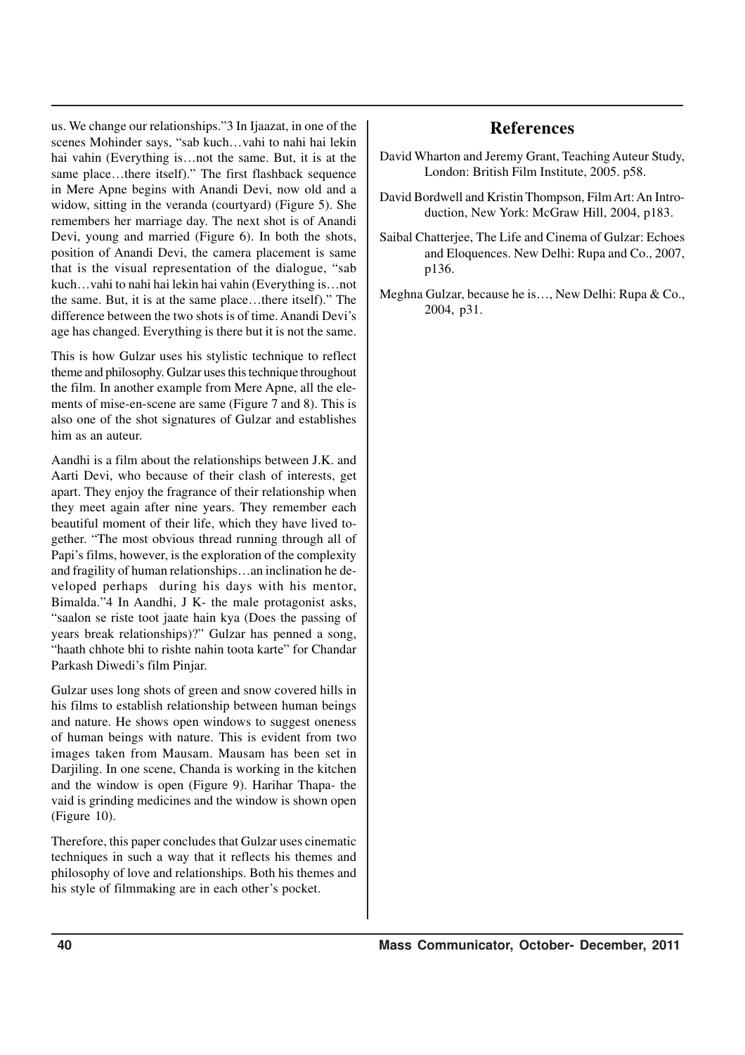us. We change our relationships."3 In Ijaazat, in one of the scenes Mohinder says, "sab kuch…vahi to nahi hai lekin hai vahin (Everything is…not the same. But, it is at the same place…there itself)." The first flashback sequence in Mere Apne begins with Anandi Devi, now old and a widow, sitting in the veranda (courtyard) (Figure 5). She remembers her marriage day. The next shot is of Anandi Devi, young and married (Figure 6). In both the shots, position of Anandi Devi, the camera placement is same that is the visual representation of the dialogue, "sab kuch…vahi to nahi hai lekin hai vahin (Everything is…not the same. But, it is at the same place…there itself)." The difference between the two shots is of time. Anandi Devi's age has changed. Everything is there but it is not the same.

This is how Gulzar uses his stylistic technique to reflect theme and philosophy. Gulzar uses this technique throughout the film. In another example from Mere Apne, all the elements of mise-en-scene are same (Figure 7 and 8). This is also one of the shot signatures of Gulzar and establishes him as an auteur.

Aandhi is a film about the relationships between J.K. and Aarti Devi, who because of their clash of interests, get apart. They enjoy the fragrance of their relationship when they meet again after nine years. They remember each beautiful moment of their life, which they have lived together. "The most obvious thread running through all of Papi's films, however, is the exploration of the complexity and fragility of human relationships…an inclination he developed perhaps during his days with his mentor, Bimalda."4 In Aandhi, J K- the male protagonist asks, "saalon se riste toot jaate hain kya (Does the passing of years break relationships)?" Gulzar has penned a song, "haath chhote bhi to rishte nahin toota karte" for Chandar Parkash Diwedi's film Pinjar.

Gulzar uses long shots of green and snow covered hills in his films to establish relationship between human beings and nature. He shows open windows to suggest oneness of human beings with nature. This is evident from two images taken from Mausam. Mausam has been set in Darjiling. In one scene, Chanda is working in the kitchen and the window is open (Figure 9). Harihar Thapa- the vaid is grinding medicines and the window is shown open (Figure 10).

Therefore, this paper concludes that Gulzar uses cinematic techniques in such a way that it reflects his themes and philosophy of love and relationships. Both his themes and his style of filmmaking are in each other's pocket.

## References

David Wharton and Jeremy Grant, Teaching Auteur Study, London: British Film Institute, 2005. p58.

David Bordwell and Kristin Thompson, Film Art: An Introduction, New York: McGraw Hill, 2004, p183.

Saibal Chatterjee, The Life and Cinema of Gulzar: Echoes and Eloquences. New Delhi: Rupa and Co., 2007, p136.

Meghna Gulzar, because he is…, New Delhi: Rupa & Co., 2004, p31.